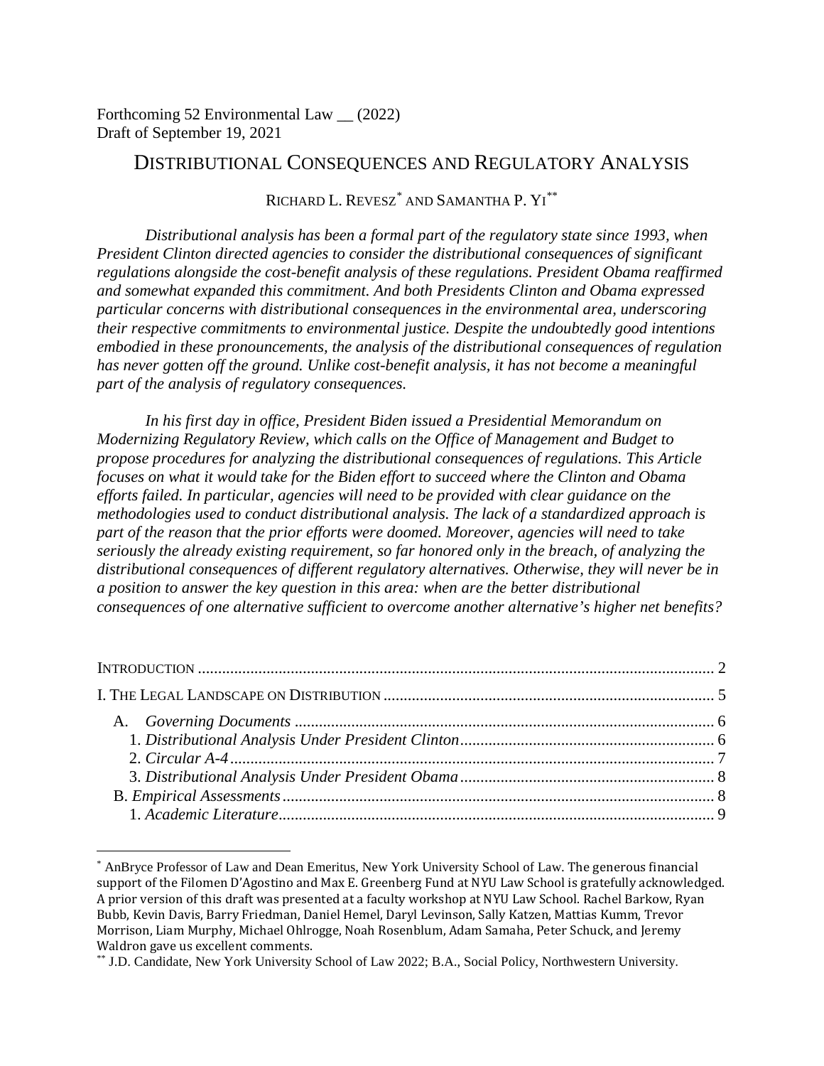Forthcoming 52 Environmental Law __ (2022)
Draft of September 19, 2021

# DISTRIBUTIONAL CONSEQUENCES AND REGULATORY ANALYSIS

RICHARD L. REVESZ[*] AND SAMANTHA P. YI[**]

*Distributional analysis has been a formal part of the regulatory state since 1993, when President Clinton directed agencies to consider the distributional consequences of significant regulations alongside the cost-benefit analysis of these regulations. President Obama reaffirmed and somewhat expanded this commitment. And both Presidents Clinton and Obama expressed particular concerns with distributional consequences in the environmental area, underscoring their respective commitments to environmental justice. Despite the undoubtedly good intentions embodied in these pronouncements, the analysis of the distributional consequences of regulation has never gotten off the ground. Unlike cost-benefit analysis, it has not become a meaningful part of the analysis of regulatory consequences.*

*In his first day in office, President Biden issued a Presidential Memorandum on Modernizing Regulatory Review, which calls on the Office of Management and Budget to propose procedures for analyzing the distributional consequences of regulations. This Article focuses on what it would take for the Biden effort to succeed where the Clinton and Obama efforts failed. In particular, agencies will need to be provided with clear guidance on the methodologies used to conduct distributional analysis. The lack of a standardized approach is part of the reason that the prior efforts were doomed. Moreover, agencies will need to take seriously the already existing requirement, so far honored only in the breach, of analyzing the distributional consequences of different regulatory alternatives. Otherwise, they will never be in a position to answer the key question in this area: when are the better distributional consequences of one alternative sufficient to overcome another alternative's higher net benefits?*

INTRODUCTION .............................................................................................................. 2
I. THE LEGAL LANDSCAPE ON DISTRIBUTION ................................................................. 5
A. *Governing Documents* ....................................................................................... 6
1. *Distributional Analysis Under President Clinton* .............................................................. 6
2. *Circular A-4* ....................................................................................................... 7
3. *Distributional Analysis Under President Obama* .............................................................. 8
B. *Empirical Assessments* .......................................................................................... 8
1. *Academic Literature* ........................................................................................... 9

[*] AnBryce Professor of Law and Dean Emeritus, New York University School of Law. The generous financial support of the Filomen D'Agostino and Max E. Greenberg Fund at NYU Law School is gratefully acknowledged. A prior version of this draft was presented at a faculty workshop at NYU Law School. Rachel Barkow, Ryan Bubb, Kevin Davis, Barry Friedman, Daniel Hemel, Daryl Levinson, Sally Katzen, Mattias Kumm, Trevor Morrison, Liam Murphy, Michael Ohlrogge, Noah Rosenblum, Adam Samaha, Peter Schuck, and Jeremy Waldron gave us excellent comments.

[**] J.D. Candidate, New York University School of Law 2022; B.A., Social Policy, Northwestern University.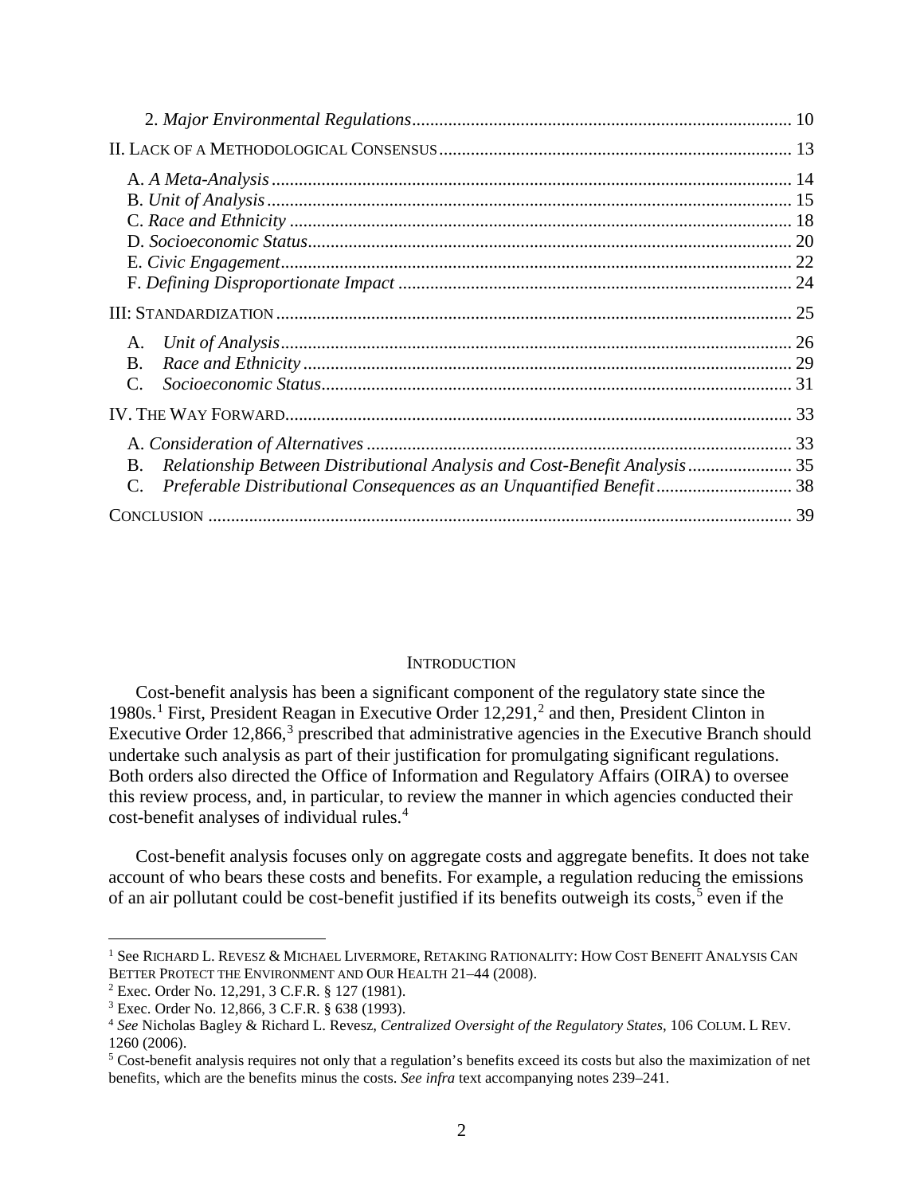2. *Major Environmental Regulations* .......... 10

II. LACK OF A METHODOLOGICAL CONSENSUS .......... 13

A. *A Meta-Analysis* .......... 14
B. *Unit of Analysis* .......... 15
C. *Race and Ethnicity* .......... 18
D. *Socioeconomic Status* .......... 20
E. *Civic Engagement* .......... 22
F. *Defining Disproportionate Impact* .......... 24

III: STANDARDIZATION .......... 25

A. *Unit of Analysis* .......... 26
B. *Race and Ethnicity* .......... 29
C. *Socioeconomic Status* .......... 31

IV. THE WAY FORWARD .......... 33

A. *Consideration of Alternatives* .......... 33
B. *Relationship Between Distributional Analysis and Cost-Benefit Analysis* .......... 35
C. *Preferable Distributional Consequences as an Unquantified Benefit* .......... 38

CONCLUSION .......... 39

## INTRODUCTION

Cost-benefit analysis has been a significant component of the regulatory state since the 1980s.[1] First, President Reagan in Executive Order 12,291,[2] and then, President Clinton in Executive Order 12,866,[3] prescribed that administrative agencies in the Executive Branch should undertake such analysis as part of their justification for promulgating significant regulations. Both orders also directed the Office of Information and Regulatory Affairs (OIRA) to oversee this review process, and, in particular, to review the manner in which agencies conducted their cost-benefit analyses of individual rules.[4]

Cost-benefit analysis focuses only on aggregate costs and aggregate benefits. It does not take account of who bears these costs and benefits. For example, a regulation reducing the emissions of an air pollutant could be cost-benefit justified if its benefits outweigh its costs,[5] even if the

---

[1] See RICHARD L. REVESZ & MICHAEL LIVERMORE, RETAKING RATIONALITY: HOW COST BENEFIT ANALYSIS CAN BETTER PROTECT THE ENVIRONMENT AND OUR HEALTH 21–44 (2008).

[2] Exec. Order No. 12,291, 3 C.F.R. § 127 (1981).

[3] Exec. Order No. 12,866, 3 C.F.R. § 638 (1993).

[4] *See* Nicholas Bagley & Richard L. Revesz, *Centralized Oversight of the Regulatory States*, 106 COLUM. L REV. 1260 (2006).

[5] Cost-benefit analysis requires not only that a regulation's benefits exceed its costs but also the maximization of net benefits, which are the benefits minus the costs. *See infra* text accompanying notes 239–241.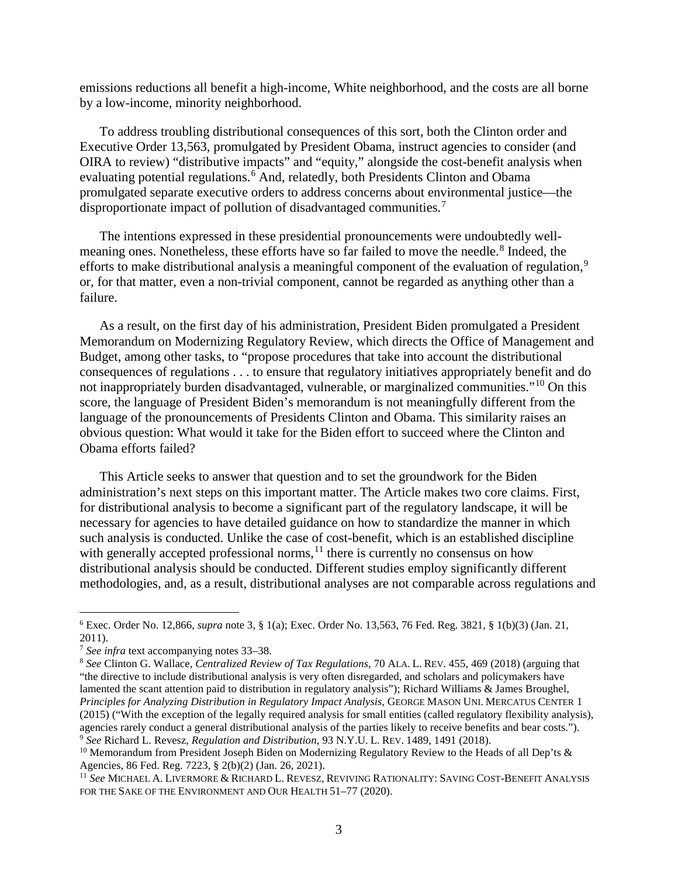emissions reductions all benefit a high-income, White neighborhood, and the costs are all borne by a low-income, minority neighborhood.

To address troubling distributional consequences of this sort, both the Clinton order and Executive Order 13,563, promulgated by President Obama, instruct agencies to consider (and OIRA to review) "distributive impacts" and "equity," alongside the cost-benefit analysis when evaluating potential regulations.[6] And, relatedly, both Presidents Clinton and Obama promulgated separate executive orders to address concerns about environmental justice—the disproportionate impact of pollution of disadvantaged communities.[7]

The intentions expressed in these presidential pronouncements were undoubtedly well-meaning ones. Nonetheless, these efforts have so far failed to move the needle.[8] Indeed, the efforts to make distributional analysis a meaningful component of the evaluation of regulation,[9] or, for that matter, even a non-trivial component, cannot be regarded as anything other than a failure.

As a result, on the first day of his administration, President Biden promulgated a President Memorandum on Modernizing Regulatory Review, which directs the Office of Management and Budget, among other tasks, to "propose procedures that take into account the distributional consequences of regulations . . . to ensure that regulatory initiatives appropriately benefit and do not inappropriately burden disadvantaged, vulnerable, or marginalized communities."[10] On this score, the language of President Biden's memorandum is not meaningfully different from the language of the pronouncements of Presidents Clinton and Obama. This similarity raises an obvious question: What would it take for the Biden effort to succeed where the Clinton and Obama efforts failed?

This Article seeks to answer that question and to set the groundwork for the Biden administration's next steps on this important matter. The Article makes two core claims. First, for distributional analysis to become a significant part of the regulatory landscape, it will be necessary for agencies to have detailed guidance on how to standardize the manner in which such analysis is conducted. Unlike the case of cost-benefit, which is an established discipline with generally accepted professional norms,[11] there is currently no consensus on how distributional analysis should be conducted. Different studies employ significantly different methodologies, and, as a result, distributional analyses are not comparable across regulations and

---

[6] Exec. Order No. 12,866, *supra* note 3, § 1(a); Exec. Order No. 13,563, 76 Fed. Reg. 3821, § 1(b)(3) (Jan. 21, 2011).

[7] *See infra* text accompanying notes 33–38.

[8] *See* Clinton G. Wallace, *Centralized Review of Tax Regulations*, 70 ALA. L. REV. 455, 469 (2018) (arguing that "the directive to include distributional analysis is very often disregarded, and scholars and policymakers have lamented the scant attention paid to distribution in regulatory analysis"); Richard Williams & James Broughel, *Principles for Analyzing Distribution in Regulatory Impact Analysis*, GEORGE MASON UNI. MERCATUS CENTER 1 (2015) ("With the exception of the legally required analysis for small entities (called regulatory flexibility analysis), agencies rarely conduct a general distributional analysis of the parties likely to receive benefits and bear costs.").

[9] *See* Richard L. Revesz, *Regulation and Distribution*, 93 N.Y.U. L. REV. 1489, 1491 (2018).

[10] Memorandum from President Joseph Biden on Modernizing Regulatory Review to the Heads of all Dep'ts & Agencies, 86 Fed. Reg. 7223, § 2(b)(2) (Jan. 26, 2021).

[11] *See* MICHAEL A. LIVERMORE & RICHARD L. REVESZ, REVIVING RATIONALITY: SAVING COST-BENEFIT ANALYSIS FOR THE SAKE OF THE ENVIRONMENT AND OUR HEALTH 51–77 (2020).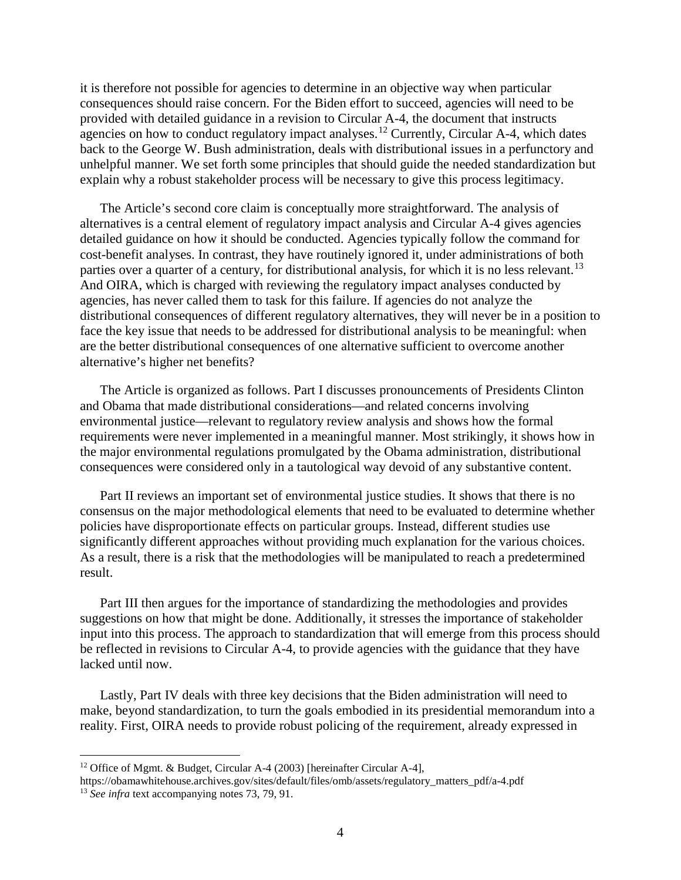it is therefore not possible for agencies to determine in an objective way when particular consequences should raise concern. For the Biden effort to succeed, agencies will need to be provided with detailed guidance in a revision to Circular A-4, the document that instructs agencies on how to conduct regulatory impact analyses.[12] Currently, Circular A-4, which dates back to the George W. Bush administration, deals with distributional issues in a perfunctory and unhelpful manner. We set forth some principles that should guide the needed standardization but explain why a robust stakeholder process will be necessary to give this process legitimacy.

The Article's second core claim is conceptually more straightforward. The analysis of alternatives is a central element of regulatory impact analysis and Circular A-4 gives agencies detailed guidance on how it should be conducted. Agencies typically follow the command for cost-benefit analyses. In contrast, they have routinely ignored it, under administrations of both parties over a quarter of a century, for distributional analysis, for which it is no less relevant.[13] And OIRA, which is charged with reviewing the regulatory impact analyses conducted by agencies, has never called them to task for this failure. If agencies do not analyze the distributional consequences of different regulatory alternatives, they will never be in a position to face the key issue that needs to be addressed for distributional analysis to be meaningful: when are the better distributional consequences of one alternative sufficient to overcome another alternative's higher net benefits?

The Article is organized as follows. Part I discusses pronouncements of Presidents Clinton and Obama that made distributional considerations—and related concerns involving environmental justice—relevant to regulatory review analysis and shows how the formal requirements were never implemented in a meaningful manner. Most strikingly, it shows how in the major environmental regulations promulgated by the Obama administration, distributional consequences were considered only in a tautological way devoid of any substantive content.

Part II reviews an important set of environmental justice studies. It shows that there is no consensus on the major methodological elements that need to be evaluated to determine whether policies have disproportionate effects on particular groups. Instead, different studies use significantly different approaches without providing much explanation for the various choices. As a result, there is a risk that the methodologies will be manipulated to reach a predetermined result.

Part III then argues for the importance of standardizing the methodologies and provides suggestions on how that might be done. Additionally, it stresses the importance of stakeholder input into this process. The approach to standardization that will emerge from this process should be reflected in revisions to Circular A-4, to provide agencies with the guidance that they have lacked until now.

Lastly, Part IV deals with three key decisions that the Biden administration will need to make, beyond standardization, to turn the goals embodied in its presidential memorandum into a reality. First, OIRA needs to provide robust policing of the requirement, already expressed in

---

[12] Office of Mgmt. & Budget, Circular A-4 (2003) [hereinafter Circular A-4], https://obamawhitehouse.archives.gov/sites/default/files/omb/assets/regulatory_matters_pdf/a-4.pdf

[13] *See infra* text accompanying notes 73, 79, 91.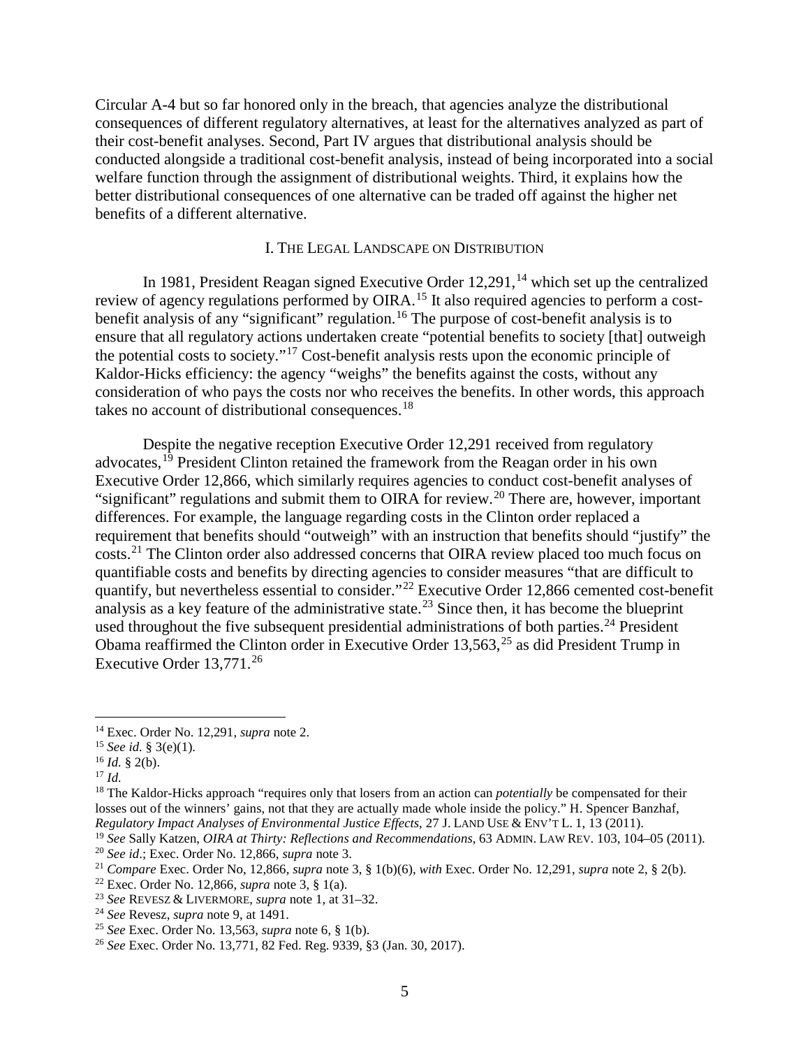Circular A-4 but so far honored only in the breach, that agencies analyze the distributional consequences of different regulatory alternatives, at least for the alternatives analyzed as part of their cost-benefit analyses. Second, Part IV argues that distributional analysis should be conducted alongside a traditional cost-benefit analysis, instead of being incorporated into a social welfare function through the assignment of distributional weights. Third, it explains how the better distributional consequences of one alternative can be traded off against the higher net benefits of a different alternative.

## I. The Legal Landscape on Distribution

In 1981, President Reagan signed Executive Order 12,291,[14] which set up the centralized review of agency regulations performed by OIRA.[15] It also required agencies to perform a cost-benefit analysis of any "significant" regulation.[16] The purpose of cost-benefit analysis is to ensure that all regulatory actions undertaken create "potential benefits to society [that] outweigh the potential costs to society."[17] Cost-benefit analysis rests upon the economic principle of Kaldor-Hicks efficiency: the agency "weighs" the benefits against the costs, without any consideration of who pays the costs nor who receives the benefits. In other words, this approach takes no account of distributional consequences.[18]

Despite the negative reception Executive Order 12,291 received from regulatory advocates,[19] President Clinton retained the framework from the Reagan order in his own Executive Order 12,866, which similarly requires agencies to conduct cost-benefit analyses of "significant" regulations and submit them to OIRA for review.[20] There are, however, important differences. For example, the language regarding costs in the Clinton order replaced a requirement that benefits should "outweigh" with an instruction that benefits should "justify" the costs.[21] The Clinton order also addressed concerns that OIRA review placed too much focus on quantifiable costs and benefits by directing agencies to consider measures "that are difficult to quantify, but nevertheless essential to consider."[22] Executive Order 12,866 cemented cost-benefit analysis as a key feature of the administrative state.[23] Since then, it has become the blueprint used throughout the five subsequent presidential administrations of both parties.[24] President Obama reaffirmed the Clinton order in Executive Order 13,563,[25] as did President Trump in Executive Order 13,771.[26]

---

[14] Exec. Order No. 12,291, *supra* note 2.

[15] *See id.* § 3(e)(1).

[16] *Id.* § 2(b).

[17] *Id.*

[18] The Kaldor-Hicks approach "requires only that losers from an action can *potentially* be compensated for their losses out of the winners' gains, not that they are actually made whole inside the policy." H. Spencer Banzhaf, *Regulatory Impact Analyses of Environmental Justice Effects*, 27 J. LAND USE & ENV'T L. 1, 13 (2011).

[19] *See* Sally Katzen, *OIRA at Thirty: Reflections and Recommendations*, 63 ADMIN. LAW REV. 103, 104–05 (2011).

[20] *See id*.; Exec. Order No. 12,866, *supra* note 3.

[21] *Compare* Exec. Order No, 12,866, *supra* note 3, § 1(b)(6), *with* Exec. Order No. 12,291, *supra* note 2, § 2(b).

[22] Exec. Order No. 12,866, *supra* note 3, § 1(a).

[23] *See* REVESZ & LIVERMORE, *supra* note 1, at 31–32.

[24] *See* Revesz, *supra* note 9, at 1491.

[25] *See* Exec. Order No. 13,563, *supra* note 6, § 1(b).

[26] *See* Exec. Order No. 13,771, 82 Fed. Reg. 9339, §3 (Jan. 30, 2017).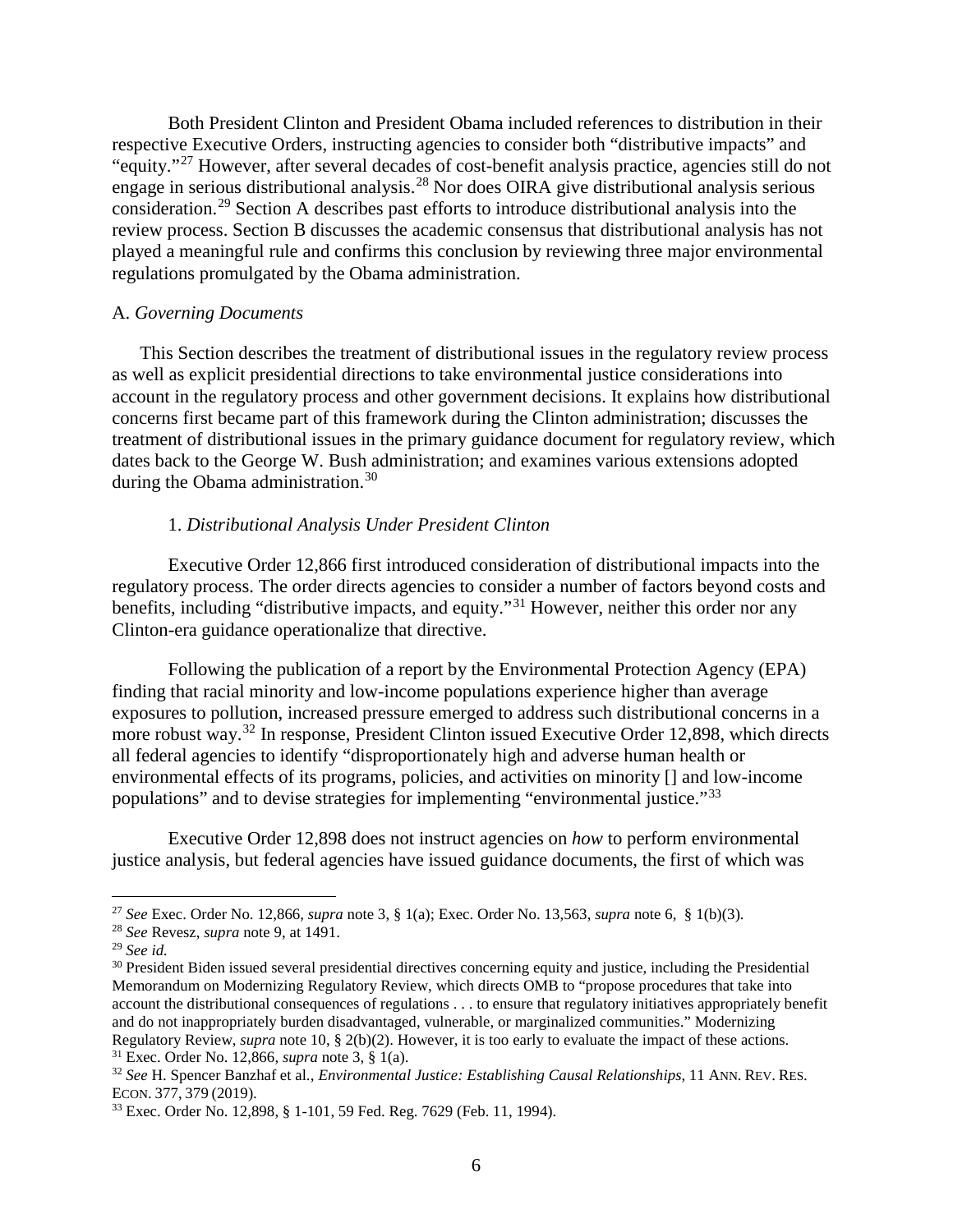Both President Clinton and President Obama included references to distribution in their respective Executive Orders, instructing agencies to consider both "distributive impacts" and "equity."[27] However, after several decades of cost-benefit analysis practice, agencies still do not engage in serious distributional analysis.[28] Nor does OIRA give distributional analysis serious consideration.[29] Section A describes past efforts to introduce distributional analysis into the review process. Section B discusses the academic consensus that distributional analysis has not played a meaningful rule and confirms this conclusion by reviewing three major environmental regulations promulgated by the Obama administration.

A. *Governing Documents*

This Section describes the treatment of distributional issues in the regulatory review process as well as explicit presidential directions to take environmental justice considerations into account in the regulatory process and other government decisions. It explains how distributional concerns first became part of this framework during the Clinton administration; discusses the treatment of distributional issues in the primary guidance document for regulatory review, which dates back to the George W. Bush administration; and examines various extensions adopted during the Obama administration.[30]

1. *Distributional Analysis Under President Clinton*

Executive Order 12,866 first introduced consideration of distributional impacts into the regulatory process. The order directs agencies to consider a number of factors beyond costs and benefits, including "distributive impacts, and equity."[31] However, neither this order nor any Clinton-era guidance operationalize that directive.

Following the publication of a report by the Environmental Protection Agency (EPA) finding that racial minority and low-income populations experience higher than average exposures to pollution, increased pressure emerged to address such distributional concerns in a more robust way.[32] In response, President Clinton issued Executive Order 12,898, which directs all federal agencies to identify "disproportionately high and adverse human health or environmental effects of its programs, policies, and activities on minority [] and low-income populations" and to devise strategies for implementing "environmental justice."[33]

Executive Order 12,898 does not instruct agencies on *how* to perform environmental justice analysis, but federal agencies have issued guidance documents, the first of which was

---

[27] *See* Exec. Order No. 12,866, *supra* note 3, § 1(a); Exec. Order No. 13,563, *supra* note 6, § 1(b)(3).

[28] *See* Revesz, *supra* note 9, at 1491.

[29] *See id.*

[30] President Biden issued several presidential directives concerning equity and justice, including the Presidential Memorandum on Modernizing Regulatory Review, which directs OMB to "propose procedures that take into account the distributional consequences of regulations . . . to ensure that regulatory initiatives appropriately benefit and do not inappropriately burden disadvantaged, vulnerable, or marginalized communities." Modernizing Regulatory Review, *supra* note 10, § 2(b)(2). However, it is too early to evaluate the impact of these actions.

[31] Exec. Order No. 12,866, *supra* note 3, § 1(a).

[32] *See* H. Spencer Banzhaf et al., *Environmental Justice: Establishing Causal Relationships*, 11 ANN. REV. RES. ECON. 377, 379 (2019).

[33] Exec. Order No. 12,898, § 1-101, 59 Fed. Reg. 7629 (Feb. 11, 1994).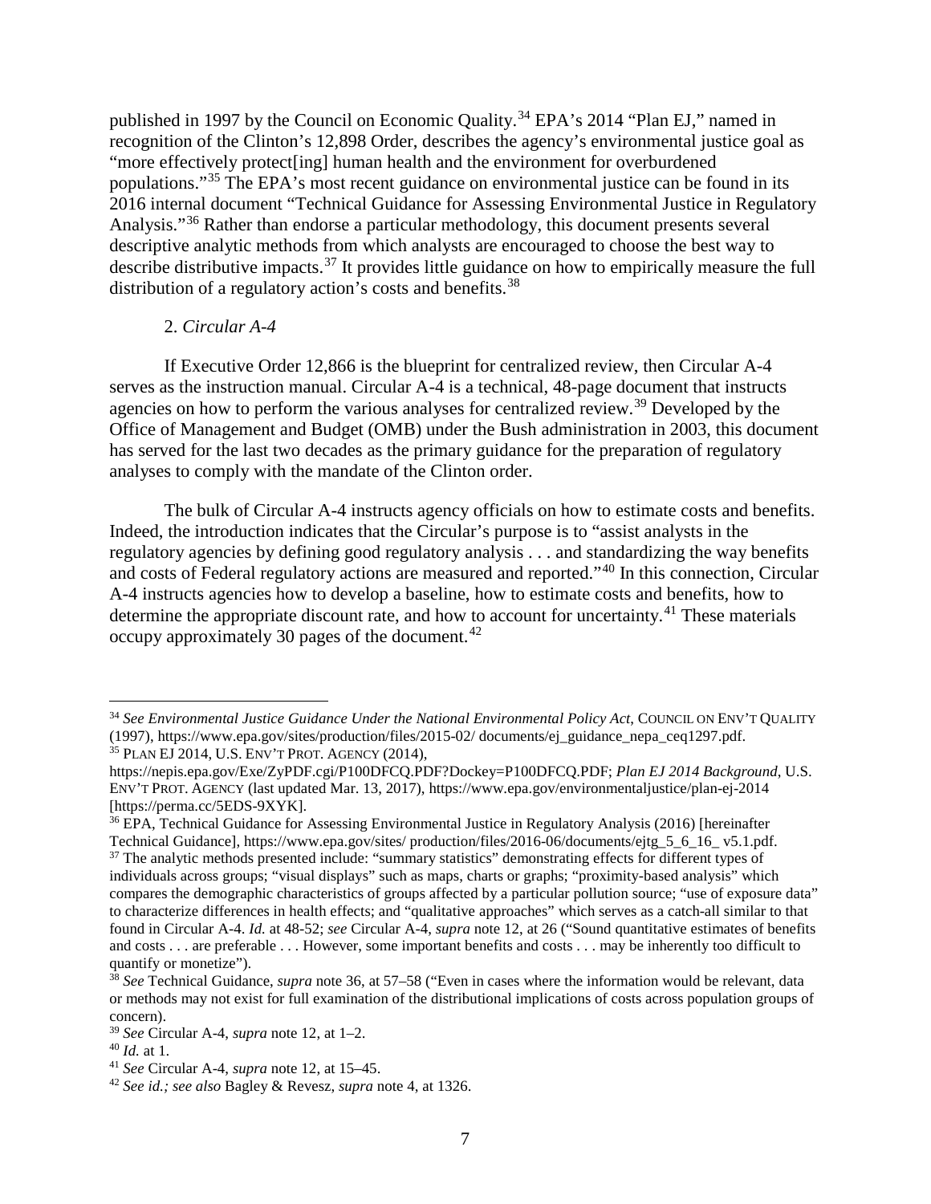published in 1997 by the Council on Economic Quality.[34] EPA's 2014 "Plan EJ," named in recognition of the Clinton's 12,898 Order, describes the agency's environmental justice goal as "more effectively protect[ing] human health and the environment for overburdened populations."[35] The EPA's most recent guidance on environmental justice can be found in its 2016 internal document "Technical Guidance for Assessing Environmental Justice in Regulatory Analysis."[36] Rather than endorse a particular methodology, this document presents several descriptive analytic methods from which analysts are encouraged to choose the best way to describe distributive impacts.[37] It provides little guidance on how to empirically measure the full distribution of a regulatory action's costs and benefits.[38]

2. *Circular A-4*

If Executive Order 12,866 is the blueprint for centralized review, then Circular A-4 serves as the instruction manual. Circular A-4 is a technical, 48-page document that instructs agencies on how to perform the various analyses for centralized review.[39] Developed by the Office of Management and Budget (OMB) under the Bush administration in 2003, this document has served for the last two decades as the primary guidance for the preparation of regulatory analyses to comply with the mandate of the Clinton order.

The bulk of Circular A-4 instructs agency officials on how to estimate costs and benefits. Indeed, the introduction indicates that the Circular's purpose is to "assist analysts in the regulatory agencies by defining good regulatory analysis . . . and standardizing the way benefits and costs of Federal regulatory actions are measured and reported."[40] In this connection, Circular A-4 instructs agencies how to develop a baseline, how to estimate costs and benefits, how to determine the appropriate discount rate, and how to account for uncertainty.[41] These materials occupy approximately 30 pages of the document.[42]

---

[34] *See Environmental Justice Guidance Under the National Environmental Policy Act*, COUNCIL ON ENV'T QUALITY (1997), https://www.epa.gov/sites/production/files/2015-02/ documents/ej_guidance_nepa_ceq1297.pdf.

[35] PLAN EJ 2014, U.S. ENV'T PROT. AGENCY (2014), https://nepis.epa.gov/Exe/ZyPDF.cgi/P100DFCQ.PDF?Dockey=P100DFCQ.PDF; *Plan EJ 2014 Background*, U.S. ENV'T PROT. AGENCY (last updated Mar. 13, 2017), https://www.epa.gov/environmentaljustice/plan-ej-2014 [https://perma.cc/5EDS-9XYK].

[36] EPA, Technical Guidance for Assessing Environmental Justice in Regulatory Analysis (2016) [hereinafter Technical Guidance], https://www.epa.gov/sites/ production/files/2016-06/documents/ejtg_5_6_16_ v5.1.pdf.

[37] The analytic methods presented include: "summary statistics" demonstrating effects for different types of individuals across groups; "visual displays" such as maps, charts or graphs; "proximity-based analysis" which compares the demographic characteristics of groups affected by a particular pollution source; "use of exposure data" to characterize differences in health effects; and "qualitative approaches" which serves as a catch-all similar to that found in Circular A-4. *Id.* at 48-52; *see* Circular A-4, *supra* note 12, at 26 ("Sound quantitative estimates of benefits and costs . . . are preferable . . . However, some important benefits and costs . . . may be inherently too difficult to quantify or monetize").

[38] *See* Technical Guidance, *supra* note 36, at 57–58 ("Even in cases where the information would be relevant, data or methods may not exist for full examination of the distributional implications of costs across population groups of concern).

[39] *See* Circular A-4, *supra* note 12, at 1–2.

[40] *Id.* at 1.

[41] *See* Circular A-4, *supra* note 12, at 15–45.

[42] *See id.; see also* Bagley & Revesz, *supra* note 4, at 1326.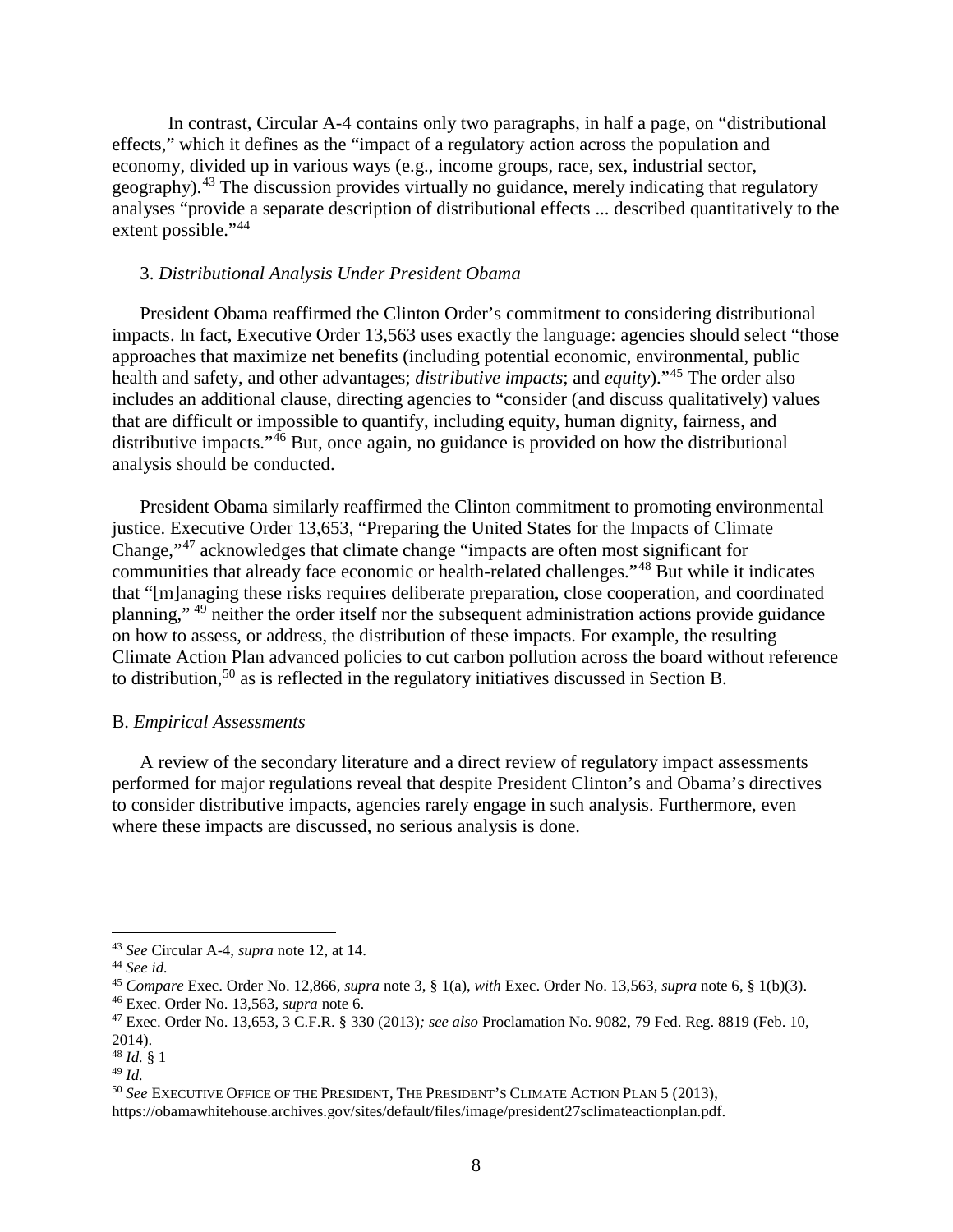In contrast, Circular A-4 contains only two paragraphs, in half a page, on "distributional effects," which it defines as the "impact of a regulatory action across the population and economy, divided up in various ways (e.g., income groups, race, sex, industrial sector, geography).[43] The discussion provides virtually no guidance, merely indicating that regulatory analyses "provide a separate description of distributional effects ... described quantitatively to the extent possible."[44]

### 3. *Distributional Analysis Under President Obama*

President Obama reaffirmed the Clinton Order's commitment to considering distributional impacts. In fact, Executive Order 13,563 uses exactly the language: agencies should select "those approaches that maximize net benefits (including potential economic, environmental, public health and safety, and other advantages; *distributive impacts*; and *equity*)."[45] The order also includes an additional clause, directing agencies to "consider (and discuss qualitatively) values that are difficult or impossible to quantify, including equity, human dignity, fairness, and distributive impacts."[46] But, once again, no guidance is provided on how the distributional analysis should be conducted.

President Obama similarly reaffirmed the Clinton commitment to promoting environmental justice. Executive Order 13,653, "Preparing the United States for the Impacts of Climate Change,"[47] acknowledges that climate change "impacts are often most significant for communities that already face economic or health-related challenges."[48] But while it indicates that "[m]anaging these risks requires deliberate preparation, close cooperation, and coordinated planning," [49] neither the order itself nor the subsequent administration actions provide guidance on how to assess, or address, the distribution of these impacts. For example, the resulting Climate Action Plan advanced policies to cut carbon pollution across the board without reference to distribution,[50] as is reflected in the regulatory initiatives discussed in Section B.

## B. *Empirical Assessments*

A review of the secondary literature and a direct review of regulatory impact assessments performed for major regulations reveal that despite President Clinton's and Obama's directives to consider distributive impacts, agencies rarely engage in such analysis. Furthermore, even where these impacts are discussed, no serious analysis is done.

---

[43] *See* Circular A-4, *supra* note 12, at 14.

[44] *See id.*

[45] *Compare* Exec. Order No. 12,866, *supra* note 3, § 1(a), *with* Exec. Order No. 13,563, *supra* note 6, § 1(b)(3).

[46] Exec. Order No. 13,563, *supra* note 6.

[47] Exec. Order No. 13,653, 3 C.F.R. § 330 (2013)*; see also* Proclamation No. 9082, 79 Fed. Reg. 8819 (Feb. 10, 2014).

[48] *Id.* § 1

[49] *Id.*

[50] *See* EXECUTIVE OFFICE OF THE PRESIDENT, THE PRESIDENT'S CLIMATE ACTION PLAN 5 (2013), https://obamawhitehouse.archives.gov/sites/default/files/image/president27sclimateactionplan.pdf.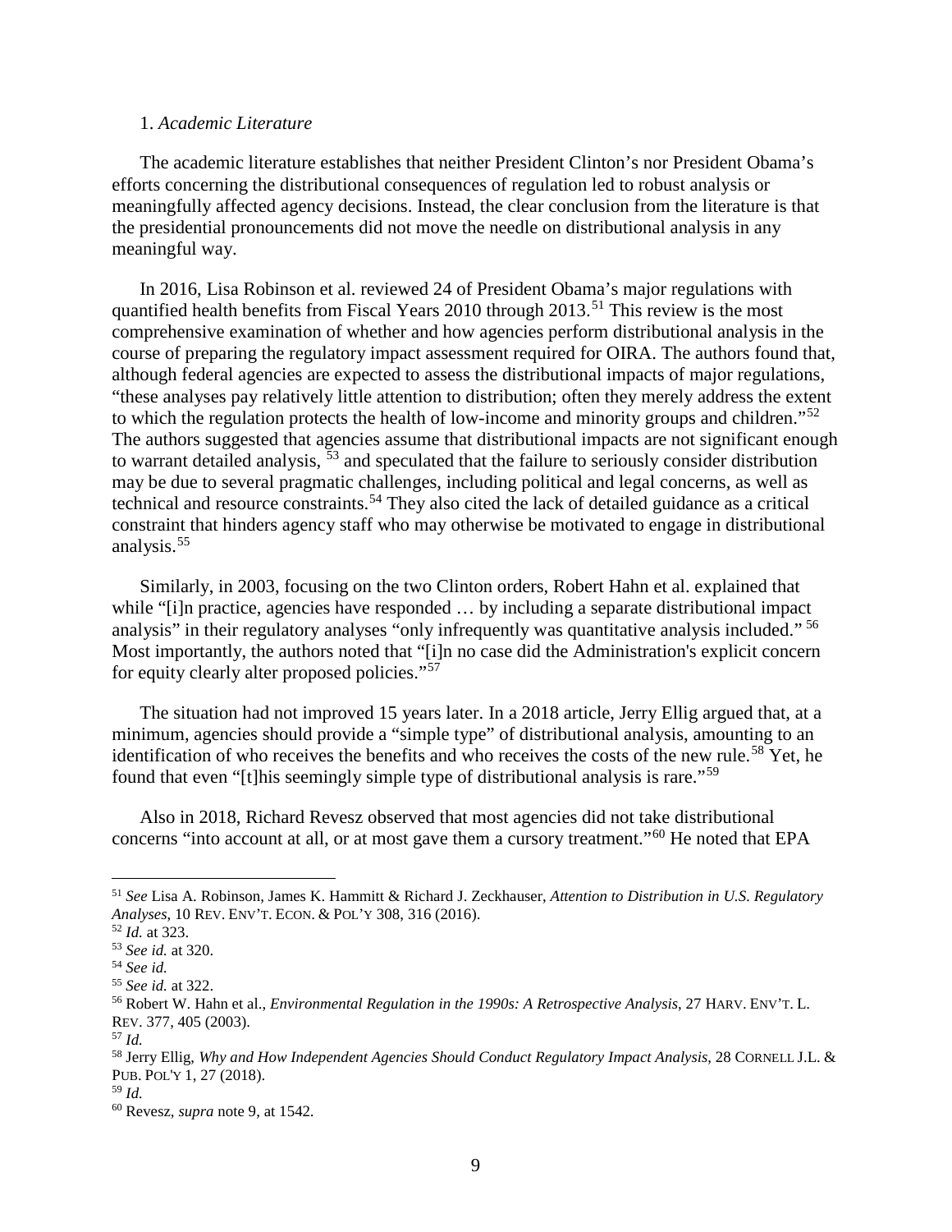### 1. *Academic Literature*

The academic literature establishes that neither President Clinton's nor President Obama's efforts concerning the distributional consequences of regulation led to robust analysis or meaningfully affected agency decisions. Instead, the clear conclusion from the literature is that the presidential pronouncements did not move the needle on distributional analysis in any meaningful way.

In 2016, Lisa Robinson et al. reviewed 24 of President Obama's major regulations with quantified health benefits from Fiscal Years 2010 through 2013.[51] This review is the most comprehensive examination of whether and how agencies perform distributional analysis in the course of preparing the regulatory impact assessment required for OIRA. The authors found that, although federal agencies are expected to assess the distributional impacts of major regulations, "these analyses pay relatively little attention to distribution; often they merely address the extent to which the regulation protects the health of low-income and minority groups and children."[52] The authors suggested that agencies assume that distributional impacts are not significant enough to warrant detailed analysis, [53] and speculated that the failure to seriously consider distribution may be due to several pragmatic challenges, including political and legal concerns, as well as technical and resource constraints.[54] They also cited the lack of detailed guidance as a critical constraint that hinders agency staff who may otherwise be motivated to engage in distributional analysis.[55]

Similarly, in 2003, focusing on the two Clinton orders, Robert Hahn et al. explained that while "[i]n practice, agencies have responded … by including a separate distributional impact analysis" in their regulatory analyses "only infrequently was quantitative analysis included." [56] Most importantly, the authors noted that "[i]n no case did the Administration's explicit concern for equity clearly alter proposed policies."[57]

The situation had not improved 15 years later. In a 2018 article, Jerry Ellig argued that, at a minimum, agencies should provide a "simple type" of distributional analysis, amounting to an identification of who receives the benefits and who receives the costs of the new rule.[58] Yet, he found that even "[t]his seemingly simple type of distributional analysis is rare."[59]

Also in 2018, Richard Revesz observed that most agencies did not take distributional concerns "into account at all, or at most gave them a cursory treatment."[60] He noted that EPA

---

[51] *See* Lisa A. Robinson, James K. Hammitt & Richard J. Zeckhauser, *Attention to Distribution in U.S. Regulatory Analyses*, 10 REV. ENV'T. ECON. & POL'Y 308, 316 (2016).

[52] *Id.* at 323.

[53] *See id.* at 320.

[54] *See id.*

[55] *See id.* at 322.

[56] Robert W. Hahn et al., *Environmental Regulation in the 1990s: A Retrospective Analysis*, 27 HARV. ENV'T. L. REV. 377, 405 (2003).

[57] *Id.*

[58] Jerry Ellig, *Why and How Independent Agencies Should Conduct Regulatory Impact Analysis*, 28 CORNELL J.L. & PUB. POL'Y 1, 27 (2018).

[59] *Id.*

[60] Revesz, *supra* note 9, at 1542.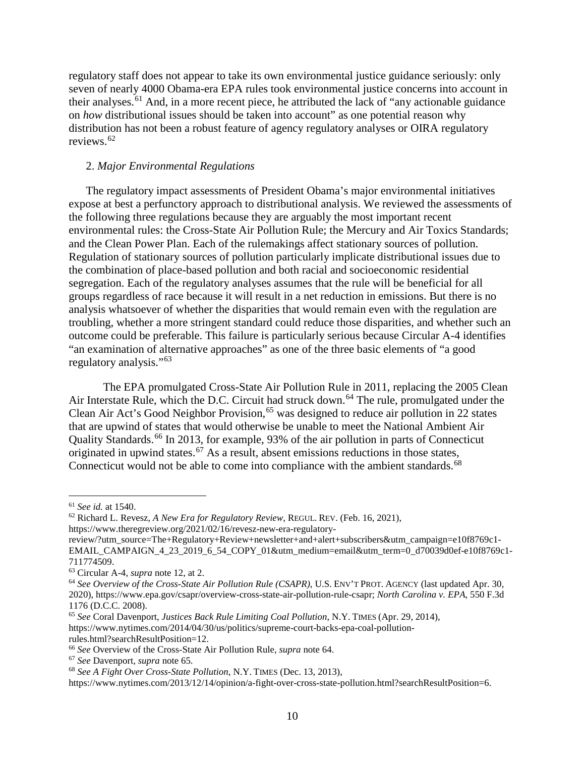regulatory staff does not appear to take its own environmental justice guidance seriously: only seven of nearly 4000 Obama-era EPA rules took environmental justice concerns into account in their analyses.[61] And, in a more recent piece, he attributed the lack of "any actionable guidance on *how* distributional issues should be taken into account" as one potential reason why distribution has not been a robust feature of agency regulatory analyses or OIRA regulatory reviews.[62]

2. *Major Environmental Regulations*

The regulatory impact assessments of President Obama's major environmental initiatives expose at best a perfunctory approach to distributional analysis. We reviewed the assessments of the following three regulations because they are arguably the most important recent environmental rules: the Cross-State Air Pollution Rule; the Mercury and Air Toxics Standards; and the Clean Power Plan. Each of the rulemakings affect stationary sources of pollution. Regulation of stationary sources of pollution particularly implicate distributional issues due to the combination of place-based pollution and both racial and socioeconomic residential segregation. Each of the regulatory analyses assumes that the rule will be beneficial for all groups regardless of race because it will result in a net reduction in emissions. But there is no analysis whatsoever of whether the disparities that would remain even with the regulation are troubling, whether a more stringent standard could reduce those disparities, and whether such an outcome could be preferable. This failure is particularly serious because Circular A-4 identifies "an examination of alternative approaches" as one of the three basic elements of "a good regulatory analysis."[63]

The EPA promulgated Cross-State Air Pollution Rule in 2011, replacing the 2005 Clean Air Interstate Rule, which the D.C. Circuit had struck down.[64] The rule, promulgated under the Clean Air Act's Good Neighbor Provision,[65] was designed to reduce air pollution in 22 states that are upwind of states that would otherwise be unable to meet the National Ambient Air Quality Standards.[66] In 2013, for example, 93% of the air pollution in parts of Connecticut originated in upwind states.[67] As a result, absent emissions reductions in those states, Connecticut would not be able to come into compliance with the ambient standards.[68]

---

[61] *See id.* at 1540.

[62] Richard L. Revesz, *A New Era for Regulatory Review*, REGUL. REV. (Feb. 16, 2021), https://www.theregreview.org/2021/02/16/revesz-new-era-regulatory-review/?utm_source=The+Regulatory+Review+newsletter+and+alert+subscribers&utm_campaign=e10f8769c1-EMAIL_CAMPAIGN_4_23_2019_6_54_COPY_01&utm_medium=email&utm_term=0_d70039d0ef-e10f8769c1-711774509.

[63] Circular A-4, *supra* note 12, at 2.

[64] *See Overview of the Cross-State Air Pollution Rule (CSAPR)*, U.S. ENV'T PROT. AGENCY (last updated Apr. 30, 2020), https://www.epa.gov/csapr/overview-cross-state-air-pollution-rule-csapr; *North Carolina v. EPA*, 550 F.3d 1176 (D.C.C. 2008).

[65] *See* Coral Davenport, *Justices Back Rule Limiting Coal Pollution*, N.Y. TIMES (Apr. 29, 2014), https://www.nytimes.com/2014/04/30/us/politics/supreme-court-backs-epa-coal-pollution-rules.html?searchResultPosition=12.

[66] *See* Overview of the Cross-State Air Pollution Rule, *supra* note 64.

[67] *See* Davenport, *supra* note 65.

[68] *See A Fight Over Cross-State Pollution*, N.Y. TIMES (Dec. 13, 2013), https://www.nytimes.com/2013/12/14/opinion/a-fight-over-cross-state-pollution.html?searchResultPosition=6.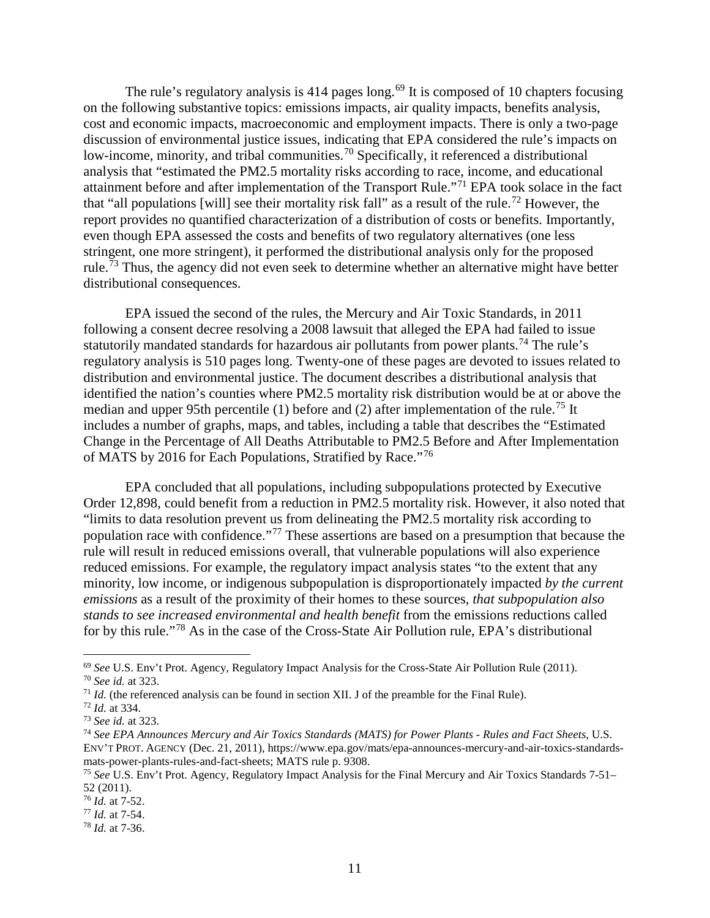The rule's regulatory analysis is 414 pages long.[69] It is composed of 10 chapters focusing on the following substantive topics: emissions impacts, air quality impacts, benefits analysis, cost and economic impacts, macroeconomic and employment impacts. There is only a two-page discussion of environmental justice issues, indicating that EPA considered the rule's impacts on low-income, minority, and tribal communities.[70] Specifically, it referenced a distributional analysis that "estimated the PM2.5 mortality risks according to race, income, and educational attainment before and after implementation of the Transport Rule."[71] EPA took solace in the fact that "all populations [will] see their mortality risk fall" as a result of the rule.[72] However, the report provides no quantified characterization of a distribution of costs or benefits. Importantly, even though EPA assessed the costs and benefits of two regulatory alternatives (one less stringent, one more stringent), it performed the distributional analysis only for the proposed rule.[73] Thus, the agency did not even seek to determine whether an alternative might have better distributional consequences.

EPA issued the second of the rules, the Mercury and Air Toxic Standards, in 2011 following a consent decree resolving a 2008 lawsuit that alleged the EPA had failed to issue statutorily mandated standards for hazardous air pollutants from power plants.[74] The rule's regulatory analysis is 510 pages long. Twenty-one of these pages are devoted to issues related to distribution and environmental justice. The document describes a distributional analysis that identified the nation's counties where PM2.5 mortality risk distribution would be at or above the median and upper 95th percentile (1) before and (2) after implementation of the rule.[75] It includes a number of graphs, maps, and tables, including a table that describes the "Estimated Change in the Percentage of All Deaths Attributable to PM2.5 Before and After Implementation of MATS by 2016 for Each Populations, Stratified by Race."[76]

EPA concluded that all populations, including subpopulations protected by Executive Order 12,898, could benefit from a reduction in PM2.5 mortality risk. However, it also noted that "limits to data resolution prevent us from delineating the PM2.5 mortality risk according to population race with confidence."[77] These assertions are based on a presumption that because the rule will result in reduced emissions overall, that vulnerable populations will also experience reduced emissions. For example, the regulatory impact analysis states "to the extent that any minority, low income, or indigenous subpopulation is disproportionately impacted *by the current emissions* as a result of the proximity of their homes to these sources, *that subpopulation also stands to see increased environmental and health benefit* from the emissions reductions called for by this rule."[78] As in the case of the Cross-State Air Pollution rule, EPA's distributional

---

[69] *See* U.S. Env't Prot. Agency, Regulatory Impact Analysis for the Cross-State Air Pollution Rule (2011).

[70] *See id.* at 323.

[71] *Id.* (the referenced analysis can be found in section XII. J of the preamble for the Final Rule).

[72] *Id.* at 334.

[73] *See id.* at 323.

[74] *See EPA Announces Mercury and Air Toxics Standards (MATS) for Power Plants - Rules and Fact Sheets*, U.S. ENV'T PROT. AGENCY (Dec. 21, 2011), https://www.epa.gov/mats/epa-announces-mercury-and-air-toxics-standards-mats-power-plants-rules-and-fact-sheets; MATS rule p. 9308.

[75] *See* U.S. Env't Prot. Agency, Regulatory Impact Analysis for the Final Mercury and Air Toxics Standards 7-51–52 (2011).

[76] *Id.* at 7-52.

[77] *Id.* at 7-54.

[78] *Id.* at 7-36.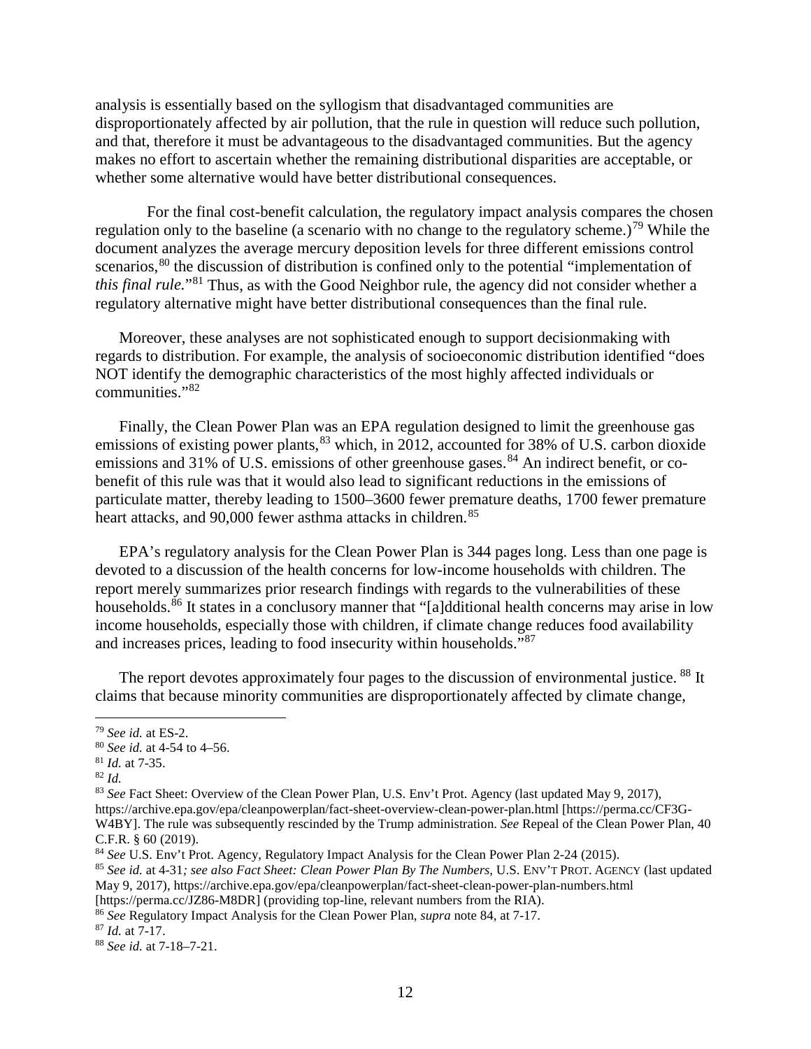analysis is essentially based on the syllogism that disadvantaged communities are disproportionately affected by air pollution, that the rule in question will reduce such pollution, and that, therefore it must be advantageous to the disadvantaged communities. But the agency makes no effort to ascertain whether the remaining distributional disparities are acceptable, or whether some alternative would have better distributional consequences.

For the final cost-benefit calculation, the regulatory impact analysis compares the chosen regulation only to the baseline (a scenario with no change to the regulatory scheme.)[79] While the document analyzes the average mercury deposition levels for three different emissions control scenarios,[80] the discussion of distribution is confined only to the potential "implementation of *this final rule.*"[81] Thus, as with the Good Neighbor rule, the agency did not consider whether a regulatory alternative might have better distributional consequences than the final rule.

Moreover, these analyses are not sophisticated enough to support decisionmaking with regards to distribution. For example, the analysis of socioeconomic distribution identified "does NOT identify the demographic characteristics of the most highly affected individuals or communities."[82]

Finally, the Clean Power Plan was an EPA regulation designed to limit the greenhouse gas emissions of existing power plants,[83] which, in 2012, accounted for 38% of U.S. carbon dioxide emissions and 31% of U.S. emissions of other greenhouse gases.[84] An indirect benefit, or co-benefit of this rule was that it would also lead to significant reductions in the emissions of particulate matter, thereby leading to 1500–3600 fewer premature deaths, 1700 fewer premature heart attacks, and 90,000 fewer asthma attacks in children.[85]

EPA's regulatory analysis for the Clean Power Plan is 344 pages long. Less than one page is devoted to a discussion of the health concerns for low-income households with children. The report merely summarizes prior research findings with regards to the vulnerabilities of these households.[86] It states in a conclusory manner that "[a]dditional health concerns may arise in low income households, especially those with children, if climate change reduces food availability and increases prices, leading to food insecurity within households."[87]

The report devotes approximately four pages to the discussion of environmental justice.[88] It claims that because minority communities are disproportionately affected by climate change,

---

[79] *See id.* at ES-2.

[80] *See id.* at 4-54 to 4–56.

[81] *Id.* at 7-35.

[82] *Id.*

[83] *See* Fact Sheet: Overview of the Clean Power Plan, U.S. Env't Prot. Agency (last updated May 9, 2017), https://archive.epa.gov/epa/cleanpowerplan/fact-sheet-overview-clean-power-plan.html [https://perma.cc/CF3G-W4BY]. The rule was subsequently rescinded by the Trump administration. *See* Repeal of the Clean Power Plan, 40 C.F.R. § 60 (2019).

[84] *See* U.S. Env't Prot. Agency, Regulatory Impact Analysis for the Clean Power Plan 2-24 (2015).

[85] *See id.* at 4-31*; see also Fact Sheet: Clean Power Plan By The Numbers*, U.S. ENV'T PROT. AGENCY (last updated May 9, 2017), https://archive.epa.gov/epa/cleanpowerplan/fact-sheet-clean-power-plan-numbers.html [https://perma.cc/JZ86-M8DR] (providing top-line, relevant numbers from the RIA).

[86] *See* Regulatory Impact Analysis for the Clean Power Plan, *supra* note 84, at 7-17.

[87] *Id.* at 7-17.

[88] *See id.* at 7-18–7-21.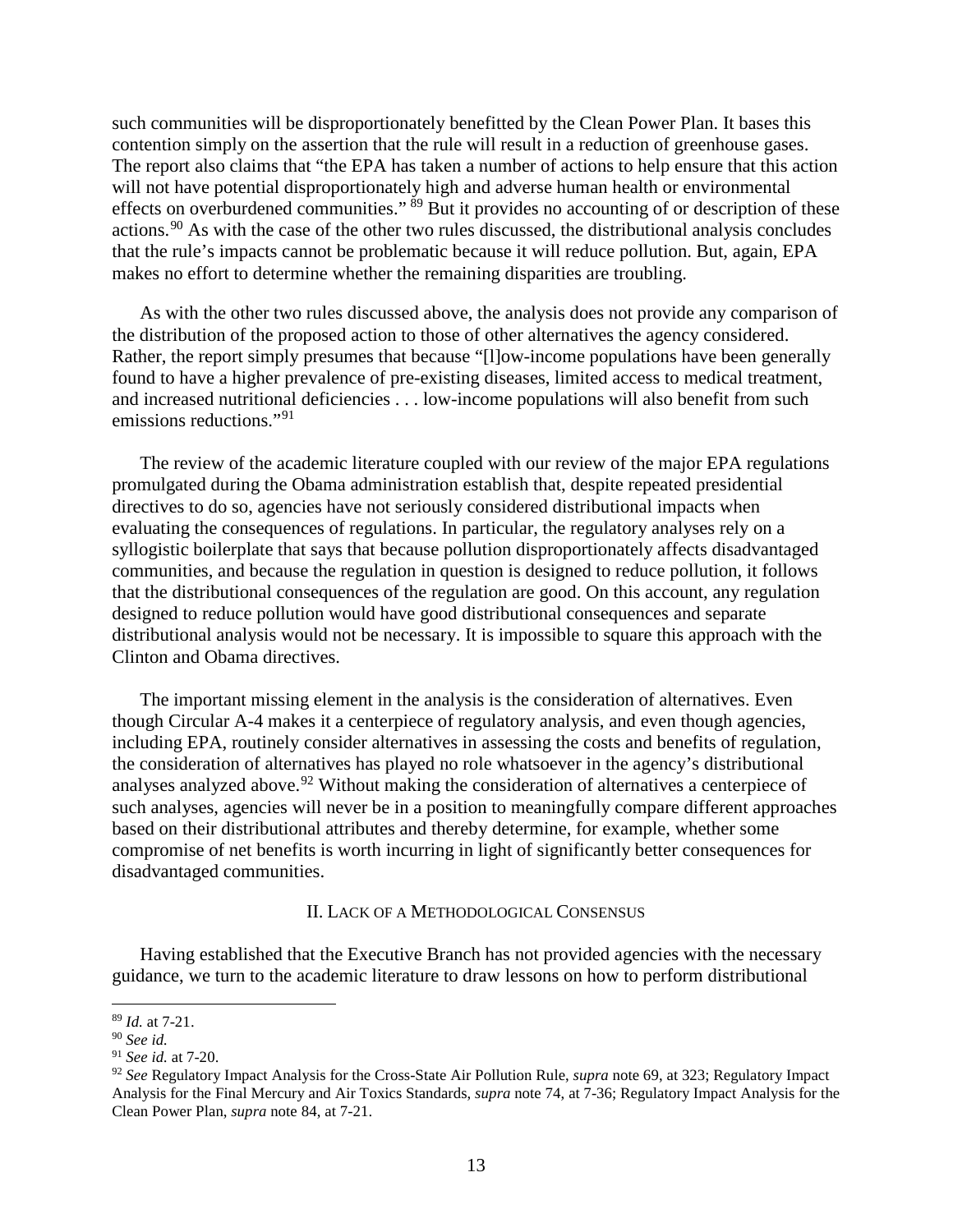such communities will be disproportionately benefitted by the Clean Power Plan. It bases this contention simply on the assertion that the rule will result in a reduction of greenhouse gases. The report also claims that "the EPA has taken a number of actions to help ensure that this action will not have potential disproportionately high and adverse human health or environmental effects on overburdened communities."[89] But it provides no accounting of or description of these actions.[90] As with the case of the other two rules discussed, the distributional analysis concludes that the rule's impacts cannot be problematic because it will reduce pollution. But, again, EPA makes no effort to determine whether the remaining disparities are troubling.

As with the other two rules discussed above, the analysis does not provide any comparison of the distribution of the proposed action to those of other alternatives the agency considered. Rather, the report simply presumes that because "[l]ow-income populations have been generally found to have a higher prevalence of pre-existing diseases, limited access to medical treatment, and increased nutritional deficiencies . . . low-income populations will also benefit from such emissions reductions."[91]

The review of the academic literature coupled with our review of the major EPA regulations promulgated during the Obama administration establish that, despite repeated presidential directives to do so, agencies have not seriously considered distributional impacts when evaluating the consequences of regulations. In particular, the regulatory analyses rely on a syllogistic boilerplate that says that because pollution disproportionately affects disadvantaged communities, and because the regulation in question is designed to reduce pollution, it follows that the distributional consequences of the regulation are good. On this account, any regulation designed to reduce pollution would have good distributional consequences and separate distributional analysis would not be necessary. It is impossible to square this approach with the Clinton and Obama directives.

The important missing element in the analysis is the consideration of alternatives. Even though Circular A-4 makes it a centerpiece of regulatory analysis, and even though agencies, including EPA, routinely consider alternatives in assessing the costs and benefits of regulation, the consideration of alternatives has played no role whatsoever in the agency's distributional analyses analyzed above.[92] Without making the consideration of alternatives a centerpiece of such analyses, agencies will never be in a position to meaningfully compare different approaches based on their distributional attributes and thereby determine, for example, whether some compromise of net benefits is worth incurring in light of significantly better consequences for disadvantaged communities.

## II. Lack of a Methodological Consensus

Having established that the Executive Branch has not provided agencies with the necessary guidance, we turn to the academic literature to draw lessons on how to perform distributional

---

[89] *Id.* at 7-21.

[90] *See id.*

[91] *See id.* at 7-20.

[92] *See* Regulatory Impact Analysis for the Cross-State Air Pollution Rule, *supra* note 69, at 323; Regulatory Impact Analysis for the Final Mercury and Air Toxics Standards, *supra* note 74, at 7-36; Regulatory Impact Analysis for the Clean Power Plan, *supra* note 84, at 7-21.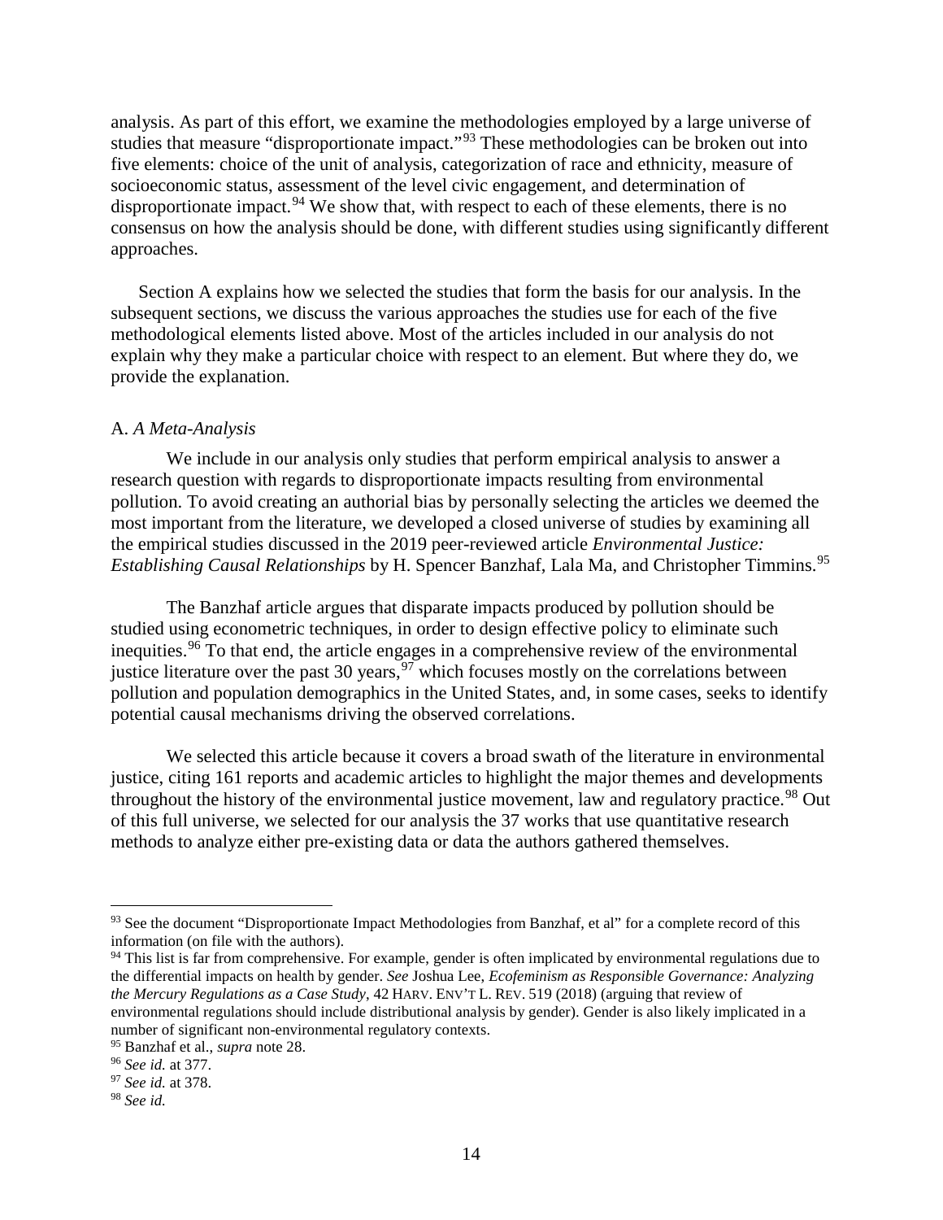analysis. As part of this effort, we examine the methodologies employed by a large universe of studies that measure "disproportionate impact."[93] These methodologies can be broken out into five elements: choice of the unit of analysis, categorization of race and ethnicity, measure of socioeconomic status, assessment of the level civic engagement, and determination of disproportionate impact.[94] We show that, with respect to each of these elements, there is no consensus on how the analysis should be done, with different studies using significantly different approaches.

Section A explains how we selected the studies that form the basis for our analysis. In the subsequent sections, we discuss the various approaches the studies use for each of the five methodological elements listed above. Most of the articles included in our analysis do not explain why they make a particular choice with respect to an element. But where they do, we provide the explanation.

### A. *A Meta-Analysis*

We include in our analysis only studies that perform empirical analysis to answer a research question with regards to disproportionate impacts resulting from environmental pollution. To avoid creating an authorial bias by personally selecting the articles we deemed the most important from the literature, we developed a closed universe of studies by examining all the empirical studies discussed in the 2019 peer-reviewed article *Environmental Justice: Establishing Causal Relationships* by H. Spencer Banzhaf, Lala Ma, and Christopher Timmins.[95]

The Banzhaf article argues that disparate impacts produced by pollution should be studied using econometric techniques, in order to design effective policy to eliminate such inequities.[96] To that end, the article engages in a comprehensive review of the environmental justice literature over the past 30 years,[97] which focuses mostly on the correlations between pollution and population demographics in the United States, and, in some cases, seeks to identify potential causal mechanisms driving the observed correlations.

We selected this article because it covers a broad swath of the literature in environmental justice, citing 161 reports and academic articles to highlight the major themes and developments throughout the history of the environmental justice movement, law and regulatory practice.[98] Out of this full universe, we selected for our analysis the 37 works that use quantitative research methods to analyze either pre-existing data or data the authors gathered themselves.

---

[93] See the document "Disproportionate Impact Methodologies from Banzhaf, et al" for a complete record of this information (on file with the authors).

[94] This list is far from comprehensive. For example, gender is often implicated by environmental regulations due to the differential impacts on health by gender. *See* Joshua Lee, *Ecofeminism as Responsible Governance: Analyzing the Mercury Regulations as a Case Study*, 42 HARV. ENV'T L. REV. 519 (2018) (arguing that review of environmental regulations should include distributional analysis by gender). Gender is also likely implicated in a number of significant non-environmental regulatory contexts.

[95] Banzhaf et al., *supra* note 28.

[96] *See id.* at 377.

[97] *See id.* at 378.

[98] *See id.*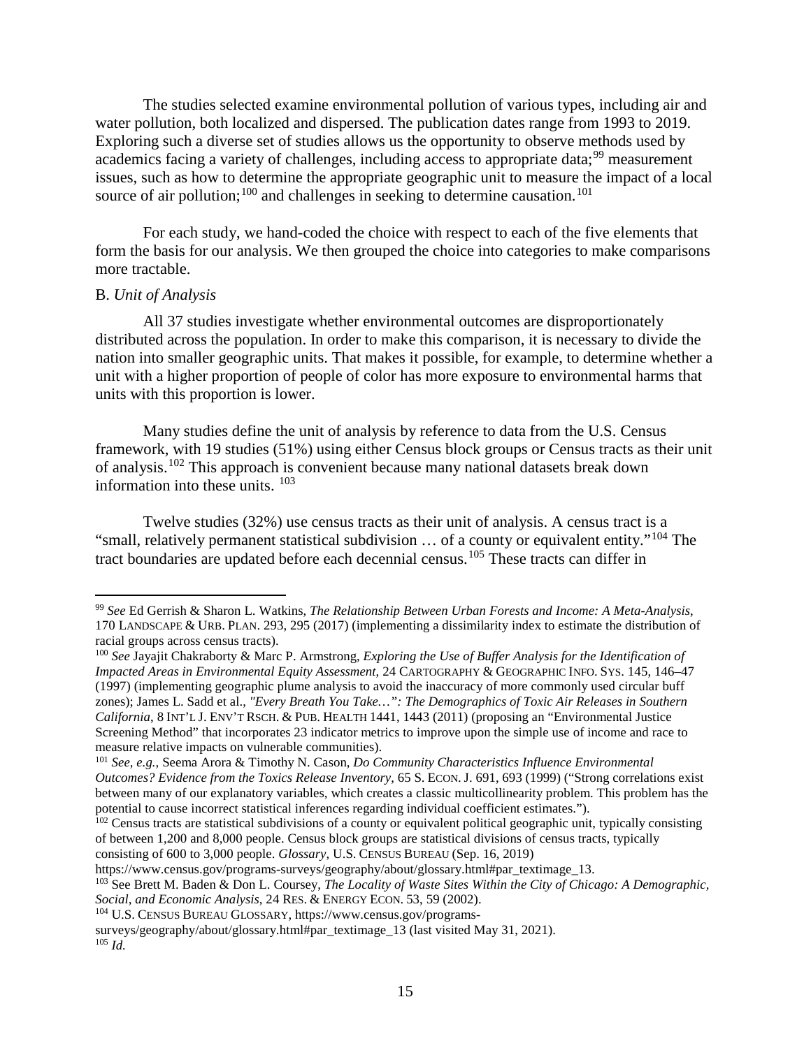The studies selected examine environmental pollution of various types, including air and water pollution, both localized and dispersed. The publication dates range from 1993 to 2019. Exploring such a diverse set of studies allows us the opportunity to observe methods used by academics facing a variety of challenges, including access to appropriate data;[99] measurement issues, such as how to determine the appropriate geographic unit to measure the impact of a local source of air pollution;[100] and challenges in seeking to determine causation.[101]

For each study, we hand-coded the choice with respect to each of the five elements that form the basis for our analysis. We then grouped the choice into categories to make comparisons more tractable.

B. *Unit of Analysis*

All 37 studies investigate whether environmental outcomes are disproportionately distributed across the population. In order to make this comparison, it is necessary to divide the nation into smaller geographic units. That makes it possible, for example, to determine whether a unit with a higher proportion of people of color has more exposure to environmental harms that units with this proportion is lower.

Many studies define the unit of analysis by reference to data from the U.S. Census framework, with 19 studies (51%) using either Census block groups or Census tracts as their unit of analysis.[102] This approach is convenient because many national datasets break down information into these units. [103]

Twelve studies (32%) use census tracts as their unit of analysis. A census tract is a "small, relatively permanent statistical subdivision … of a county or equivalent entity."[104] The tract boundaries are updated before each decennial census.[105] These tracts can differ in

---

[99] *See* Ed Gerrish & Sharon L. Watkins, *The Relationship Between Urban Forests and Income: A Meta-Analysis*, 170 LANDSCAPE & URB. PLAN. 293, 295 (2017) (implementing a dissimilarity index to estimate the distribution of racial groups across census tracts).

[100] *See* Jayajit Chakraborty & Marc P. Armstrong, *Exploring the Use of Buffer Analysis for the Identification of Impacted Areas in Environmental Equity Assessment*, 24 CARTOGRAPHY & GEOGRAPHIC INFO. SYS. 145, 146–47 (1997) (implementing geographic plume analysis to avoid the inaccuracy of more commonly used circular buff zones); James L. Sadd et al., *"Every Breath You Take…": The Demographics of Toxic Air Releases in Southern California*, 8 INT'L J. ENV'T RSCH. & PUB. HEALTH 1441, 1443 (2011) (proposing an "Environmental Justice Screening Method" that incorporates 23 indicator metrics to improve upon the simple use of income and race to measure relative impacts on vulnerable communities).

[101] *See, e.g.*, Seema Arora & Timothy N. Cason, *Do Community Characteristics Influence Environmental Outcomes? Evidence from the Toxics Release Inventory*, 65 S. ECON. J. 691, 693 (1999) ("Strong correlations exist between many of our explanatory variables, which creates a classic multicollinearity problem. This problem has the potential to cause incorrect statistical inferences regarding individual coefficient estimates.").

[102] Census tracts are statistical subdivisions of a county or equivalent political geographic unit, typically consisting of between 1,200 and 8,000 people. Census block groups are statistical divisions of census tracts, typically consisting of 600 to 3,000 people. *Glossary*, U.S. CENSUS BUREAU (Sep. 16, 2019) https://www.census.gov/programs-surveys/geography/about/glossary.html#par_textimage_13.

[103] See Brett M. Baden & Don L. Coursey, *The Locality of Waste Sites Within the City of Chicago: A Demographic, Social, and Economic Analysis*, 24 RES. & ENERGY ECON. 53, 59 (2002).

[104] U.S. CENSUS BUREAU GLOSSARY, https://www.census.gov/programs-surveys/geography/about/glossary.html#par_textimage_13 (last visited May 31, 2021).

[105] *Id.*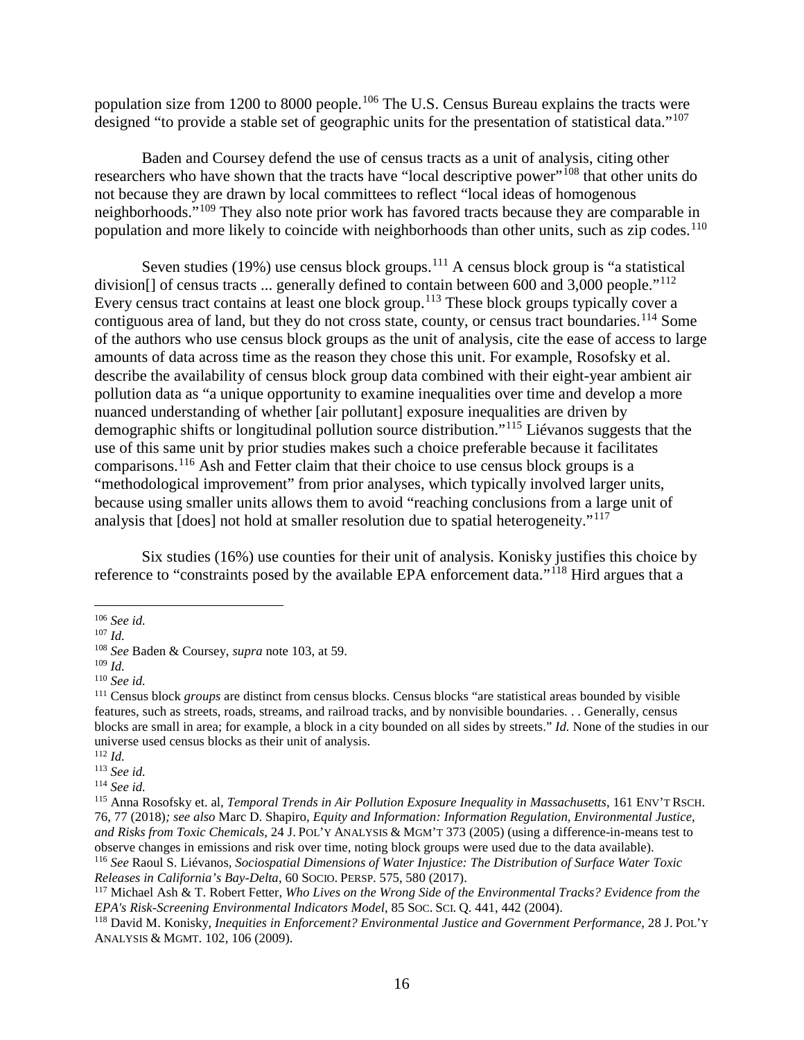population size from 1200 to 8000 people.[106] The U.S. Census Bureau explains the tracts were designed "to provide a stable set of geographic units for the presentation of statistical data."[107]

Baden and Coursey defend the use of census tracts as a unit of analysis, citing other researchers who have shown that the tracts have "local descriptive power"[108] that other units do not because they are drawn by local committees to reflect "local ideas of homogenous neighborhoods."[109] They also note prior work has favored tracts because they are comparable in population and more likely to coincide with neighborhoods than other units, such as zip codes.[110]

Seven studies (19%) use census block groups.[111] A census block group is "a statistical division[] of census tracts ... generally defined to contain between 600 and 3,000 people."[112] Every census tract contains at least one block group.[113] These block groups typically cover a contiguous area of land, but they do not cross state, county, or census tract boundaries.[114] Some of the authors who use census block groups as the unit of analysis, cite the ease of access to large amounts of data across time as the reason they chose this unit. For example, Rosofsky et al. describe the availability of census block group data combined with their eight-year ambient air pollution data as "a unique opportunity to examine inequalities over time and develop a more nuanced understanding of whether [air pollutant] exposure inequalities are driven by demographic shifts or longitudinal pollution source distribution."[115] Liévanos suggests that the use of this same unit by prior studies makes such a choice preferable because it facilitates comparisons.[116] Ash and Fetter claim that their choice to use census block groups is a "methodological improvement" from prior analyses, which typically involved larger units, because using smaller units allows them to avoid "reaching conclusions from a large unit of analysis that [does] not hold at smaller resolution due to spatial heterogeneity."[117]

Six studies (16%) use counties for their unit of analysis. Konisky justifies this choice by reference to "constraints posed by the available EPA enforcement data."[118] Hird argues that a

---

[106] *See id.*

[107] *Id.*

[108] *See* Baden & Coursey, *supra* note 103, at 59.

[109] *Id.*

[110] *See id.*

[111] Census block *groups* are distinct from census blocks. Census blocks "are statistical areas bounded by visible features, such as streets, roads, streams, and railroad tracks, and by nonvisible boundaries. . . Generally, census blocks are small in area; for example, a block in a city bounded on all sides by streets." *Id.* None of the studies in our universe used census blocks as their unit of analysis.

[112] *Id.*

[113] *See id.*

[114] *See id.*

[115] Anna Rosofsky et. al, *Temporal Trends in Air Pollution Exposure Inequality in Massachusetts*, 161 ENV'T RSCH. 76, 77 (2018)*; see also* Marc D. Shapiro, *Equity and Information: Information Regulation, Environmental Justice, and Risks from Toxic Chemicals*, 24 J. POL'Y ANALYSIS & MGM'T 373 (2005) (using a difference-in-means test to observe changes in emissions and risk over time, noting block groups were used due to the data available).

[116] *See* Raoul S. Liévanos, *Sociospatial Dimensions of Water Injustice: The Distribution of Surface Water Toxic Releases in California's Bay-Delta*, 60 SOCIO. PERSP. 575, 580 (2017).

[117] Michael Ash & T. Robert Fetter, *Who Lives on the Wrong Side of the Environmental Tracks? Evidence from the EPA's Risk-Screening Environmental Indicators Model*, 85 SOC. SCI. Q. 441, 442 (2004).

[118] David M. Konisky, *Inequities in Enforcement? Environmental Justice and Government Performance*, 28 J. POL'Y ANALYSIS & MGMT. 102, 106 (2009).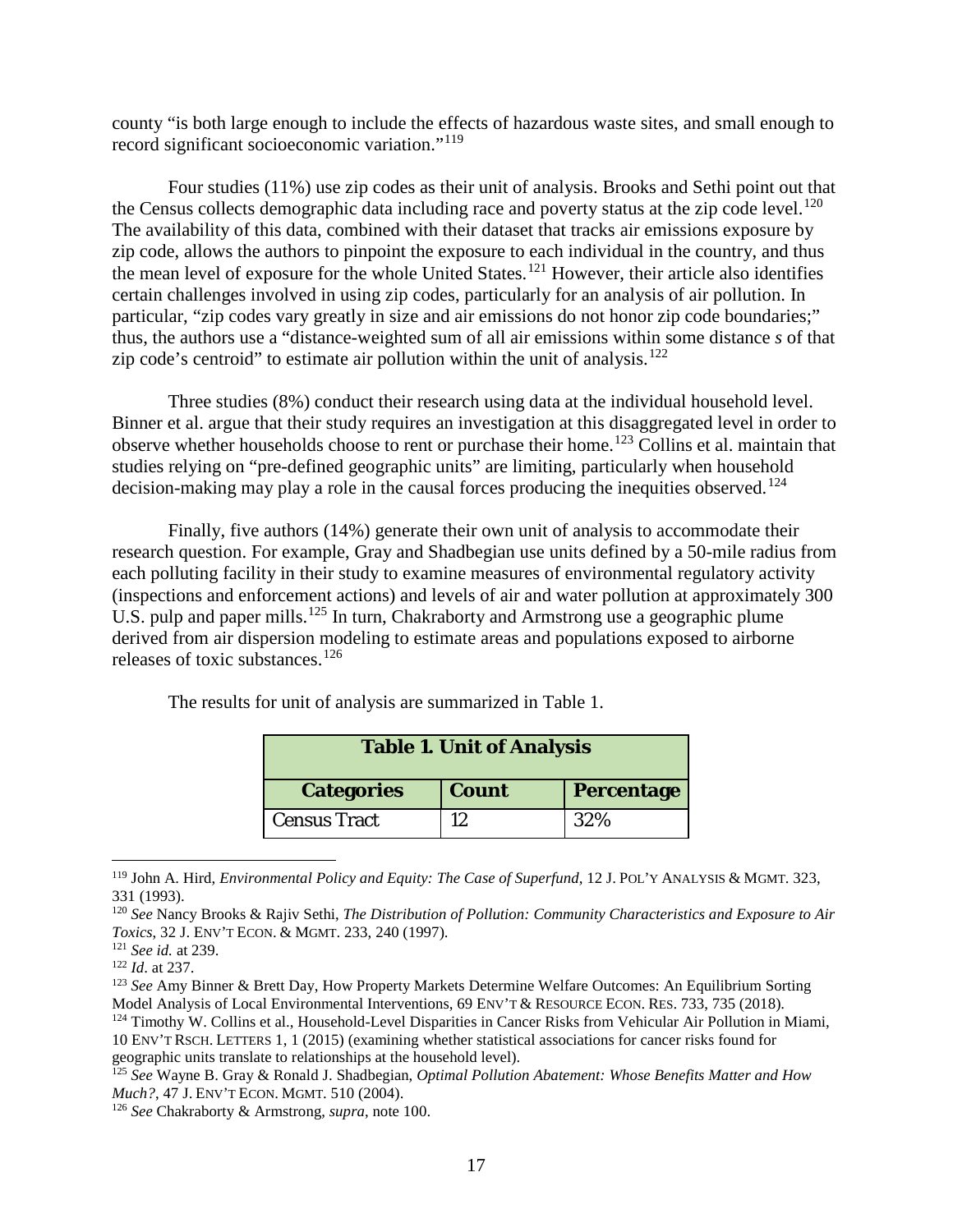county "is both large enough to include the effects of hazardous waste sites, and small enough to record significant socioeconomic variation."[119]

Four studies (11%) use zip codes as their unit of analysis. Brooks and Sethi point out that the Census collects demographic data including race and poverty status at the zip code level.[120] The availability of this data, combined with their dataset that tracks air emissions exposure by zip code, allows the authors to pinpoint the exposure to each individual in the country, and thus the mean level of exposure for the whole United States.[121] However, their article also identifies certain challenges involved in using zip codes, particularly for an analysis of air pollution. In particular, "zip codes vary greatly in size and air emissions do not honor zip code boundaries;" thus, the authors use a "distance-weighted sum of all air emissions within some distance *s* of that zip code's centroid" to estimate air pollution within the unit of analysis.[122]

Three studies (8%) conduct their research using data at the individual household level. Binner et al. argue that their study requires an investigation at this disaggregated level in order to observe whether households choose to rent or purchase their home.[123] Collins et al. maintain that studies relying on "pre-defined geographic units" are limiting, particularly when household decision-making may play a role in the causal forces producing the inequities observed.[124]

Finally, five authors (14%) generate their own unit of analysis to accommodate their research question. For example, Gray and Shadbegian use units defined by a 50-mile radius from each polluting facility in their study to examine measures of environmental regulatory activity (inspections and enforcement actions) and levels of air and water pollution at approximately 300 U.S. pulp and paper mills.[125] In turn, Chakraborty and Armstrong use a geographic plume derived from air dispersion modeling to estimate areas and populations exposed to airborne releases of toxic substances.[126]

The results for unit of analysis are summarized in Table 1.

**Table 1. Unit of Analysis**

| Categories | Count | Percentage |
| --- | --- | --- |
| Census Tract | 12 | 32% |

---

[119] John A. Hird, *Environmental Policy and Equity: The Case of Superfund*, 12 J. POL'Y ANALYSIS & MGMT. 323, 331 (1993).

[120] *See* Nancy Brooks & Rajiv Sethi, *The Distribution of Pollution: Community Characteristics and Exposure to Air Toxics*, 32 J. ENV'T ECON. & MGMT. 233, 240 (1997).

[121] *See id.* at 239.

[122] *Id*. at 237.

[123] *See* Amy Binner & Brett Day, How Property Markets Determine Welfare Outcomes: An Equilibrium Sorting Model Analysis of Local Environmental Interventions, 69 ENV'T & RESOURCE ECON. RES. 733, 735 (2018).

[124] Timothy W. Collins et al., Household-Level Disparities in Cancer Risks from Vehicular Air Pollution in Miami, 10 ENV'T RSCH. LETTERS 1, 1 (2015) (examining whether statistical associations for cancer risks found for geographic units translate to relationships at the household level).

[125] *See* Wayne B. Gray & Ronald J. Shadbegian, *Optimal Pollution Abatement: Whose Benefits Matter and How Much?*, 47 J. ENV'T ECON. MGMT. 510 (2004).

[126] *See* Chakraborty & Armstrong, *supra*, note 100.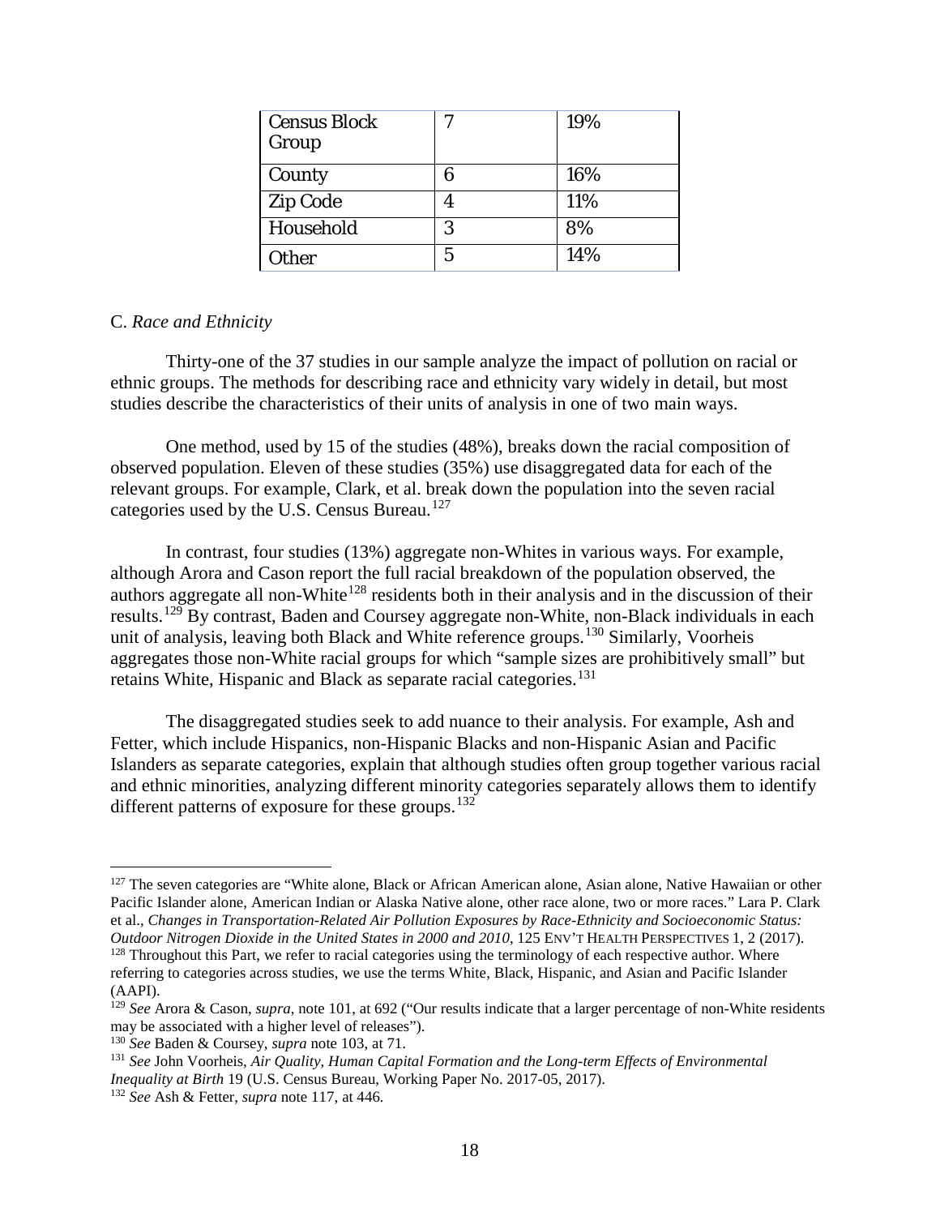| Census Block Group | 7 | 19% |
|---|---|---|
| County | 6 | 16% |
| Zip Code | 4 | 11% |
| Household | 3 | 8% |
| Other | 5 | 14% |

C. *Race and Ethnicity*

Thirty-one of the 37 studies in our sample analyze the impact of pollution on racial or ethnic groups. The methods for describing race and ethnicity vary widely in detail, but most studies describe the characteristics of their units of analysis in one of two main ways.

One method, used by 15 of the studies (48%), breaks down the racial composition of observed population. Eleven of these studies (35%) use disaggregated data for each of the relevant groups. For example, Clark, et al. break down the population into the seven racial categories used by the U.S. Census Bureau.[127]

In contrast, four studies (13%) aggregate non-Whites in various ways. For example, although Arora and Cason report the full racial breakdown of the population observed, the authors aggregate all non-White[128] residents both in their analysis and in the discussion of their results.[129] By contrast, Baden and Coursey aggregate non-White, non-Black individuals in each unit of analysis, leaving both Black and White reference groups.[130] Similarly, Voorheis aggregates those non-White racial groups for which "sample sizes are prohibitively small" but retains White, Hispanic and Black as separate racial categories.[131]

The disaggregated studies seek to add nuance to their analysis. For example, Ash and Fetter, which include Hispanics, non-Hispanic Blacks and non-Hispanic Asian and Pacific Islanders as separate categories, explain that although studies often group together various racial and ethnic minorities, analyzing different minority categories separately allows them to identify different patterns of exposure for these groups.[132]

---

[127] The seven categories are "White alone, Black or African American alone, Asian alone, Native Hawaiian or other Pacific Islander alone, American Indian or Alaska Native alone, other race alone, two or more races." Lara P. Clark et al., *Changes in Transportation-Related Air Pollution Exposures by Race-Ethnicity and Socioeconomic Status: Outdoor Nitrogen Dioxide in the United States in 2000 and 2010*, 125 ENV'T HEALTH PERSPECTIVES 1, 2 (2017).

[128] Throughout this Part, we refer to racial categories using the terminology of each respective author. Where referring to categories across studies, we use the terms White, Black, Hispanic, and Asian and Pacific Islander (AAPI).

[129] *See* Arora & Cason, *supra*, note 101, at 692 ("Our results indicate that a larger percentage of non-White residents may be associated with a higher level of releases").

[130] *See* Baden & Coursey, *supra* note 103, at 71.

[131] *See* John Voorheis, *Air Quality, Human Capital Formation and the Long-term Effects of Environmental Inequality at Birth* 19 (U.S. Census Bureau, Working Paper No. 2017-05, 2017).

[132] *See* Ash & Fetter, *supra* note 117, at 446.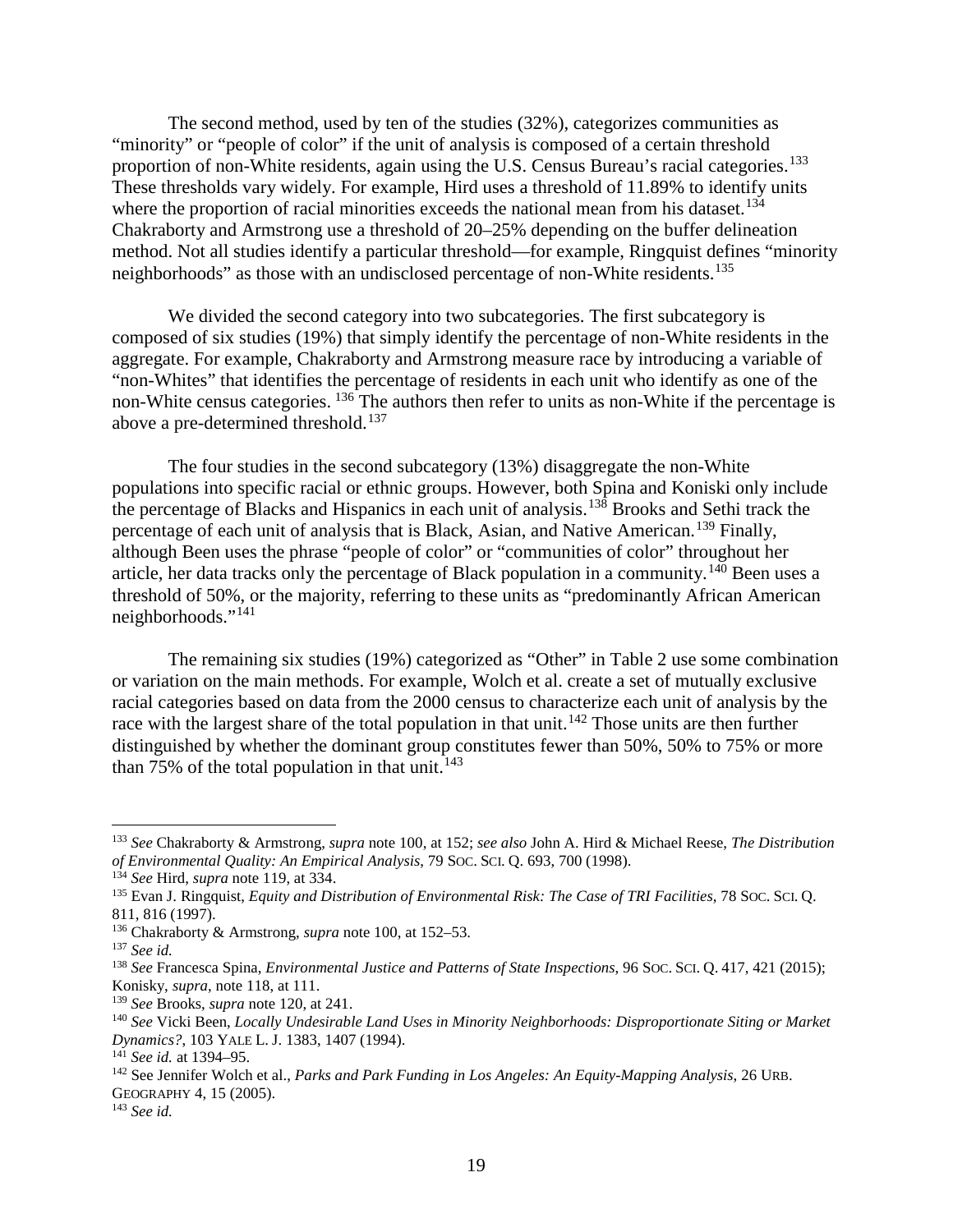The second method, used by ten of the studies (32%), categorizes communities as "minority" or "people of color" if the unit of analysis is composed of a certain threshold proportion of non-White residents, again using the U.S. Census Bureau's racial categories.[133] These thresholds vary widely. For example, Hird uses a threshold of 11.89% to identify units where the proportion of racial minorities exceeds the national mean from his dataset.[134] Chakraborty and Armstrong use a threshold of 20–25% depending on the buffer delineation method. Not all studies identify a particular threshold—for example, Ringquist defines "minority neighborhoods" as those with an undisclosed percentage of non-White residents.[135]

We divided the second category into two subcategories. The first subcategory is composed of six studies (19%) that simply identify the percentage of non-White residents in the aggregate. For example, Chakraborty and Armstrong measure race by introducing a variable of "non-Whites" that identifies the percentage of residents in each unit who identify as one of the non-White census categories. [136] The authors then refer to units as non-White if the percentage is above a pre-determined threshold.[137]

The four studies in the second subcategory (13%) disaggregate the non-White populations into specific racial or ethnic groups. However, both Spina and Koniski only include the percentage of Blacks and Hispanics in each unit of analysis.[138] Brooks and Sethi track the percentage of each unit of analysis that is Black, Asian, and Native American.[139] Finally, although Been uses the phrase "people of color" or "communities of color" throughout her article, her data tracks only the percentage of Black population in a community.[140] Been uses a threshold of 50%, or the majority, referring to these units as "predominantly African American neighborhoods."[141]

The remaining six studies (19%) categorized as "Other" in Table 2 use some combination or variation on the main methods. For example, Wolch et al. create a set of mutually exclusive racial categories based on data from the 2000 census to characterize each unit of analysis by the race with the largest share of the total population in that unit.[142] Those units are then further distinguished by whether the dominant group constitutes fewer than 50%, 50% to 75% or more than 75% of the total population in that unit.[143]

---

[133] *See* Chakraborty & Armstrong, *supra* note 100, at 152; *see also* John A. Hird & Michael Reese, *The Distribution of Environmental Quality: An Empirical Analysis*, 79 SOC. SCI. Q. 693, 700 (1998).

[134] *See* Hird, *supra* note 119, at 334.

[135] Evan J. Ringquist, *Equity and Distribution of Environmental Risk: The Case of TRI Facilities*, 78 SOC. SCI. Q. 811, 816 (1997).

[136] Chakraborty & Armstrong, *supra* note 100, at 152–53.

[137] *See id.*

[138] *See* Francesca Spina, *Environmental Justice and Patterns of State Inspections*, 96 SOC. SCI. Q. 417, 421 (2015); Konisky, *supra*, note 118, at 111.

[139] *See* Brooks, *supra* note 120, at 241.

[140] *See* Vicki Been, *Locally Undesirable Land Uses in Minority Neighborhoods: Disproportionate Siting or Market Dynamics?*, 103 YALE L. J. 1383, 1407 (1994).

[141] *See id.* at 1394–95.

[142] See Jennifer Wolch et al., *Parks and Park Funding in Los Angeles: An Equity-Mapping Analysis*, 26 URB. GEOGRAPHY 4, 15 (2005).

[143] *See id.*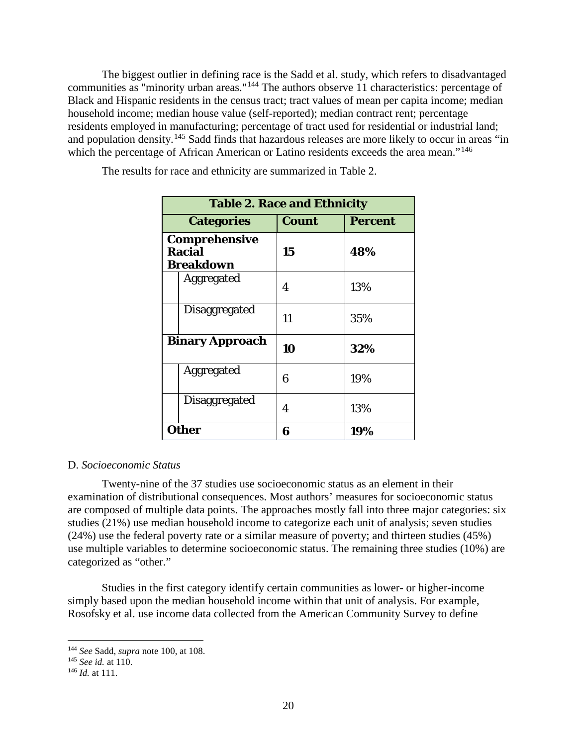The biggest outlier in defining race is the Sadd et al. study, which refers to disadvantaged communities as "minority urban areas."[144] The authors observe 11 characteristics: percentage of Black and Hispanic residents in the census tract; tract values of mean per capita income; median household income; median house value (self-reported); median contract rent; percentage residents employed in manufacturing; percentage of tract used for residential or industrial land; and population density.[145] Sadd finds that hazardous releases are more likely to occur in areas "in which the percentage of African American or Latino residents exceeds the area mean."[146]

The results for race and ethnicity are summarized in Table 2.

| **Table 2. Race and Ethnicity** | | |
|---|---|---|
| **Categories** | **Count** | **Percent** |
| **Comprehensive Racial Breakdown** | **15** | **48%** |
| Aggregated | 4 | 13% |
| Disaggregated | 11 | 35% |
| **Binary Approach** | **10** | **32%** |
| Aggregated | 6 | 19% |
| Disaggregated | 4 | 13% |
| **Other** | **6** | **19%** |

D. *Socioeconomic Status*

Twenty-nine of the 37 studies use socioeconomic status as an element in their examination of distributional consequences. Most authors' measures for socioeconomic status are composed of multiple data points. The approaches mostly fall into three major categories: six studies (21%) use median household income to categorize each unit of analysis; seven studies (24%) use the federal poverty rate or a similar measure of poverty; and thirteen studies (45%) use multiple variables to determine socioeconomic status. The remaining three studies (10%) are categorized as "other."

Studies in the first category identify certain communities as lower- or higher-income simply based upon the median household income within that unit of analysis. For example, Rosofsky et al. use income data collected from the American Community Survey to define

---

[144] *See* Sadd, *supra* note 100, at 108.

[145] *See id.* at 110.

[146] *Id.* at 111.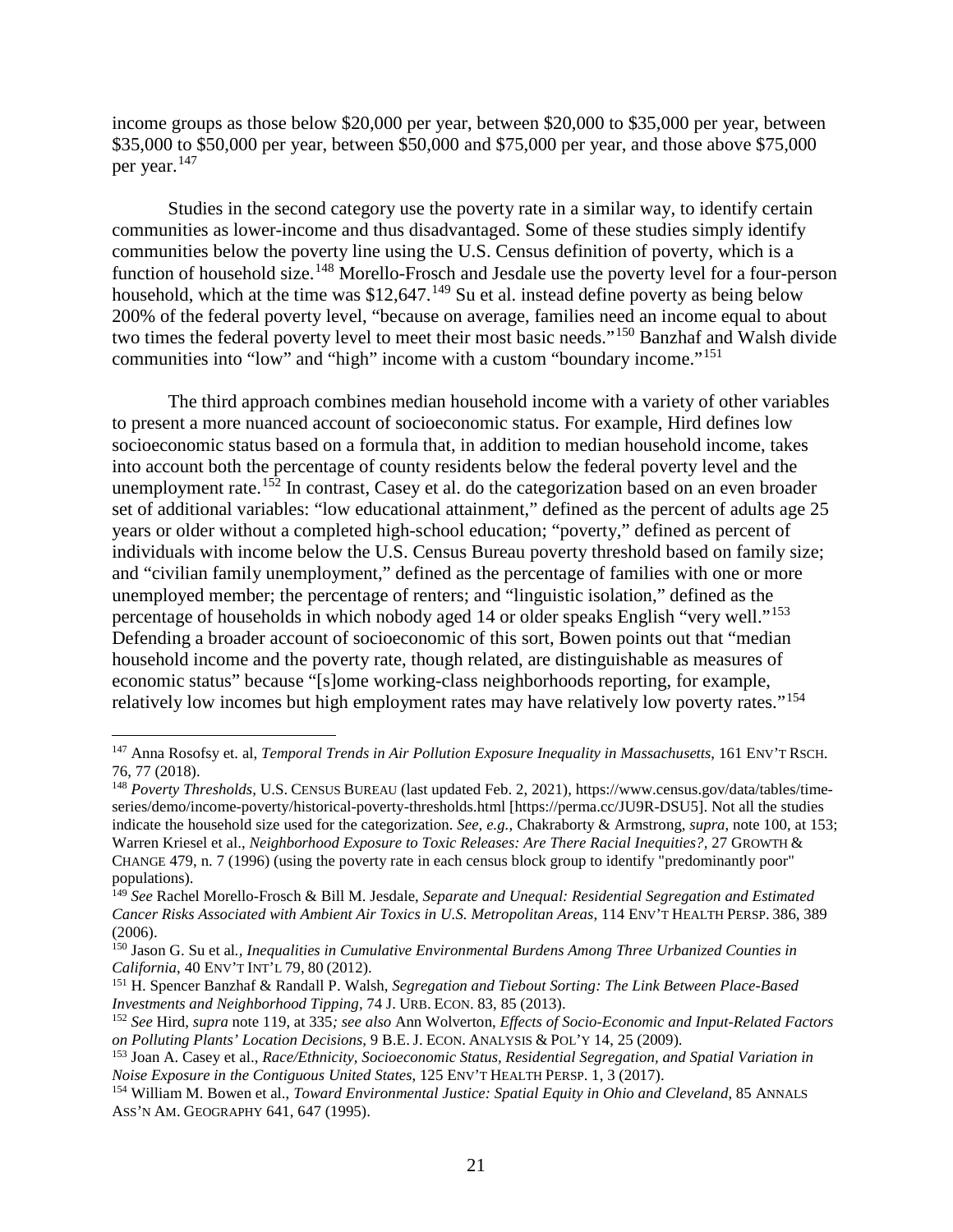income groups as those below $20,000 per year, between $20,000 to $35,000 per year, between $35,000 to $50,000 per year, between $50,000 and $75,000 per year, and those above $75,000 per year.[147]

Studies in the second category use the poverty rate in a similar way, to identify certain communities as lower-income and thus disadvantaged. Some of these studies simply identify communities below the poverty line using the U.S. Census definition of poverty, which is a function of household size.[148] Morello-Frosch and Jesdale use the poverty level for a four-person household, which at the time was $12,647.[149] Su et al. instead define poverty as being below 200% of the federal poverty level, "because on average, families need an income equal to about two times the federal poverty level to meet their most basic needs."[150] Banzhaf and Walsh divide communities into "low" and "high" income with a custom "boundary income."[151]

The third approach combines median household income with a variety of other variables to present a more nuanced account of socioeconomic status. For example, Hird defines low socioeconomic status based on a formula that, in addition to median household income, takes into account both the percentage of county residents below the federal poverty level and the unemployment rate.[152] In contrast, Casey et al. do the categorization based on an even broader set of additional variables: "low educational attainment," defined as the percent of adults age 25 years or older without a completed high-school education; "poverty," defined as percent of individuals with income below the U.S. Census Bureau poverty threshold based on family size; and "civilian family unemployment," defined as the percentage of families with one or more unemployed member; the percentage of renters; and "linguistic isolation," defined as the percentage of households in which nobody aged 14 or older speaks English "very well."[153] Defending a broader account of socioeconomic of this sort, Bowen points out that "median household income and the poverty rate, though related, are distinguishable as measures of economic status" because "[s]ome working-class neighborhoods reporting, for example, relatively low incomes but high employment rates may have relatively low poverty rates."[154]

---

[147] Anna Rosofsy et. al, *Temporal Trends in Air Pollution Exposure Inequality in Massachusetts*, 161 ENV'T RSCH. 76, 77 (2018).

[148] *Poverty Thresholds*, U.S. CENSUS BUREAU (last updated Feb. 2, 2021), https://www.census.gov/data/tables/time-series/demo/income-poverty/historical-poverty-thresholds.html [https://perma.cc/JU9R-DSU5]. Not all the studies indicate the household size used for the categorization. *See, e.g.*, Chakraborty & Armstrong, *supra*, note 100, at 153; Warren Kriesel et al., *Neighborhood Exposure to Toxic Releases: Are There Racial Inequities?*, 27 GROWTH & CHANGE 479, n. 7 (1996) (using the poverty rate in each census block group to identify "predominantly poor" populations).

[149] *See* Rachel Morello-Frosch & Bill M. Jesdale, *Separate and Unequal: Residential Segregation and Estimated Cancer Risks Associated with Ambient Air Toxics in U.S. Metropolitan Areas*, 114 ENV'T HEALTH PERSP. 386, 389 (2006).

[150] Jason G. Su et al*.*, *Inequalities in Cumulative Environmental Burdens Among Three Urbanized Counties in California*, 40 ENV'T INT'L 79, 80 (2012).

[151] H. Spencer Banzhaf & Randall P. Walsh, *Segregation and Tiebout Sorting: The Link Between Place-Based Investments and Neighborhood Tipping*, 74 J. URB. ECON. 83, 85 (2013).

[152] *See* Hird, *supra* note 119, at 335*; see also* Ann Wolverton, *Effects of Socio-Economic and Input-Related Factors on Polluting Plants' Location Decisions*, 9 B.E. J. ECON. ANALYSIS & POL'Y 14, 25 (2009).

[153] Joan A. Casey et al., *Race/Ethnicity, Socioeconomic Status, Residential Segregation, and Spatial Variation in Noise Exposure in the Contiguous United States*, 125 ENV'T HEALTH PERSP. 1, 3 (2017).

[154] William M. Bowen et al., *Toward Environmental Justice: Spatial Equity in Ohio and Cleveland*, 85 ANNALS ASS'N AM. GEOGRAPHY 641, 647 (1995).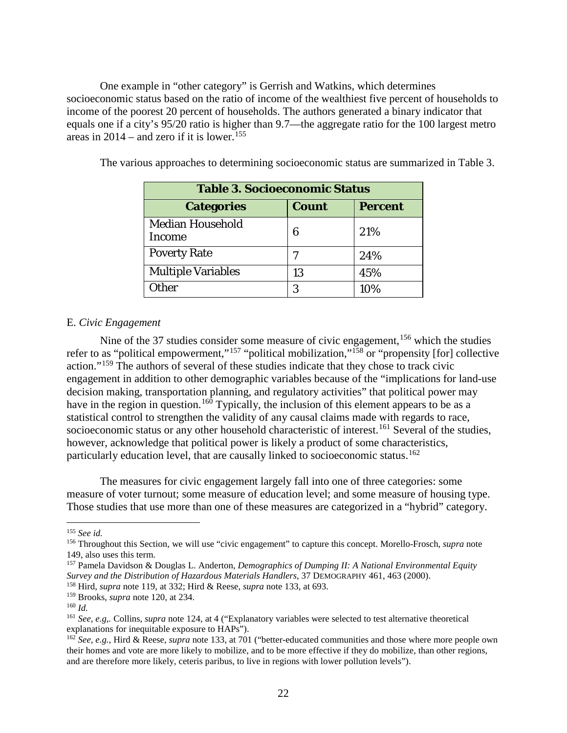One example in "other category" is Gerrish and Watkins, which determines socioeconomic status based on the ratio of income of the wealthiest five percent of households to income of the poorest 20 percent of households. The authors generated a binary indicator that equals one if a city's 95/20 ratio is higher than 9.7—the aggregate ratio for the 100 largest metro areas in 2014 – and zero if it is lower.[155]

The various approaches to determining socioeconomic status are summarized in Table 3.

| **Table 3. Socioeconomic Status** | | |
|---|---|---|
| **Categories** | **Count** | **Percent** |
| Median Household Income | 6 | 21% |
| Poverty Rate | 7 | 24% |
| Multiple Variables | 13 | 45% |
| Other | 3 | 10% |

E. *Civic Engagement*

Nine of the 37 studies consider some measure of civic engagement,[156] which the studies refer to as "political empowerment,"[157] "political mobilization,"[158] or "propensity [for] collective action."[159] The authors of several of these studies indicate that they chose to track civic engagement in addition to other demographic variables because of the "implications for land-use decision making, transportation planning, and regulatory activities" that political power may have in the region in question.[160] Typically, the inclusion of this element appears to be as a statistical control to strengthen the validity of any causal claims made with regards to race, socioeconomic status or any other household characteristic of interest.[161] Several of the studies, however, acknowledge that political power is likely a product of some characteristics, particularly education level, that are causally linked to socioeconomic status.[162]

The measures for civic engagement largely fall into one of three categories: some measure of voter turnout; some measure of education level; and some measure of housing type. Those studies that use more than one of these measures are categorized in a "hybrid" category.

---

[155] *See id.*

[156] Throughout this Section, we will use "civic engagement" to capture this concept. Morello-Frosch, *supra* note 149, also uses this term.

[157] Pamela Davidson & Douglas L. Anderton, *Demographics of Dumping II: A National Environmental Equity Survey and the Distribution of Hazardous Materials Handlers*, 37 DEMOGRAPHY 461, 463 (2000).

[158] Hird, *supra* note 119, at 332; Hird & Reese, *supra* note 133, at 693.

[159] Brooks, *supra* note 120, at 234.

[160] *Id.*

[161] *See, e.g*,. Collins, *supra* note 124, at 4 ("Explanatory variables were selected to test alternative theoretical explanations for inequitable exposure to HAPs").

[162] *See, e.g.*, Hird & Reese, *supra* note 133, at 701 ("better-educated communities and those where more people own their homes and vote are more likely to mobilize, and to be more effective if they do mobilize, than other regions, and are therefore more likely, ceteris paribus, to live in regions with lower pollution levels").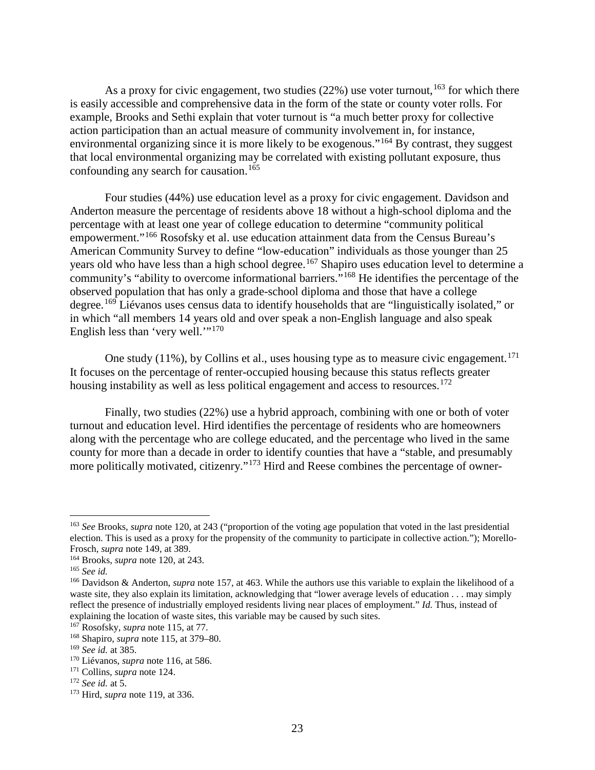As a proxy for civic engagement, two studies (22%) use voter turnout,[163] for which there is easily accessible and comprehensive data in the form of the state or county voter rolls. For example, Brooks and Sethi explain that voter turnout is "a much better proxy for collective action participation than an actual measure of community involvement in, for instance, environmental organizing since it is more likely to be exogenous."[164] By contrast, they suggest that local environmental organizing may be correlated with existing pollutant exposure, thus confounding any search for causation.[165]

Four studies (44%) use education level as a proxy for civic engagement. Davidson and Anderton measure the percentage of residents above 18 without a high-school diploma and the percentage with at least one year of college education to determine "community political empowerment."[166] Rosofsky et al. use education attainment data from the Census Bureau's American Community Survey to define "low-education" individuals as those younger than 25 years old who have less than a high school degree.[167] Shapiro uses education level to determine a community's "ability to overcome informational barriers."[168] He identifies the percentage of the observed population that has only a grade-school diploma and those that have a college degree.[169] Liévanos uses census data to identify households that are "linguistically isolated," or in which "all members 14 years old and over speak a non-English language and also speak English less than 'very well.'"[170]

One study (11%), by Collins et al., uses housing type as to measure civic engagement.[171] It focuses on the percentage of renter-occupied housing because this status reflects greater housing instability as well as less political engagement and access to resources.[172]

Finally, two studies (22%) use a hybrid approach, combining with one or both of voter turnout and education level. Hird identifies the percentage of residents who are homeowners along with the percentage who are college educated, and the percentage who lived in the same county for more than a decade in order to identify counties that have a "stable, and presumably more politically motivated, citizenry."[173] Hird and Reese combines the percentage of owner-

---

[163] *See* Brooks, *supra* note 120, at 243 ("proportion of the voting age population that voted in the last presidential election. This is used as a proxy for the propensity of the community to participate in collective action."); Morello-Frosch, *supra* note 149, at 389.

[164] Brooks, *supra* note 120, at 243.

[165] *See id.*

[166] Davidson & Anderton, *supra* note 157, at 463. While the authors use this variable to explain the likelihood of a waste site, they also explain its limitation, acknowledging that "lower average levels of education . . . may simply reflect the presence of industrially employed residents living near places of employment." *Id.* Thus, instead of explaining the location of waste sites, this variable may be caused by such sites.

[167] Rosofsky, *supra* note 115, at 77.

[168] Shapiro, *supra* note 115, at 379–80.

[169] *See id.* at 385.

[170] Liévanos, *supra* note 116, at 586.

[171] Collins, *supra* note 124.

[172] *See id.* at 5.

[173] Hird, *supra* note 119, at 336.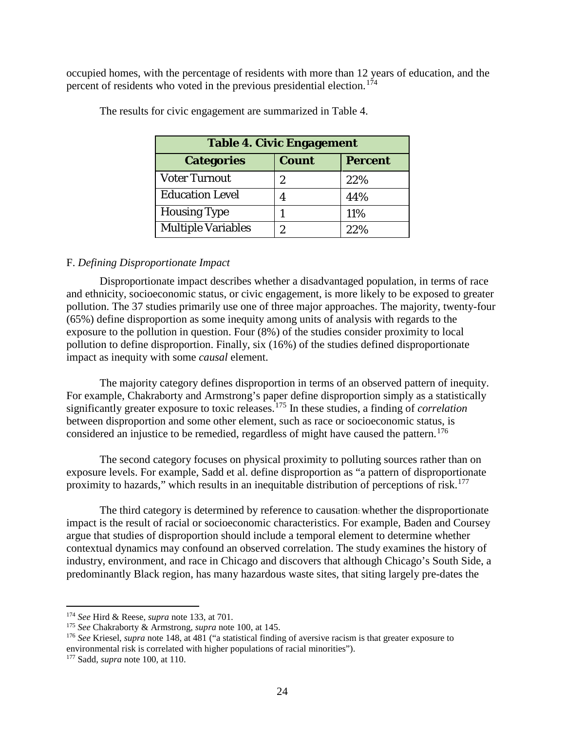occupied homes, with the percentage of residents with more than 12 years of education, and the percent of residents who voted in the previous presidential election.[174]

The results for civic engagement are summarized in Table 4.

| **Table 4. Civic Engagement** | | |
|---|---|---|
| **Categories** | **Count** | **Percent** |
| Voter Turnout | 2 | 22% |
| Education Level | 4 | 44% |
| Housing Type | 1 | 11% |
| Multiple Variables | 2 | 22% |

F. *Defining Disproportionate Impact*

Disproportionate impact describes whether a disadvantaged population, in terms of race and ethnicity, socioeconomic status, or civic engagement, is more likely to be exposed to greater pollution. The 37 studies primarily use one of three major approaches. The majority, twenty-four (65%) define disproportion as some inequity among units of analysis with regards to the exposure to the pollution in question. Four (8%) of the studies consider proximity to local pollution to define disproportion. Finally, six (16%) of the studies defined disproportionate impact as inequity with some *causal* element.

The majority category defines disproportion in terms of an observed pattern of inequity. For example, Chakraborty and Armstrong's paper define disproportion simply as a statistically significantly greater exposure to toxic releases.[175] In these studies, a finding of *correlation* between disproportion and some other element, such as race or socioeconomic status, is considered an injustice to be remedied, regardless of might have caused the pattern.[176]

The second category focuses on physical proximity to polluting sources rather than on exposure levels. For example, Sadd et al. define disproportion as "a pattern of disproportionate proximity to hazards," which results in an inequitable distribution of perceptions of risk.[177]

The third category is determined by reference to causation: whether the disproportionate impact is the result of racial or socioeconomic characteristics. For example, Baden and Coursey argue that studies of disproportion should include a temporal element to determine whether contextual dynamics may confound an observed correlation. The study examines the history of industry, environment, and race in Chicago and discovers that although Chicago's South Side, a predominantly Black region, has many hazardous waste sites, that siting largely pre-dates the

---

[174] *See* Hird & Reese, *supra* note 133, at 701.

[175] *See* Chakraborty & Armstrong, *supra* note 100, at 145.

[176] *See* Kriesel, *supra* note 148, at 481 ("a statistical finding of aversive racism is that greater exposure to environmental risk is correlated with higher populations of racial minorities").

[177] Sadd, *supra* note 100, at 110.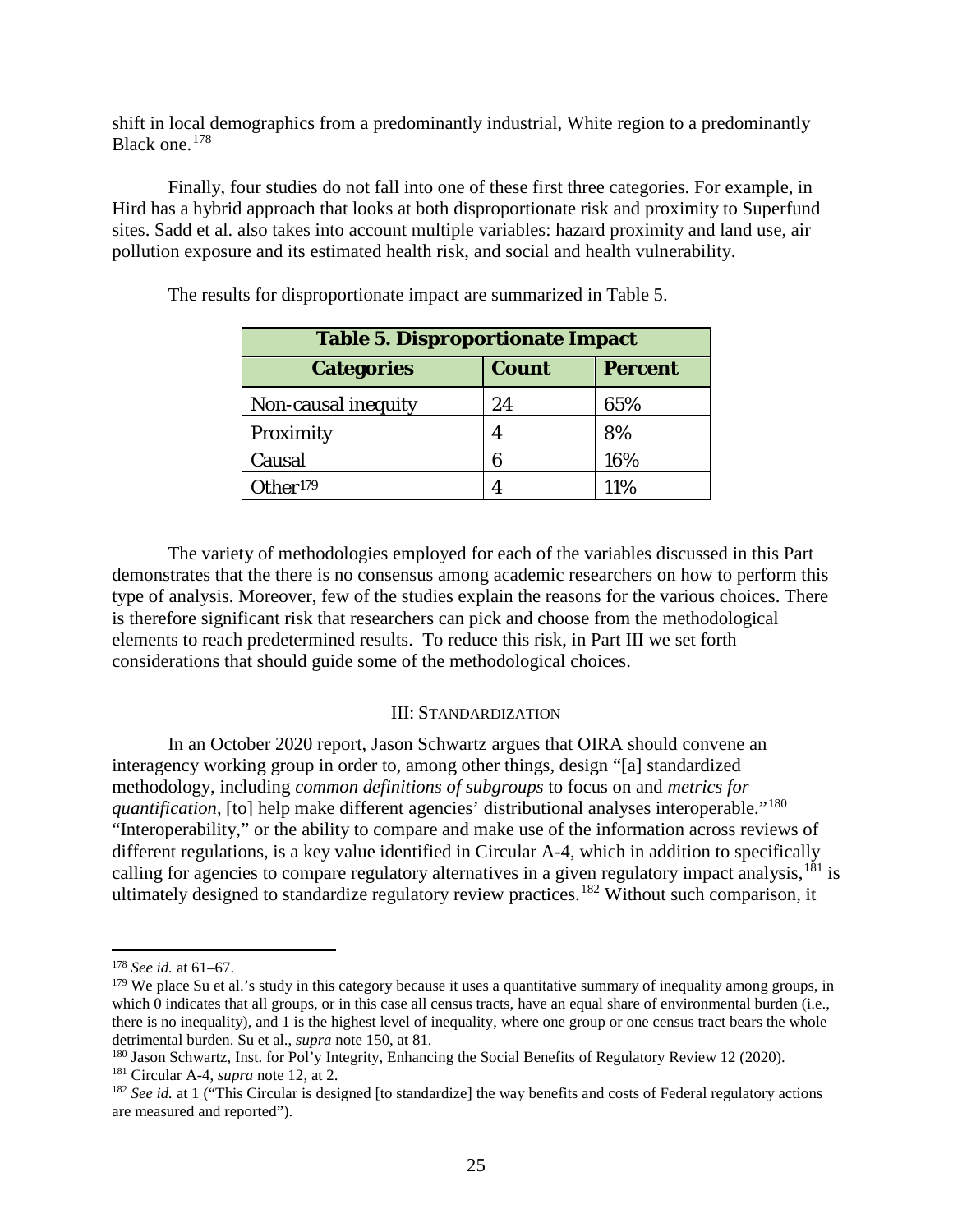shift in local demographics from a predominantly industrial, White region to a predominantly Black one.[178]

Finally, four studies do not fall into one of these first three categories. For example, in Hird has a hybrid approach that looks at both disproportionate risk and proximity to Superfund sites. Sadd et al. also takes into account multiple variables: hazard proximity and land use, air pollution exposure and its estimated health risk, and social and health vulnerability.

The results for disproportionate impact are summarized in Table 5.

| **Table 5. Disproportionate Impact** | | |
|---|---|---|
| **Categories** | **Count** | **Percent** |
| Non-causal inequity | 24 | 65% |
| Proximity | 4 | 8% |
| Causal | 6 | 16% |
| Other[179] | 4 | 11% |

The variety of methodologies employed for each of the variables discussed in this Part demonstrates that the there is no consensus among academic researchers on how to perform this type of analysis. Moreover, few of the studies explain the reasons for the various choices. There is therefore significant risk that researchers can pick and choose from the methodological elements to reach predetermined results. To reduce this risk, in Part III we set forth considerations that should guide some of the methodological choices.

## III: STANDARDIZATION

In an October 2020 report, Jason Schwartz argues that OIRA should convene an interagency working group in order to, among other things, design "[a] standardized methodology, including *common definitions of subgroups* to focus on and *metrics for quantification*, [to] help make different agencies' distributional analyses interoperable."[180] "Interoperability," or the ability to compare and make use of the information across reviews of different regulations, is a key value identified in Circular A-4, which in addition to specifically calling for agencies to compare regulatory alternatives in a given regulatory impact analysis,[181] is ultimately designed to standardize regulatory review practices.[182] Without such comparison, it

---

[178] *See id.* at 61–67.

[179] We place Su et al.'s study in this category because it uses a quantitative summary of inequality among groups, in which 0 indicates that all groups, or in this case all census tracts, have an equal share of environmental burden (i.e., there is no inequality), and 1 is the highest level of inequality, where one group or one census tract bears the whole detrimental burden. Su et al., *supra* note 150, at 81.

[180] Jason Schwartz, Inst. for Pol'y Integrity, Enhancing the Social Benefits of Regulatory Review 12 (2020).

[181] Circular A-4, *supra* note 12, at 2.

[182] *See id.* at 1 ("This Circular is designed [to standardize] the way benefits and costs of Federal regulatory actions are measured and reported").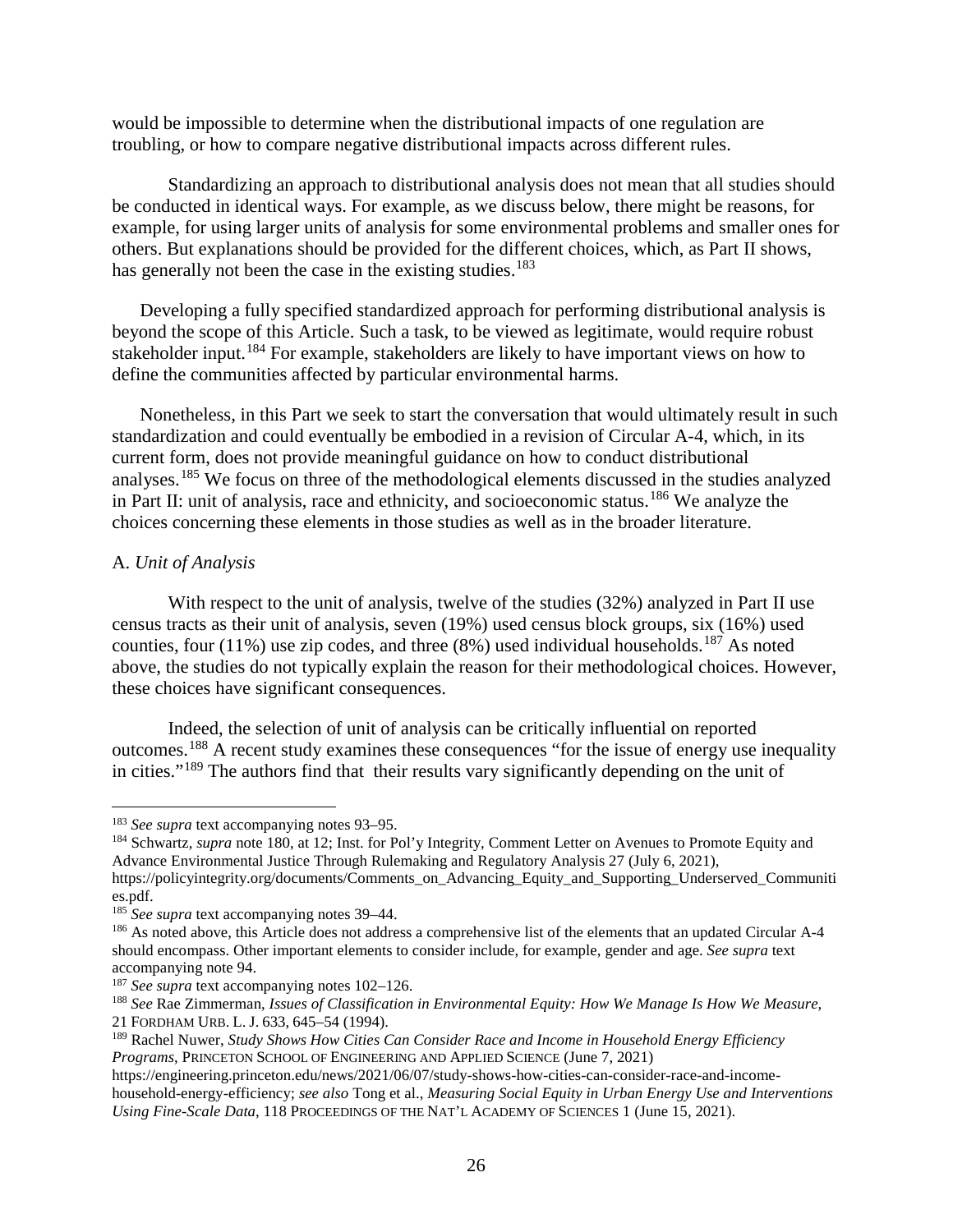would be impossible to determine when the distributional impacts of one regulation are troubling, or how to compare negative distributional impacts across different rules.

Standardizing an approach to distributional analysis does not mean that all studies should be conducted in identical ways. For example, as we discuss below, there might be reasons, for example, for using larger units of analysis for some environmental problems and smaller ones for others. But explanations should be provided for the different choices, which, as Part II shows, has generally not been the case in the existing studies.[183]

Developing a fully specified standardized approach for performing distributional analysis is beyond the scope of this Article. Such a task, to be viewed as legitimate, would require robust stakeholder input.[184] For example, stakeholders are likely to have important views on how to define the communities affected by particular environmental harms.

Nonetheless, in this Part we seek to start the conversation that would ultimately result in such standardization and could eventually be embodied in a revision of Circular A-4, which, in its current form, does not provide meaningful guidance on how to conduct distributional analyses.[185] We focus on three of the methodological elements discussed in the studies analyzed in Part II: unit of analysis, race and ethnicity, and socioeconomic status.[186] We analyze the choices concerning these elements in those studies as well as in the broader literature.

### A. *Unit of Analysis*

With respect to the unit of analysis, twelve of the studies (32%) analyzed in Part II use census tracts as their unit of analysis, seven (19%) used census block groups, six (16%) used counties, four (11%) use zip codes, and three (8%) used individual households.[187] As noted above, the studies do not typically explain the reason for their methodological choices. However, these choices have significant consequences.

Indeed, the selection of unit of analysis can be critically influential on reported outcomes.[188] A recent study examines these consequences "for the issue of energy use inequality in cities."[189] The authors find that their results vary significantly depending on the unit of

---

[183] *See supra* text accompanying notes 93–95.

[184] Schwartz, *supra* note 180, at 12; Inst. for Pol'y Integrity, Comment Letter on Avenues to Promote Equity and Advance Environmental Justice Through Rulemaking and Regulatory Analysis 27 (July 6, 2021), https://policyintegrity.org/documents/Comments_on_Advancing_Equity_and_Supporting_Underserved_Communities.pdf.

[185] *See supra* text accompanying notes 39–44.

[186] As noted above, this Article does not address a comprehensive list of the elements that an updated Circular A-4 should encompass. Other important elements to consider include, for example, gender and age. *See supra* text accompanying note 94.

[187] *See supra* text accompanying notes 102–126.

[188] *See* Rae Zimmerman, *Issues of Classification in Environmental Equity: How We Manage Is How We Measure*, 21 FORDHAM URB. L. J. 633, 645–54 (1994).

[189] Rachel Nuwer, *Study Shows How Cities Can Consider Race and Income in Household Energy Efficiency Programs*, PRINCETON SCHOOL OF ENGINEERING AND APPLIED SCIENCE (June 7, 2021) https://engineering.princeton.edu/news/2021/06/07/study-shows-how-cities-can-consider-race-and-income-household-energy-efficiency; *see also* Tong et al., *Measuring Social Equity in Urban Energy Use and Interventions Using Fine-Scale Data*, 118 PROCEEDINGS OF THE NAT'L ACADEMY OF SCIENCES 1 (June 15, 2021).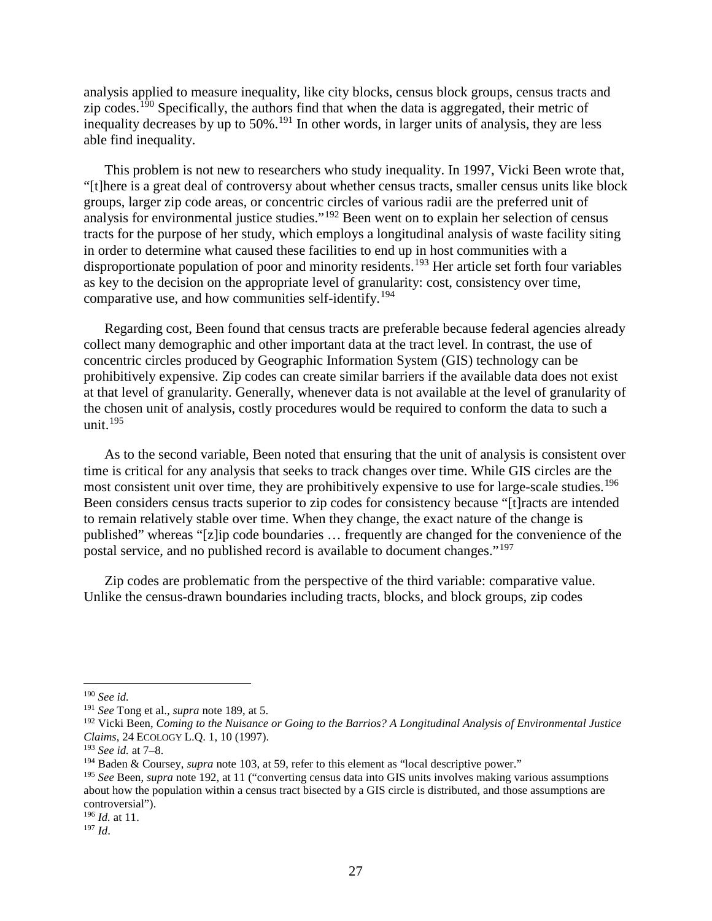analysis applied to measure inequality, like city blocks, census block groups, census tracts and zip codes.[190] Specifically, the authors find that when the data is aggregated, their metric of inequality decreases by up to 50%.[191] In other words, in larger units of analysis, they are less able find inequality.

This problem is not new to researchers who study inequality. In 1997, Vicki Been wrote that, "[t]here is a great deal of controversy about whether census tracts, smaller census units like block groups, larger zip code areas, or concentric circles of various radii are the preferred unit of analysis for environmental justice studies."[192] Been went on to explain her selection of census tracts for the purpose of her study, which employs a longitudinal analysis of waste facility siting in order to determine what caused these facilities to end up in host communities with a disproportionate population of poor and minority residents.[193] Her article set forth four variables as key to the decision on the appropriate level of granularity: cost, consistency over time, comparative use, and how communities self-identify.[194]

Regarding cost, Been found that census tracts are preferable because federal agencies already collect many demographic and other important data at the tract level. In contrast, the use of concentric circles produced by Geographic Information System (GIS) technology can be prohibitively expensive. Zip codes can create similar barriers if the available data does not exist at that level of granularity. Generally, whenever data is not available at the level of granularity of the chosen unit of analysis, costly procedures would be required to conform the data to such a unit.[195]

As to the second variable, Been noted that ensuring that the unit of analysis is consistent over time is critical for any analysis that seeks to track changes over time. While GIS circles are the most consistent unit over time, they are prohibitively expensive to use for large-scale studies.[196] Been considers census tracts superior to zip codes for consistency because "[t]racts are intended to remain relatively stable over time. When they change, the exact nature of the change is published" whereas "[z]ip code boundaries … frequently are changed for the convenience of the postal service, and no published record is available to document changes."[197]

Zip codes are problematic from the perspective of the third variable: comparative value. Unlike the census-drawn boundaries including tracts, blocks, and block groups, zip codes

---

[190] *See id.*

[191] *See* Tong et al., *supra* note 189, at 5.

[192] Vicki Been, *Coming to the Nuisance or Going to the Barrios? A Longitudinal Analysis of Environmental Justice Claims*, 24 ECOLOGY L.Q. 1, 10 (1997).

[193] *See id.* at 7–8.

[194] Baden & Coursey, *supra* note 103, at 59, refer to this element as "local descriptive power."

[195] *See* Been, *supra* note 192, at 11 ("converting census data into GIS units involves making various assumptions about how the population within a census tract bisected by a GIS circle is distributed, and those assumptions are controversial").

[196] *Id.* at 11.

[197] *Id*.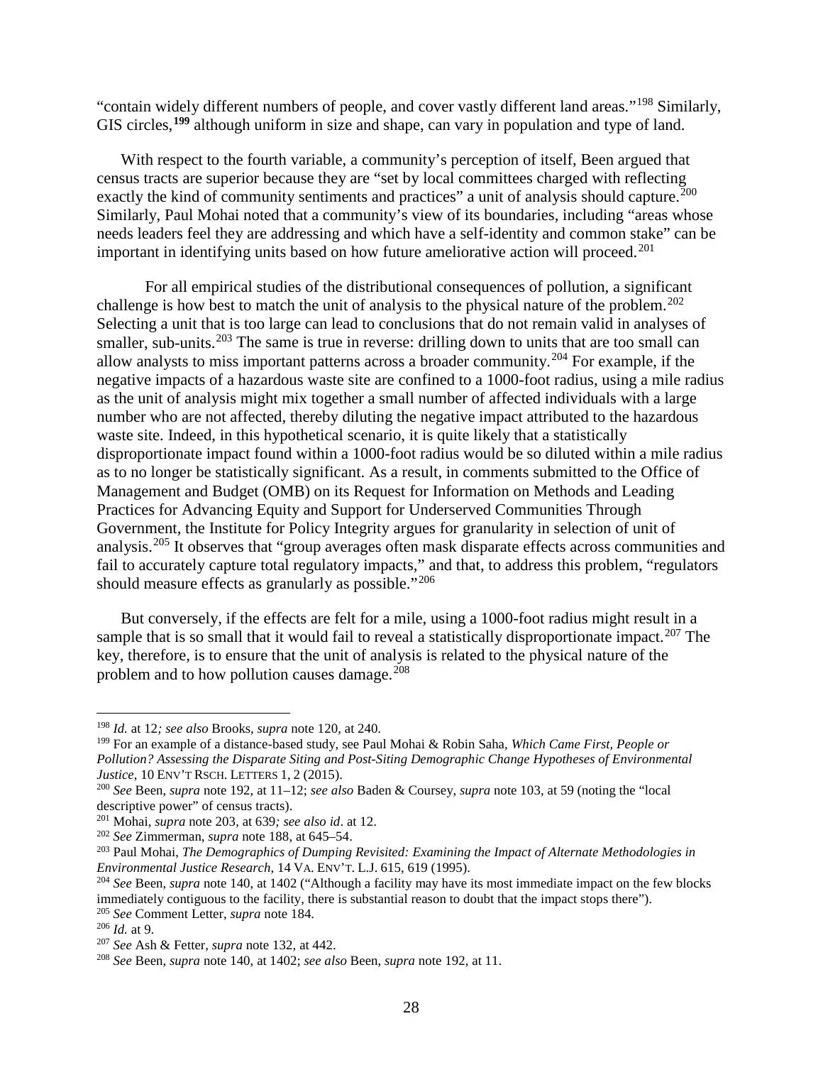"contain widely different numbers of people, and cover vastly different land areas."[198] Similarly, GIS circles,[199] although uniform in size and shape, can vary in population and type of land.

With respect to the fourth variable, a community's perception of itself, Been argued that census tracts are superior because they are "set by local committees charged with reflecting exactly the kind of community sentiments and practices" a unit of analysis should capture.[200] Similarly, Paul Mohai noted that a community's view of its boundaries, including "areas whose needs leaders feel they are addressing and which have a self-identity and common stake" can be important in identifying units based on how future ameliorative action will proceed.[201]

For all empirical studies of the distributional consequences of pollution, a significant challenge is how best to match the unit of analysis to the physical nature of the problem.[202] Selecting a unit that is too large can lead to conclusions that do not remain valid in analyses of smaller, sub-units.[203] The same is true in reverse: drilling down to units that are too small can allow analysts to miss important patterns across a broader community.[204] For example, if the negative impacts of a hazardous waste site are confined to a 1000-foot radius, using a mile radius as the unit of analysis might mix together a small number of affected individuals with a large number who are not affected, thereby diluting the negative impact attributed to the hazardous waste site. Indeed, in this hypothetical scenario, it is quite likely that a statistically disproportionate impact found within a 1000-foot radius would be so diluted within a mile radius as to no longer be statistically significant. As a result, in comments submitted to the Office of Management and Budget (OMB) on its Request for Information on Methods and Leading Practices for Advancing Equity and Support for Underserved Communities Through Government, the Institute for Policy Integrity argues for granularity in selection of unit of analysis.[205] It observes that "group averages often mask disparate effects across communities and fail to accurately capture total regulatory impacts," and that, to address this problem, "regulators should measure effects as granularly as possible."[206]

But conversely, if the effects are felt for a mile, using a 1000-foot radius might result in a sample that is so small that it would fail to reveal a statistically disproportionate impact.[207] The key, therefore, is to ensure that the unit of analysis is related to the physical nature of the problem and to how pollution causes damage.[208]

---

[198] *Id.* at 12*; see also* Brooks, *supra* note 120, at 240.

[199] For an example of a distance-based study, see Paul Mohai & Robin Saha, *Which Came First, People or Pollution? Assessing the Disparate Siting and Post-Siting Demographic Change Hypotheses of Environmental Justice*, 10 ENV'T RSCH. LETTERS 1, 2 (2015).

[200] *See* Been, *supra* note 192, at 11–12; *see also* Baden & Coursey, *supra* note 103, at 59 (noting the "local descriptive power" of census tracts).

[201] Mohai, *supra* note 203, at 639*; see also id*. at 12.

[202] *See* Zimmerman, *supra* note 188, at 645–54.

[203] Paul Mohai, *The Demographics of Dumping Revisited: Examining the Impact of Alternate Methodologies in Environmental Justice Research*, 14 VA. ENV'T. L.J. 615, 619 (1995).

[204] *See* Been, *supra* note 140, at 1402 ("Although a facility may have its most immediate impact on the few blocks immediately contiguous to the facility, there is substantial reason to doubt that the impact stops there").

[205] *See* Comment Letter, *supra* note 184.

[206] *Id.* at 9.

[207] *See* Ash & Fetter, *supra* note 132, at 442.

[208] *See* Been, *supra* note 140, at 1402; *see also* Been, *supra* note 192, at 11.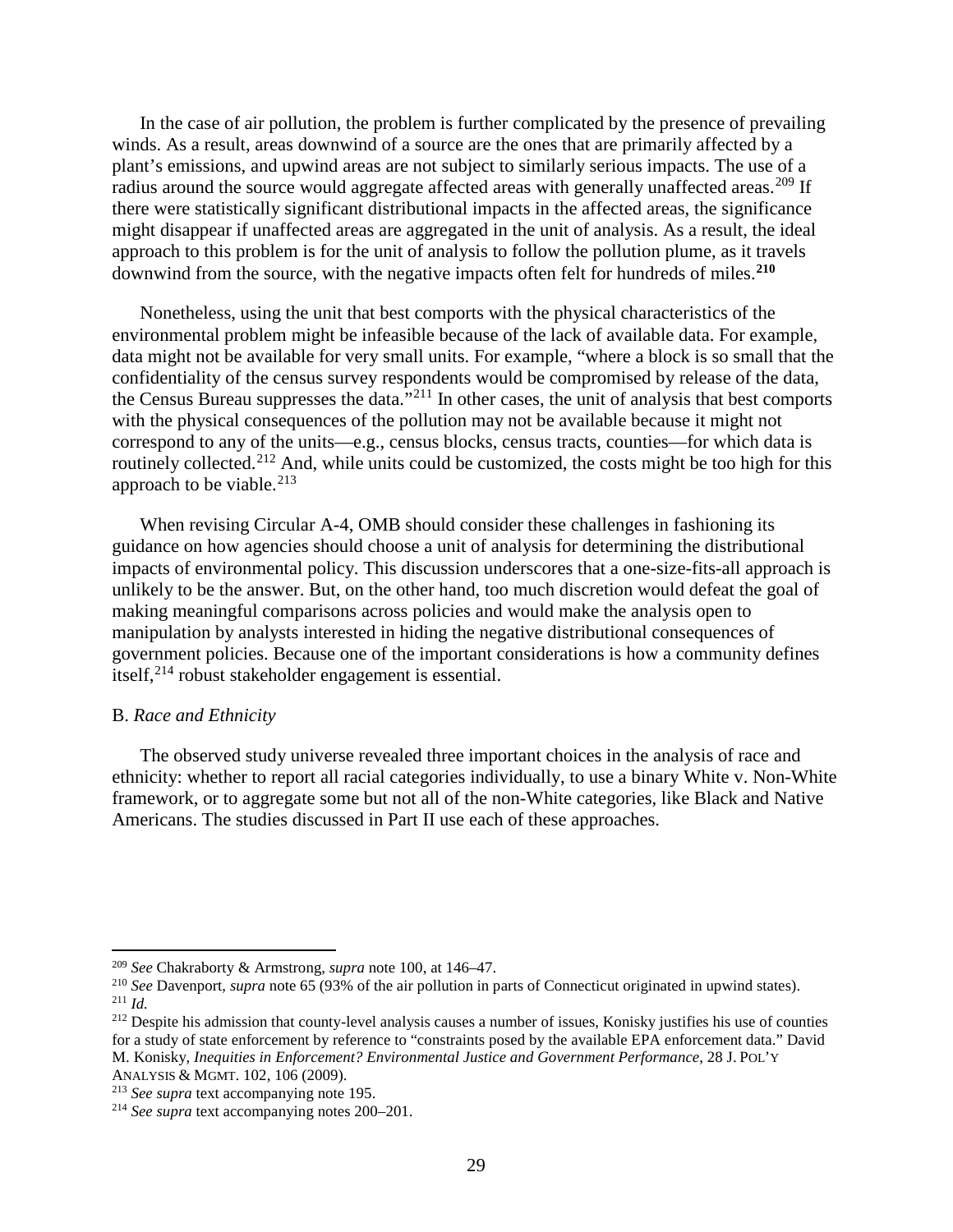In the case of air pollution, the problem is further complicated by the presence of prevailing winds. As a result, areas downwind of a source are the ones that are primarily affected by a plant's emissions, and upwind areas are not subject to similarly serious impacts. The use of a radius around the source would aggregate affected areas with generally unaffected areas.[209] If there were statistically significant distributional impacts in the affected areas, the significance might disappear if unaffected areas are aggregated in the unit of analysis. As a result, the ideal approach to this problem is for the unit of analysis to follow the pollution plume, as it travels downwind from the source, with the negative impacts often felt for hundreds of miles.[210]

Nonetheless, using the unit that best comports with the physical characteristics of the environmental problem might be infeasible because of the lack of available data. For example, data might not be available for very small units. For example, "where a block is so small that the confidentiality of the census survey respondents would be compromised by release of the data, the Census Bureau suppresses the data."[211] In other cases, the unit of analysis that best comports with the physical consequences of the pollution may not be available because it might not correspond to any of the units—e.g., census blocks, census tracts, counties—for which data is routinely collected.[212] And, while units could be customized, the costs might be too high for this approach to be viable.[213]

When revising Circular A-4, OMB should consider these challenges in fashioning its guidance on how agencies should choose a unit of analysis for determining the distributional impacts of environmental policy. This discussion underscores that a one-size-fits-all approach is unlikely to be the answer. But, on the other hand, too much discretion would defeat the goal of making meaningful comparisons across policies and would make the analysis open to manipulation by analysts interested in hiding the negative distributional consequences of government policies. Because one of the important considerations is how a community defines itself,[214] robust stakeholder engagement is essential.

B. *Race and Ethnicity*

The observed study universe revealed three important choices in the analysis of race and ethnicity: whether to report all racial categories individually, to use a binary White v. Non-White framework, or to aggregate some but not all of the non-White categories, like Black and Native Americans. The studies discussed in Part II use each of these approaches.

---

[209] *See* Chakraborty & Armstrong, *supra* note 100, at 146–47.

[210] *See* Davenport, *supra* note 65 (93% of the air pollution in parts of Connecticut originated in upwind states).

[211] *Id.*

[212] Despite his admission that county-level analysis causes a number of issues, Konisky justifies his use of counties for a study of state enforcement by reference to "constraints posed by the available EPA enforcement data." David M. Konisky, *Inequities in Enforcement? Environmental Justice and Government Performance*, 28 J. POL'Y ANALYSIS & MGMT. 102, 106 (2009).

[213] *See supra* text accompanying note 195.

[214] *See supra* text accompanying notes 200–201.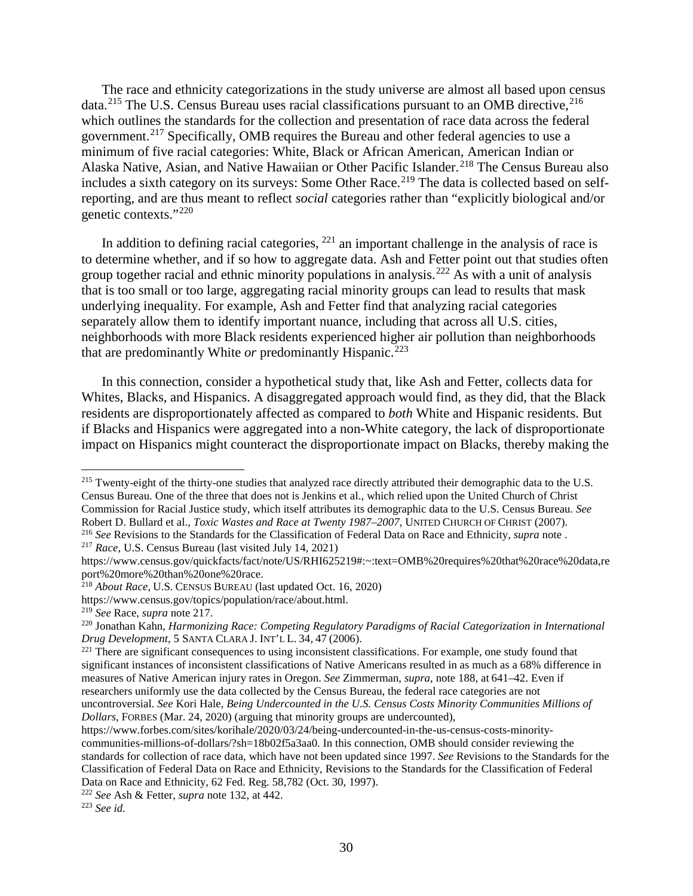The race and ethnicity categorizations in the study universe are almost all based upon census data.[215] The U.S. Census Bureau uses racial classifications pursuant to an OMB directive,[216] which outlines the standards for the collection and presentation of race data across the federal government.[217] Specifically, OMB requires the Bureau and other federal agencies to use a minimum of five racial categories: White, Black or African American, American Indian or Alaska Native, Asian, and Native Hawaiian or Other Pacific Islander.[218] The Census Bureau also includes a sixth category on its surveys: Some Other Race.[219] The data is collected based on self-reporting, and are thus meant to reflect *social* categories rather than "explicitly biological and/or genetic contexts."[220]

In addition to defining racial categories, [221] an important challenge in the analysis of race is to determine whether, and if so how to aggregate data. Ash and Fetter point out that studies often group together racial and ethnic minority populations in analysis.[222] As with a unit of analysis that is too small or too large, aggregating racial minority groups can lead to results that mask underlying inequality. For example, Ash and Fetter find that analyzing racial categories separately allow them to identify important nuance, including that across all U.S. cities, neighborhoods with more Black residents experienced higher air pollution than neighborhoods that are predominantly White *or* predominantly Hispanic.[223]

In this connection, consider a hypothetical study that, like Ash and Fetter, collects data for Whites, Blacks, and Hispanics. A disaggregated approach would find, as they did, that the Black residents are disproportionately affected as compared to *both* White and Hispanic residents. But if Blacks and Hispanics were aggregated into a non-White category, the lack of disproportionate impact on Hispanics might counteract the disproportionate impact on Blacks, thereby making the

---

[215] Twenty-eight of the thirty-one studies that analyzed race directly attributed their demographic data to the U.S. Census Bureau. One of the three that does not is Jenkins et al., which relied upon the United Church of Christ Commission for Racial Justice study, which itself attributes its demographic data to the U.S. Census Bureau. *See* Robert D. Bullard et al., *Toxic Wastes and Race at Twenty 1987–2007*, UNITED CHURCH OF CHRIST (2007).

[216] *See* Revisions to the Standards for the Classification of Federal Data on Race and Ethnicity, *supra* note .

[217] *Race*, U.S. Census Bureau (last visited July 14, 2021) https://www.census.gov/quickfacts/fact/note/US/RHI625219#:~:text=OMB%20requires%20that%20race%20data,report%20more%20than%20one%20race.

[218] *About Race*, U.S. CENSUS BUREAU (last updated Oct. 16, 2020) https://www.census.gov/topics/population/race/about.html.

[219] *See* Race, *supra* note 217.

[220] Jonathan Kahn, *Harmonizing Race: Competing Regulatory Paradigms of Racial Categorization in International Drug Development*, 5 SANTA CLARA J. INT'L L. 34, 47 (2006).

[221] There are significant consequences to using inconsistent classifications. For example, one study found that significant instances of inconsistent classifications of Native Americans resulted in as much as a 68% difference in measures of Native American injury rates in Oregon. *See* Zimmerman, *supra*, note 188, at 641–42. Even if researchers uniformly use the data collected by the Census Bureau, the federal race categories are not uncontroversial. *See* Kori Hale, *Being Undercounted in the U.S. Census Costs Minority Communities Millions of Dollars*, FORBES (Mar. 24, 2020) (arguing that minority groups are undercounted), https://www.forbes.com/sites/korihale/2020/03/24/being-undercounted-in-the-us-census-costs-minority-communities-millions-of-dollars/?sh=18b02f5a3aa0. In this connection, OMB should consider reviewing the standards for collection of race data, which have not been updated since 1997. *See* Revisions to the Standards for the Classification of Federal Data on Race and Ethnicity, Revisions to the Standards for the Classification of Federal Data on Race and Ethnicity, 62 Fed. Reg. 58,782 (Oct. 30, 1997).

[222] *See* Ash & Fetter, *supra* note 132, at 442.

[223] *See id.*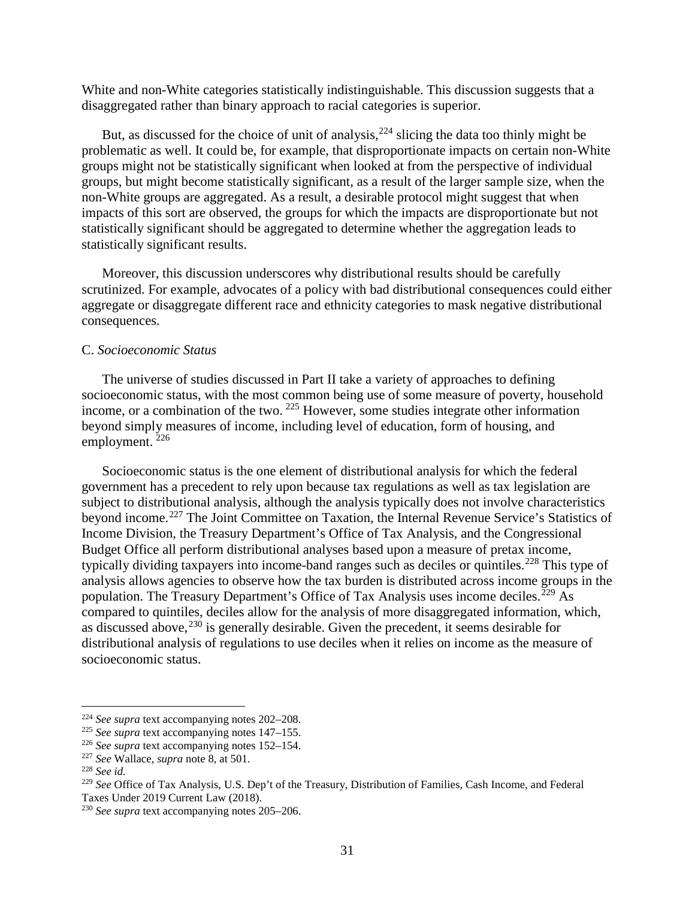White and non-White categories statistically indistinguishable. This discussion suggests that a disaggregated rather than binary approach to racial categories is superior.

But, as discussed for the choice of unit of analysis,[224] slicing the data too thinly might be problematic as well. It could be, for example, that disproportionate impacts on certain non-White groups might not be statistically significant when looked at from the perspective of individual groups, but might become statistically significant, as a result of the larger sample size, when the non-White groups are aggregated. As a result, a desirable protocol might suggest that when impacts of this sort are observed, the groups for which the impacts are disproportionate but not statistically significant should be aggregated to determine whether the aggregation leads to statistically significant results.

Moreover, this discussion underscores why distributional results should be carefully scrutinized. For example, advocates of a policy with bad distributional consequences could either aggregate or disaggregate different race and ethnicity categories to mask negative distributional consequences.

C. *Socioeconomic Status*

The universe of studies discussed in Part II take a variety of approaches to defining socioeconomic status, with the most common being use of some measure of poverty, household income, or a combination of the two.[225] However, some studies integrate other information beyond simply measures of income, including level of education, form of housing, and employment.[226]

Socioeconomic status is the one element of distributional analysis for which the federal government has a precedent to rely upon because tax regulations as well as tax legislation are subject to distributional analysis, although the analysis typically does not involve characteristics beyond income.[227] The Joint Committee on Taxation, the Internal Revenue Service's Statistics of Income Division, the Treasury Department's Office of Tax Analysis, and the Congressional Budget Office all perform distributional analyses based upon a measure of pretax income, typically dividing taxpayers into income-band ranges such as deciles or quintiles.[228] This type of analysis allows agencies to observe how the tax burden is distributed across income groups in the population. The Treasury Department's Office of Tax Analysis uses income deciles.[229] As compared to quintiles, deciles allow for the analysis of more disaggregated information, which, as discussed above,[230] is generally desirable. Given the precedent, it seems desirable for distributional analysis of regulations to use deciles when it relies on income as the measure of socioeconomic status.

---

[224] *See supra* text accompanying notes 202–208.

[225] *See supra* text accompanying notes 147–155.

[226] *See supra* text accompanying notes 152–154.

[227] *See* Wallace, *supra* note 8, at 501.

[228] *See id.*

[229] *See* Office of Tax Analysis, U.S. Dep't of the Treasury, Distribution of Families, Cash Income, and Federal Taxes Under 2019 Current Law (2018).

[230] *See supra* text accompanying notes 205–206.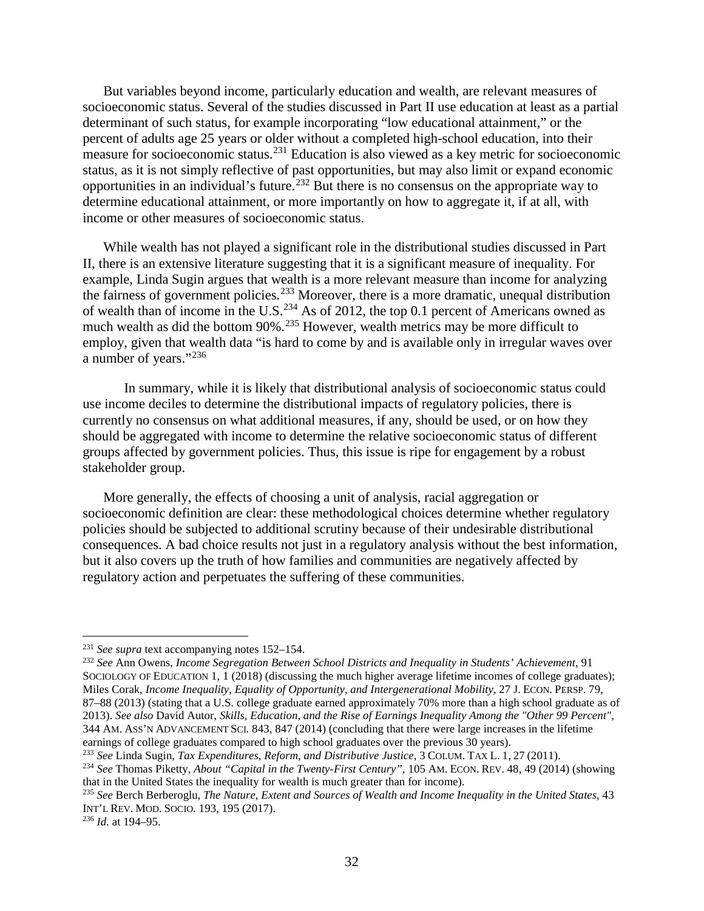But variables beyond income, particularly education and wealth, are relevant measures of socioeconomic status. Several of the studies discussed in Part II use education at least as a partial determinant of such status, for example incorporating "low educational attainment," or the percent of adults age 25 years or older without a completed high-school education, into their measure for socioeconomic status.[231] Education is also viewed as a key metric for socioeconomic status, as it is not simply reflective of past opportunities, but may also limit or expand economic opportunities in an individual's future.[232] But there is no consensus on the appropriate way to determine educational attainment, or more importantly on how to aggregate it, if at all, with income or other measures of socioeconomic status.

While wealth has not played a significant role in the distributional studies discussed in Part II, there is an extensive literature suggesting that it is a significant measure of inequality. For example, Linda Sugin argues that wealth is a more relevant measure than income for analyzing the fairness of government policies.[233] Moreover, there is a more dramatic, unequal distribution of wealth than of income in the U.S.[234] As of 2012, the top 0.1 percent of Americans owned as much wealth as did the bottom 90%.[235] However, wealth metrics may be more difficult to employ, given that wealth data "is hard to come by and is available only in irregular waves over a number of years."[236]

In summary, while it is likely that distributional analysis of socioeconomic status could use income deciles to determine the distributional impacts of regulatory policies, there is currently no consensus on what additional measures, if any, should be used, or on how they should be aggregated with income to determine the relative socioeconomic status of different groups affected by government policies. Thus, this issue is ripe for engagement by a robust stakeholder group.

More generally, the effects of choosing a unit of analysis, racial aggregation or socioeconomic definition are clear: these methodological choices determine whether regulatory policies should be subjected to additional scrutiny because of their undesirable distributional consequences. A bad choice results not just in a regulatory analysis without the best information, but it also covers up the truth of how families and communities are negatively affected by regulatory action and perpetuates the suffering of these communities.

---

[231] *See supra* text accompanying notes 152–154.

[232] *See* Ann Owens, *Income Segregation Between School Districts and Inequality in Students' Achievement*, 91 SOCIOLOGY OF EDUCATION 1, 1 (2018) (discussing the much higher average lifetime incomes of college graduates); Miles Corak, *Income Inequality, Equality of Opportunity, and Intergenerational Mobility*, 27 J. ECON. PERSP. 79, 87–88 (2013) (stating that a U.S. college graduate earned approximately 70% more than a high school graduate as of 2013). *See also* David Autor, *Skills, Education, and the Rise of Earnings Inequality Among the "Other 99 Percent"*, 344 AM. ASS'N ADVANCEMENT SCI. 843, 847 (2014) (concluding that there were large increases in the lifetime earnings of college graduates compared to high school graduates over the previous 30 years).

[233] *See* Linda Sugin, *Tax Expenditures, Reform, and Distributive Justice*, 3 COLUM. TAX L. 1, 27 (2011).

[234] *See* Thomas Piketty, *About "Capital in the Twenty-First Century"*, 105 AM. ECON. REV. 48, 49 (2014) (showing that in the United States the inequality for wealth is much greater than for income).

[235] *See* Berch Berberoglu, *The Nature, Extent and Sources of Wealth and Income Inequality in the United States*, 43 INT'L REV. MOD. SOCIO. 193, 195 (2017).

[236] *Id.* at 194–95.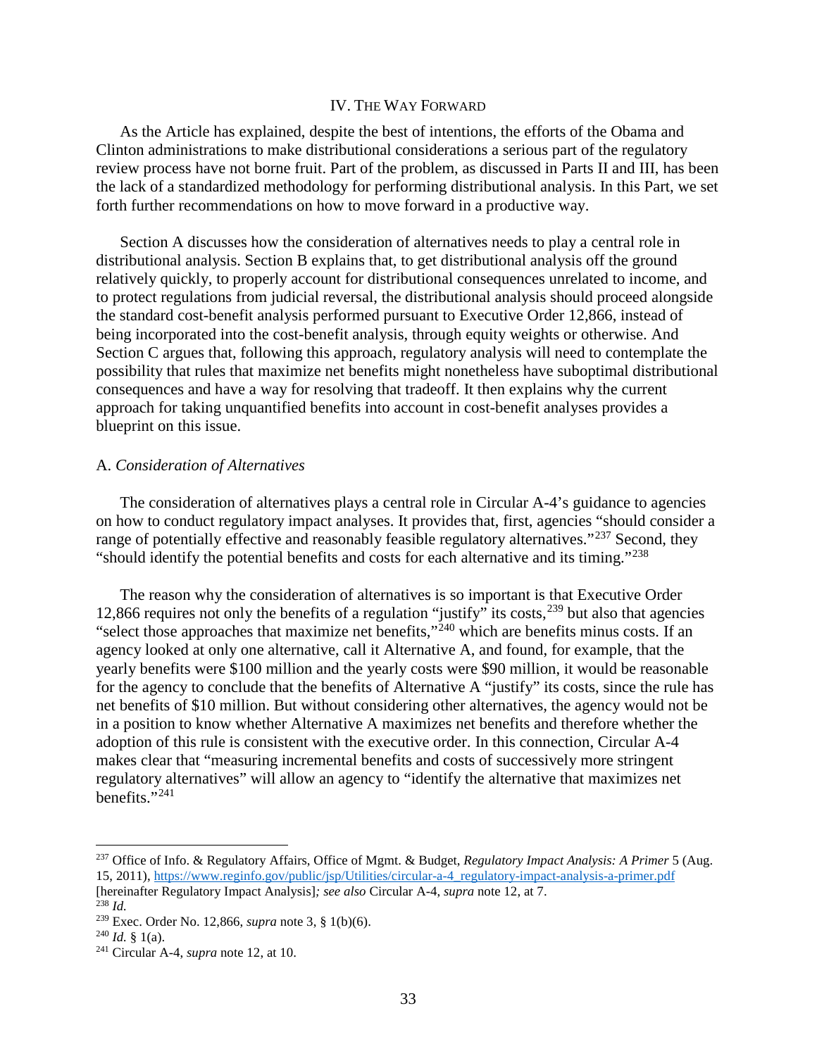## IV. The Way Forward

As the Article has explained, despite the best of intentions, the efforts of the Obama and Clinton administrations to make distributional considerations a serious part of the regulatory review process have not borne fruit. Part of the problem, as discussed in Parts II and III, has been the lack of a standardized methodology for performing distributional analysis. In this Part, we set forth further recommendations on how to move forward in a productive way.

Section A discusses how the consideration of alternatives needs to play a central role in distributional analysis. Section B explains that, to get distributional analysis off the ground relatively quickly, to properly account for distributional consequences unrelated to income, and to protect regulations from judicial reversal, the distributional analysis should proceed alongside the standard cost-benefit analysis performed pursuant to Executive Order 12,866, instead of being incorporated into the cost-benefit analysis, through equity weights or otherwise. And Section C argues that, following this approach, regulatory analysis will need to contemplate the possibility that rules that maximize net benefits might nonetheless have suboptimal distributional consequences and have a way for resolving that tradeoff. It then explains why the current approach for taking unquantified benefits into account in cost-benefit analyses provides a blueprint on this issue.

### A. *Consideration of Alternatives*

The consideration of alternatives plays a central role in Circular A-4's guidance to agencies on how to conduct regulatory impact analyses. It provides that, first, agencies "should consider a range of potentially effective and reasonably feasible regulatory alternatives."[237] Second, they "should identify the potential benefits and costs for each alternative and its timing."[238]

The reason why the consideration of alternatives is so important is that Executive Order 12,866 requires not only the benefits of a regulation "justify" its costs,[239] but also that agencies "select those approaches that maximize net benefits,"[240] which are benefits minus costs. If an agency looked at only one alternative, call it Alternative A, and found, for example, that the yearly benefits were $100 million and the yearly costs were $90 million, it would be reasonable for the agency to conclude that the benefits of Alternative A "justify" its costs, since the rule has net benefits of $10 million. But without considering other alternatives, the agency would not be in a position to know whether Alternative A maximizes net benefits and therefore whether the adoption of this rule is consistent with the executive order. In this connection, Circular A-4 makes clear that "measuring incremental benefits and costs of successively more stringent regulatory alternatives" will allow an agency to "identify the alternative that maximizes net benefits."[241]

---

[237] Office of Info. & Regulatory Affairs, Office of Mgmt. & Budget, *Regulatory Impact Analysis: A Primer* 5 (Aug. 15, 2011), https://www.reginfo.gov/public/jsp/Utilities/circular-a-4_regulatory-impact-analysis-a-primer.pdf [hereinafter Regulatory Impact Analysis]*; see also* Circular A-4, *supra* note 12, at 7.

[238] *Id.*

[239] Exec. Order No. 12,866, *supra* note 3, § 1(b)(6).

[240] *Id.* § 1(a).

[241] Circular A-4, *supra* note 12, at 10.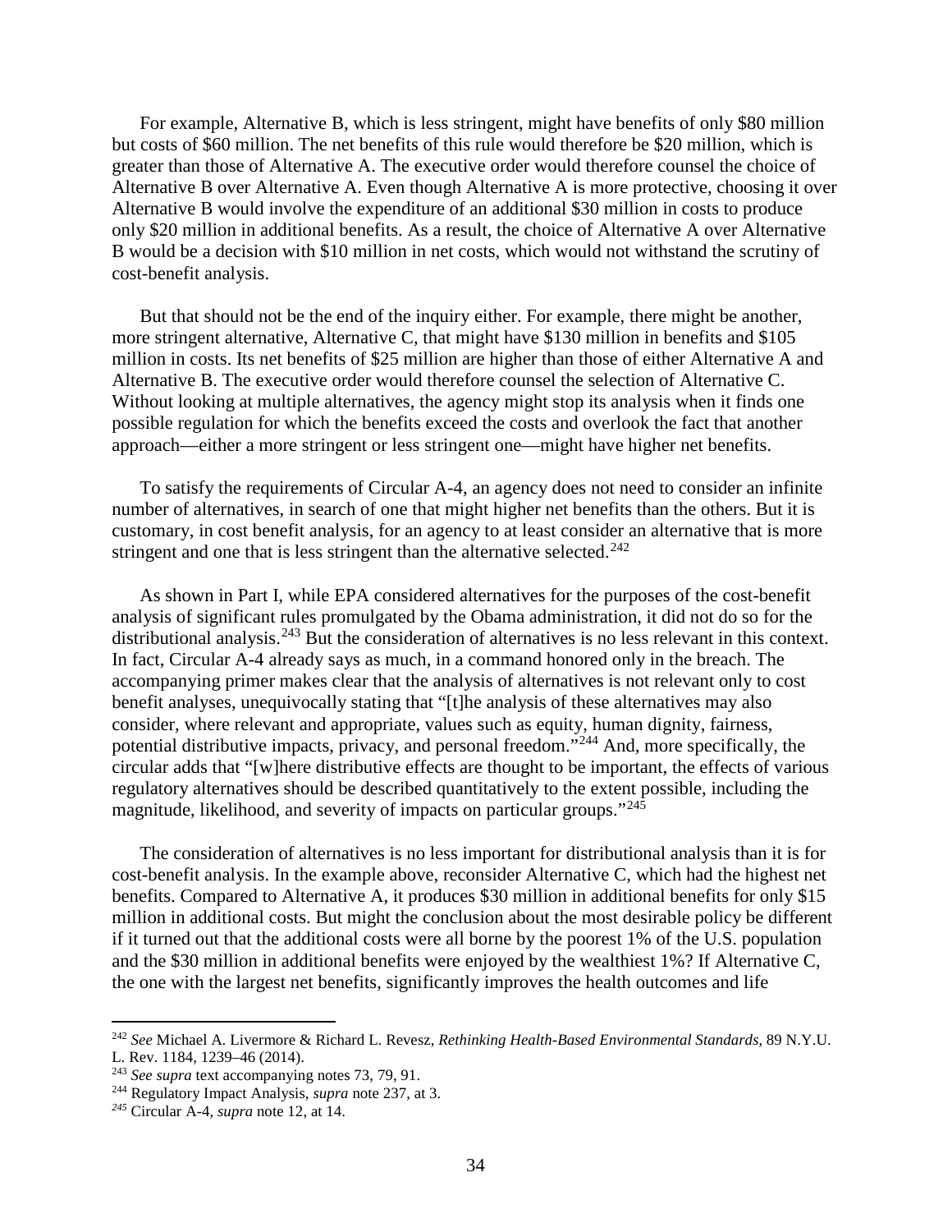For example, Alternative B, which is less stringent, might have benefits of only $80 million but costs of $60 million. The net benefits of this rule would therefore be $20 million, which is greater than those of Alternative A. The executive order would therefore counsel the choice of Alternative B over Alternative A. Even though Alternative A is more protective, choosing it over Alternative B would involve the expenditure of an additional $30 million in costs to produce only $20 million in additional benefits. As a result, the choice of Alternative A over Alternative B would be a decision with $10 million in net costs, which would not withstand the scrutiny of cost-benefit analysis.

But that should not be the end of the inquiry either. For example, there might be another, more stringent alternative, Alternative C, that might have $130 million in benefits and $105 million in costs. Its net benefits of $25 million are higher than those of either Alternative A and Alternative B. The executive order would therefore counsel the selection of Alternative C. Without looking at multiple alternatives, the agency might stop its analysis when it finds one possible regulation for which the benefits exceed the costs and overlook the fact that another approach—either a more stringent or less stringent one—might have higher net benefits.

To satisfy the requirements of Circular A-4, an agency does not need to consider an infinite number of alternatives, in search of one that might higher net benefits than the others. But it is customary, in cost benefit analysis, for an agency to at least consider an alternative that is more stringent and one that is less stringent than the alternative selected.[242]

As shown in Part I, while EPA considered alternatives for the purposes of the cost-benefit analysis of significant rules promulgated by the Obama administration, it did not do so for the distributional analysis.[243] But the consideration of alternatives is no less relevant in this context. In fact, Circular A-4 already says as much, in a command honored only in the breach. The accompanying primer makes clear that the analysis of alternatives is not relevant only to cost benefit analyses, unequivocally stating that "[t]he analysis of these alternatives may also consider, where relevant and appropriate, values such as equity, human dignity, fairness, potential distributive impacts, privacy, and personal freedom."[244] And, more specifically, the circular adds that "[w]here distributive effects are thought to be important, the effects of various regulatory alternatives should be described quantitatively to the extent possible, including the magnitude, likelihood, and severity of impacts on particular groups."[245]

The consideration of alternatives is no less important for distributional analysis than it is for cost-benefit analysis. In the example above, reconsider Alternative C, which had the highest net benefits. Compared to Alternative A, it produces $30 million in additional benefits for only $15 million in additional costs. But might the conclusion about the most desirable policy be different if it turned out that the additional costs were all borne by the poorest 1% of the U.S. population and the $30 million in additional benefits were enjoyed by the wealthiest 1%? If Alternative C, the one with the largest net benefits, significantly improves the health outcomes and life

---

[242] *See* Michael A. Livermore & Richard L. Revesz, *Rethinking Health-Based Environmental Standards*, 89 N.Y.U. L. Rev. 1184, 1239–46 (2014).

[243] *See supra* text accompanying notes 73, 79, 91.

[244] Regulatory Impact Analysis, *supra* note 237, at 3.

[245] Circular A-4, *supra* note 12, at 14.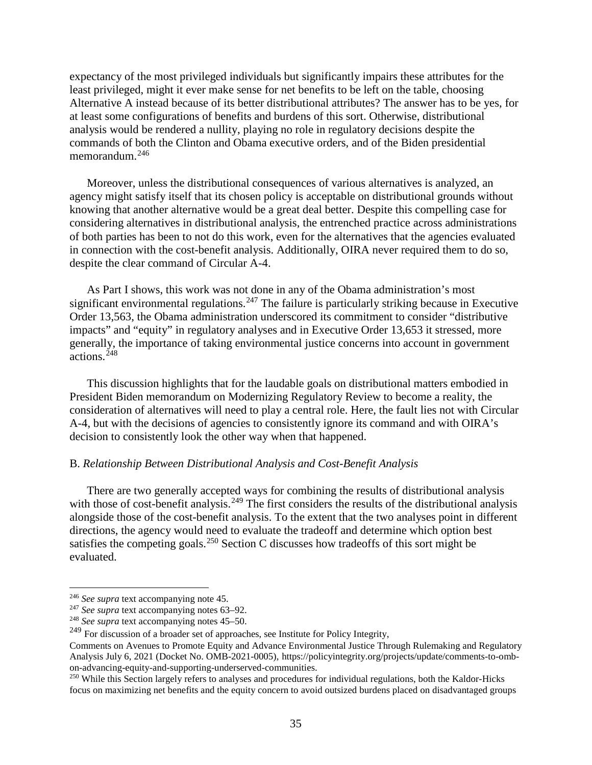expectancy of the most privileged individuals but significantly impairs these attributes for the least privileged, might it ever make sense for net benefits to be left on the table, choosing Alternative A instead because of its better distributional attributes? The answer has to be yes, for at least some configurations of benefits and burdens of this sort. Otherwise, distributional analysis would be rendered a nullity, playing no role in regulatory decisions despite the commands of both the Clinton and Obama executive orders, and of the Biden presidential memorandum.[246]

Moreover, unless the distributional consequences of various alternatives is analyzed, an agency might satisfy itself that its chosen policy is acceptable on distributional grounds without knowing that another alternative would be a great deal better. Despite this compelling case for considering alternatives in distributional analysis, the entrenched practice across administrations of both parties has been to not do this work, even for the alternatives that the agencies evaluated in connection with the cost-benefit analysis. Additionally, OIRA never required them to do so, despite the clear command of Circular A-4.

As Part I shows, this work was not done in any of the Obama administration's most significant environmental regulations.[247] The failure is particularly striking because in Executive Order 13,563, the Obama administration underscored its commitment to consider "distributive impacts" and "equity" in regulatory analyses and in Executive Order 13,653 it stressed, more generally, the importance of taking environmental justice concerns into account in government actions.[248]

This discussion highlights that for the laudable goals on distributional matters embodied in President Biden memorandum on Modernizing Regulatory Review to become a reality, the consideration of alternatives will need to play a central role. Here, the fault lies not with Circular A-4, but with the decisions of agencies to consistently ignore its command and with OIRA's decision to consistently look the other way when that happened.

### B. *Relationship Between Distributional Analysis and Cost-Benefit Analysis*

There are two generally accepted ways for combining the results of distributional analysis with those of cost-benefit analysis.[249] The first considers the results of the distributional analysis alongside those of the cost-benefit analysis. To the extent that the two analyses point in different directions, the agency would need to evaluate the tradeoff and determine which option best satisfies the competing goals.[250] Section C discusses how tradeoffs of this sort might be evaluated.

---

[246] *See supra* text accompanying note 45.

[247] *See supra* text accompanying notes 63–92.

[248] *See supra* text accompanying notes 45–50.

[249] For discussion of a broader set of approaches, see Institute for Policy Integrity, Comments on Avenues to Promote Equity and Advance Environmental Justice Through Rulemaking and Regulatory Analysis July 6, 2021 (Docket No. OMB-2021-0005), https://policyintegrity.org/projects/update/comments-to-omb-on-advancing-equity-and-supporting-underserved-communities.

[250] While this Section largely refers to analyses and procedures for individual regulations, both the Kaldor-Hicks focus on maximizing net benefits and the equity concern to avoid outsized burdens placed on disadvantaged groups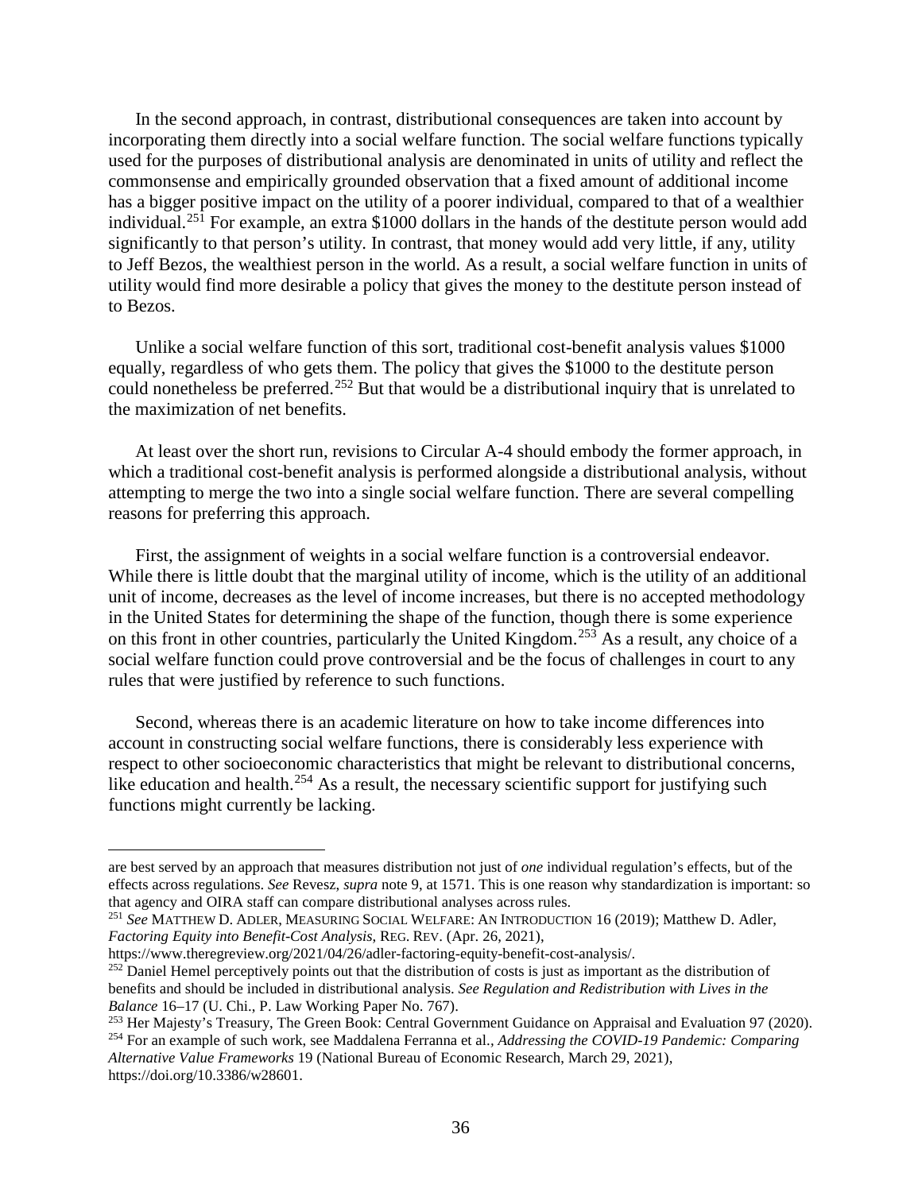In the second approach, in contrast, distributional consequences are taken into account by incorporating them directly into a social welfare function. The social welfare functions typically used for the purposes of distributional analysis are denominated in units of utility and reflect the commonsense and empirically grounded observation that a fixed amount of additional income has a bigger positive impact on the utility of a poorer individual, compared to that of a wealthier individual.[251] For example, an extra $1000 dollars in the hands of the destitute person would add significantly to that person's utility. In contrast, that money would add very little, if any, utility to Jeff Bezos, the wealthiest person in the world. As a result, a social welfare function in units of utility would find more desirable a policy that gives the money to the destitute person instead of to Bezos.

Unlike a social welfare function of this sort, traditional cost-benefit analysis values $1000 equally, regardless of who gets them. The policy that gives the $1000 to the destitute person could nonetheless be preferred.[252] But that would be a distributional inquiry that is unrelated to the maximization of net benefits.

At least over the short run, revisions to Circular A-4 should embody the former approach, in which a traditional cost-benefit analysis is performed alongside a distributional analysis, without attempting to merge the two into a single social welfare function. There are several compelling reasons for preferring this approach.

First, the assignment of weights in a social welfare function is a controversial endeavor. While there is little doubt that the marginal utility of income, which is the utility of an additional unit of income, decreases as the level of income increases, but there is no accepted methodology in the United States for determining the shape of the function, though there is some experience on this front in other countries, particularly the United Kingdom.[253] As a result, any choice of a social welfare function could prove controversial and be the focus of challenges in court to any rules that were justified by reference to such functions.

Second, whereas there is an academic literature on how to take income differences into account in constructing social welfare functions, there is considerably less experience with respect to other socioeconomic characteristics that might be relevant to distributional concerns, like education and health.[254] As a result, the necessary scientific support for justifying such functions might currently be lacking.

---

are best served by an approach that measures distribution not just of *one* individual regulation's effects, but of the effects across regulations. *See* Revesz, *supra* note 9, at 1571. This is one reason why standardization is important: so that agency and OIRA staff can compare distributional analyses across rules.

[251] *See* MATTHEW D. ADLER, MEASURING SOCIAL WELFARE: AN INTRODUCTION 16 (2019); Matthew D. Adler, *Factoring Equity into Benefit-Cost Analysis*, REG. REV. (Apr. 26, 2021), https://www.theregreview.org/2021/04/26/adler-factoring-equity-benefit-cost-analysis/.

[252] Daniel Hemel perceptively points out that the distribution of costs is just as important as the distribution of benefits and should be included in distributional analysis. *See Regulation and Redistribution with Lives in the Balance* 16–17 (U. Chi., P. Law Working Paper No. 767).

[253] Her Majesty's Treasury, The Green Book: Central Government Guidance on Appraisal and Evaluation 97 (2020).

[254] For an example of such work, see Maddalena Ferranna et al., *Addressing the COVID-19 Pandemic: Comparing Alternative Value Frameworks* 19 (National Bureau of Economic Research, March 29, 2021), https://doi.org/10.3386/w28601.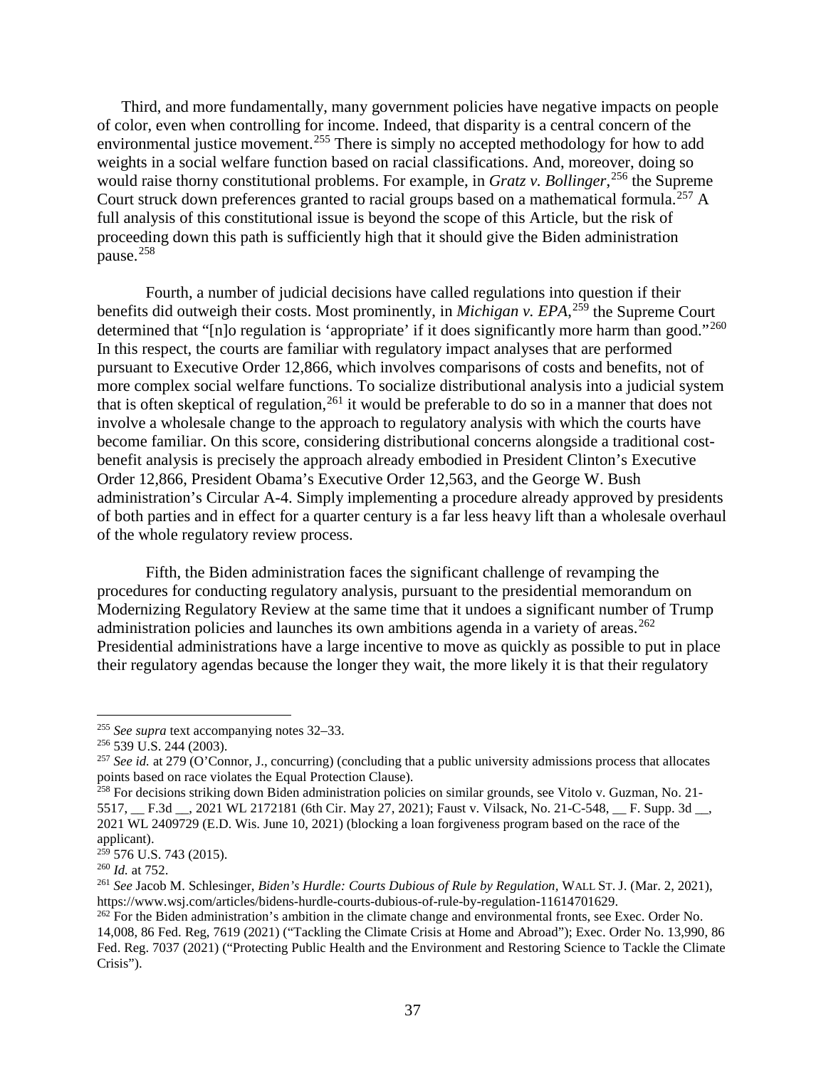Third, and more fundamentally, many government policies have negative impacts on people of color, even when controlling for income. Indeed, that disparity is a central concern of the environmental justice movement.[255] There is simply no accepted methodology for how to add weights in a social welfare function based on racial classifications. And, moreover, doing so would raise thorny constitutional problems. For example, in *Gratz v. Bollinger*,[256] the Supreme Court struck down preferences granted to racial groups based on a mathematical formula.[257] A full analysis of this constitutional issue is beyond the scope of this Article, but the risk of proceeding down this path is sufficiently high that it should give the Biden administration pause.[258]

Fourth, a number of judicial decisions have called regulations into question if their benefits did outweigh their costs. Most prominently, in *Michigan v. EPA*,[259] the Supreme Court determined that "[n]o regulation is 'appropriate' if it does significantly more harm than good."[260] In this respect, the courts are familiar with regulatory impact analyses that are performed pursuant to Executive Order 12,866, which involves comparisons of costs and benefits, not of more complex social welfare functions. To socialize distributional analysis into a judicial system that is often skeptical of regulation,[261] it would be preferable to do so in a manner that does not involve a wholesale change to the approach to regulatory analysis with which the courts have become familiar. On this score, considering distributional concerns alongside a traditional cost-benefit analysis is precisely the approach already embodied in President Clinton's Executive Order 12,866, President Obama's Executive Order 12,563, and the George W. Bush administration's Circular A-4. Simply implementing a procedure already approved by presidents of both parties and in effect for a quarter century is a far less heavy lift than a wholesale overhaul of the whole regulatory review process.

Fifth, the Biden administration faces the significant challenge of revamping the procedures for conducting regulatory analysis, pursuant to the presidential memorandum on Modernizing Regulatory Review at the same time that it undoes a significant number of Trump administration policies and launches its own ambitions agenda in a variety of areas.[262] Presidential administrations have a large incentive to move as quickly as possible to put in place their regulatory agendas because the longer they wait, the more likely it is that their regulatory

---

[255] *See supra* text accompanying notes 32–33.

[256] 539 U.S. 244 (2003).

[257] *See id.* at 279 (O'Connor, J., concurring) (concluding that a public university admissions process that allocates points based on race violates the Equal Protection Clause).

[258] For decisions striking down Biden administration policies on similar grounds, see Vitolo v. Guzman, No. 21-5517, __ F.3d __, 2021 WL 2172181 (6th Cir. May 27, 2021); Faust v. Vilsack, No. 21-C-548, __ F. Supp. 3d __, 2021 WL 2409729 (E.D. Wis. June 10, 2021) (blocking a loan forgiveness program based on the race of the applicant).

[259] 576 U.S. 743 (2015).

[260] *Id.* at 752.

[261] *See* Jacob M. Schlesinger, *Biden's Hurdle: Courts Dubious of Rule by Regulation*, WALL ST. J. (Mar. 2, 2021), https://www.wsj.com/articles/bidens-hurdle-courts-dubious-of-rule-by-regulation-11614701629.

[262] For the Biden administration's ambition in the climate change and environmental fronts, see Exec. Order No. 14,008, 86 Fed. Reg, 7619 (2021) ("Tackling the Climate Crisis at Home and Abroad"); Exec. Order No. 13,990, 86 Fed. Reg. 7037 (2021) ("Protecting Public Health and the Environment and Restoring Science to Tackle the Climate Crisis").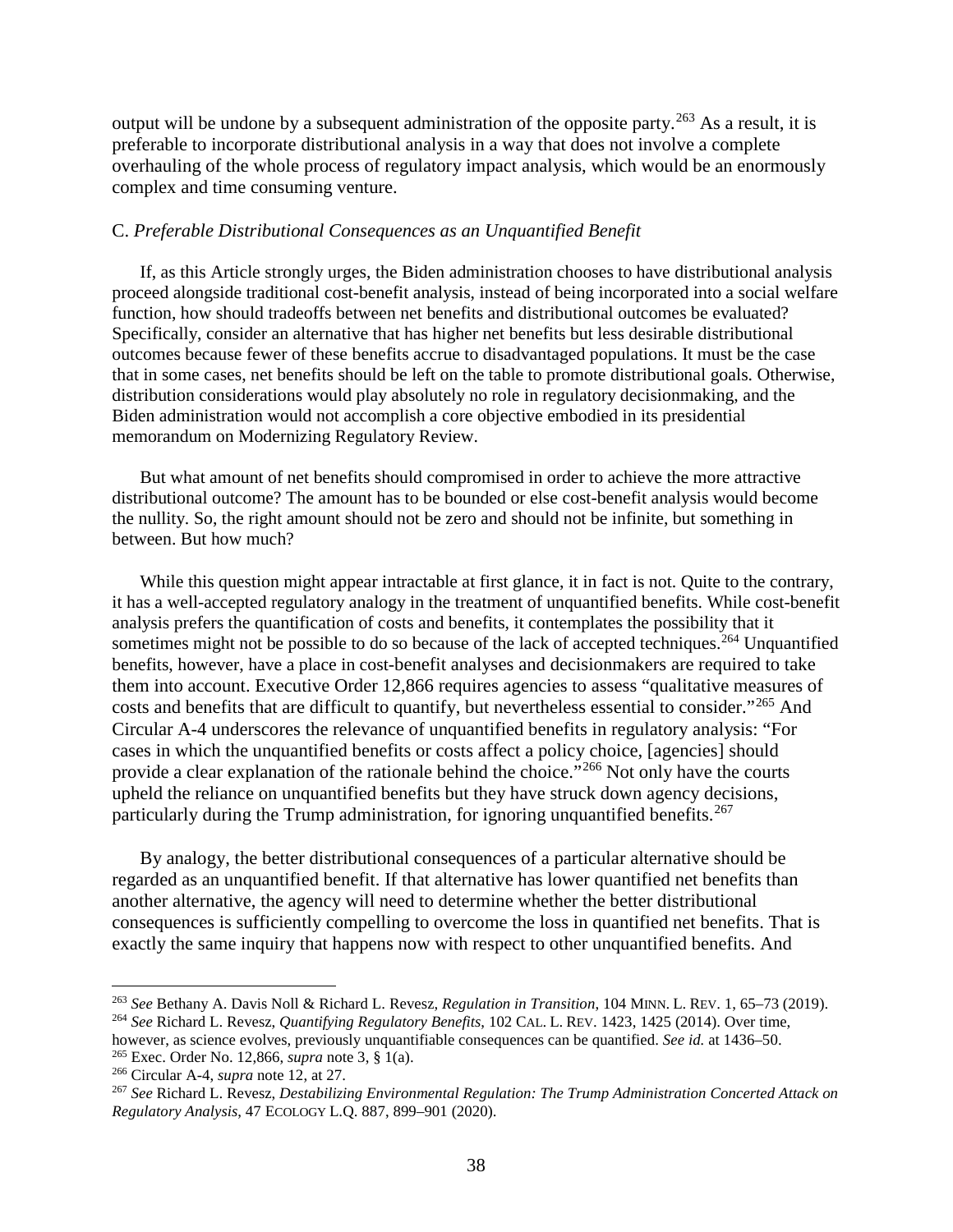output will be undone by a subsequent administration of the opposite party.[263] As a result, it is preferable to incorporate distributional analysis in a way that does not involve a complete overhauling of the whole process of regulatory impact analysis, which would be an enormously complex and time consuming venture.

### C. *Preferable Distributional Consequences as an Unquantified Benefit*

If, as this Article strongly urges, the Biden administration chooses to have distributional analysis proceed alongside traditional cost-benefit analysis, instead of being incorporated into a social welfare function, how should tradeoffs between net benefits and distributional outcomes be evaluated? Specifically, consider an alternative that has higher net benefits but less desirable distributional outcomes because fewer of these benefits accrue to disadvantaged populations. It must be the case that in some cases, net benefits should be left on the table to promote distributional goals. Otherwise, distribution considerations would play absolutely no role in regulatory decisionmaking, and the Biden administration would not accomplish a core objective embodied in its presidential memorandum on Modernizing Regulatory Review.

But what amount of net benefits should compromised in order to achieve the more attractive distributional outcome? The amount has to be bounded or else cost-benefit analysis would become the nullity. So, the right amount should not be zero and should not be infinite, but something in between. But how much?

While this question might appear intractable at first glance, it in fact is not. Quite to the contrary, it has a well-accepted regulatory analogy in the treatment of unquantified benefits. While cost-benefit analysis prefers the quantification of costs and benefits, it contemplates the possibility that it sometimes might not be possible to do so because of the lack of accepted techniques.[264] Unquantified benefits, however, have a place in cost-benefit analyses and decisionmakers are required to take them into account. Executive Order 12,866 requires agencies to assess "qualitative measures of costs and benefits that are difficult to quantify, but nevertheless essential to consider."[265] And Circular A-4 underscores the relevance of unquantified benefits in regulatory analysis: "For cases in which the unquantified benefits or costs affect a policy choice, [agencies] should provide a clear explanation of the rationale behind the choice."[266] Not only have the courts upheld the reliance on unquantified benefits but they have struck down agency decisions, particularly during the Trump administration, for ignoring unquantified benefits.[267]

By analogy, the better distributional consequences of a particular alternative should be regarded as an unquantified benefit. If that alternative has lower quantified net benefits than another alternative, the agency will need to determine whether the better distributional consequences is sufficiently compelling to overcome the loss in quantified net benefits. That is exactly the same inquiry that happens now with respect to other unquantified benefits. And

---

[263] *See* Bethany A. Davis Noll & Richard L. Revesz, *Regulation in Transition*, 104 MINN. L. REV. 1, 65–73 (2019).

[264] *See* Richard L. Revesz, *Quantifying Regulatory Benefits*, 102 CAL. L. REV. 1423, 1425 (2014). Over time, however, as science evolves, previously unquantifiable consequences can be quantified. *See id.* at 1436–50.

[265] Exec. Order No. 12,866, *supra* note 3, § 1(a).

[266] Circular A-4, *supra* note 12, at 27.

[267] *See* Richard L. Revesz, *Destabilizing Environmental Regulation: The Trump Administration Concerted Attack on Regulatory Analysis*, 47 ECOLOGY L.Q. 887, 899–901 (2020).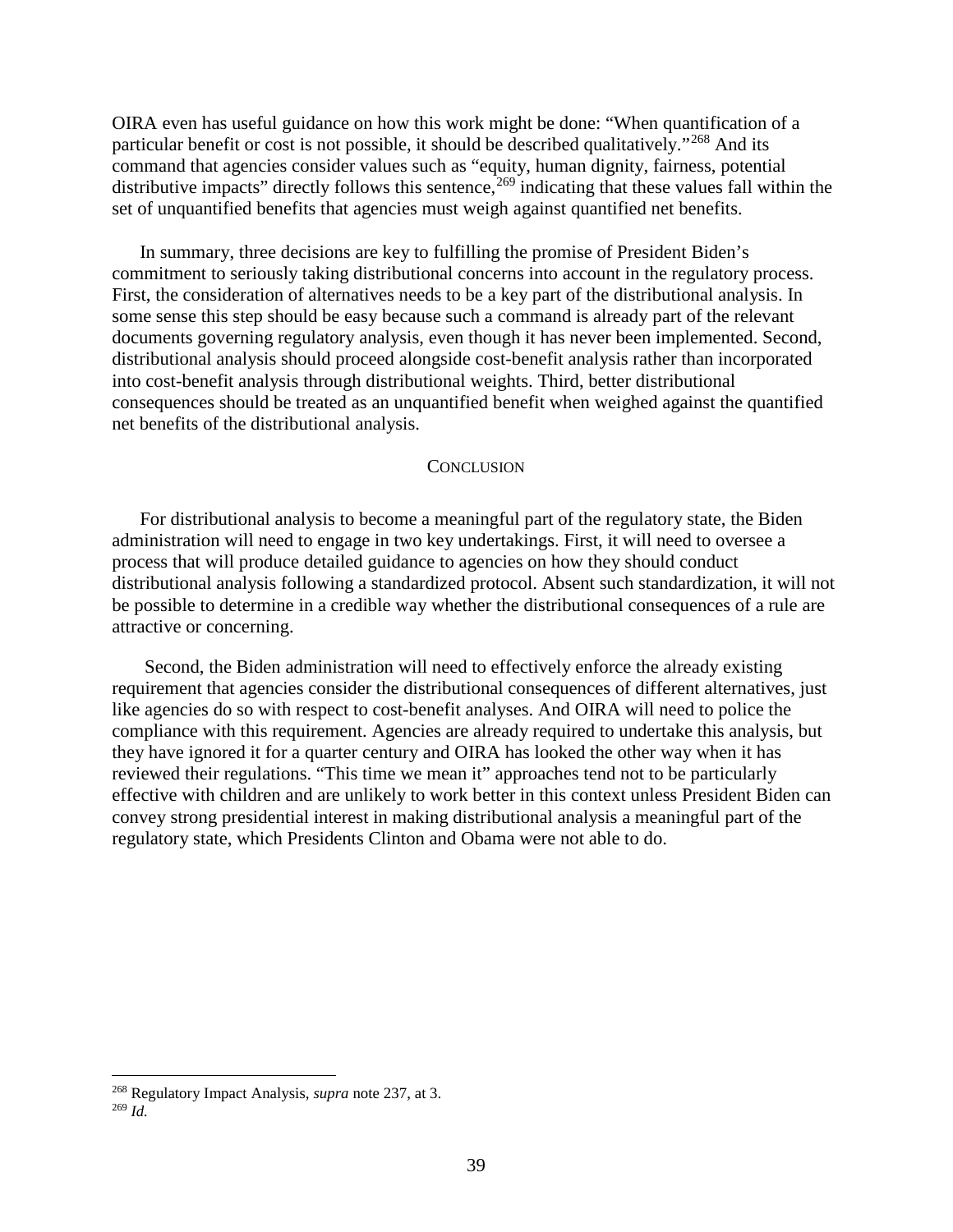OIRA even has useful guidance on how this work might be done: “When quantification of a particular benefit or cost is not possible, it should be described qualitatively.”[268] And its command that agencies consider values such as “equity, human dignity, fairness, potential distributive impacts” directly follows this sentence,[269] indicating that these values fall within the set of unquantified benefits that agencies must weigh against quantified net benefits.

In summary, three decisions are key to fulfilling the promise of President Biden’s commitment to seriously taking distributional concerns into account in the regulatory process. First, the consideration of alternatives needs to be a key part of the distributional analysis. In some sense this step should be easy because such a command is already part of the relevant documents governing regulatory analysis, even though it has never been implemented. Second, distributional analysis should proceed alongside cost-benefit analysis rather than incorporated into cost-benefit analysis through distributional weights. Third, better distributional consequences should be treated as an unquantified benefit when weighed against the quantified net benefits of the distributional analysis.

## CONCLUSION

For distributional analysis to become a meaningful part of the regulatory state, the Biden administration will need to engage in two key undertakings. First, it will need to oversee a process that will produce detailed guidance to agencies on how they should conduct distributional analysis following a standardized protocol. Absent such standardization, it will not be possible to determine in a credible way whether the distributional consequences of a rule are attractive or concerning.

Second, the Biden administration will need to effectively enforce the already existing requirement that agencies consider the distributional consequences of different alternatives, just like agencies do so with respect to cost-benefit analyses. And OIRA will need to police the compliance with this requirement. Agencies are already required to undertake this analysis, but they have ignored it for a quarter century and OIRA has looked the other way when it has reviewed their regulations. “This time we mean it” approaches tend not to be particularly effective with children and are unlikely to work better in this context unless President Biden can convey strong presidential interest in making distributional analysis a meaningful part of the regulatory state, which Presidents Clinton and Obama were not able to do.

---

[268] Regulatory Impact Analysis, *supra* note 237, at 3.

[269] *Id.*